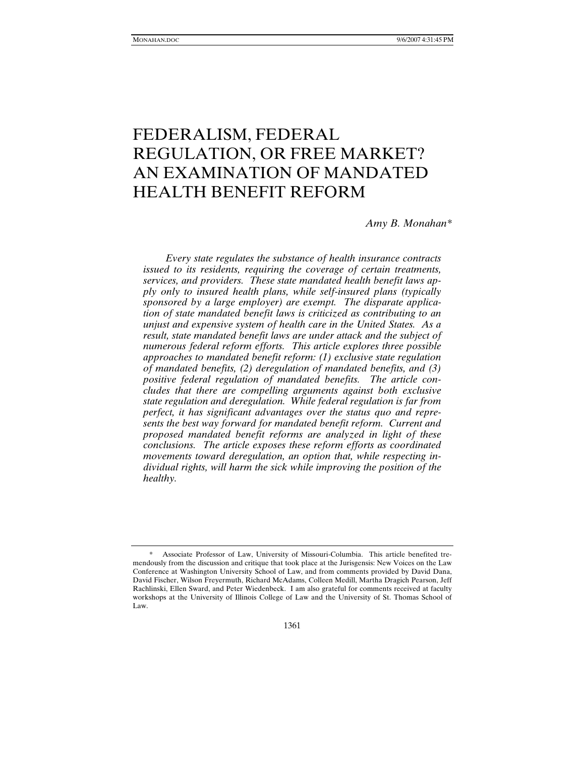# FEDERALISM, FEDERAL REGULATION, OR FREE MARKET? AN EXAMINATION OF MANDATED HEALTH BENEFIT REFORM

*Amy B. Monahan\**

*Every state regulates the substance of health insurance contracts issued to its residents, requiring the coverage of certain treatments, services, and providers. These state mandated health benefit laws apply only to insured health plans, while self-insured plans (typically sponsored by a large employer) are exempt. The disparate application of state mandated benefit laws is criticized as contributing to an unjust and expensive system of health care in the United States. As a result, state mandated benefit laws are under attack and the subject of numerous federal reform efforts. This article explores three possible approaches to mandated benefit reform: (1) exclusive state regulation of mandated benefits, (2) deregulation of mandated benefits, and (3) positive federal regulation of mandated benefits. The article concludes that there are compelling arguments against both exclusive state regulation and deregulation. While federal regulation is far from perfect, it has significant advantages over the status quo and represents the best way forward for mandated benefit reform. Current and proposed mandated benefit reforms are analyzed in light of these conclusions. The article exposes these reform efforts as coordinated movements toward deregulation, an option that, while respecting individual rights, will harm the sick while improving the position of the healthy.*

---

\* Associate Professor of Law, University of Missouri-Columbia. This article benefited tremendously from the discussion and critique that took place at the Jurisgensis: New Voices on the Law Conference at Washington University School of Law, and from comments provided by David Dana, David Fischer, Wilson Freyermuth, Richard McAdams, Colleen Medill, Martha Dragich Pearson, Jeff Rachlinski, Ellen Sward, and Peter Wiedenbeck. I am also grateful for comments received at faculty workshops at the University of Illinois College of Law and the University of St. Thomas School of Law.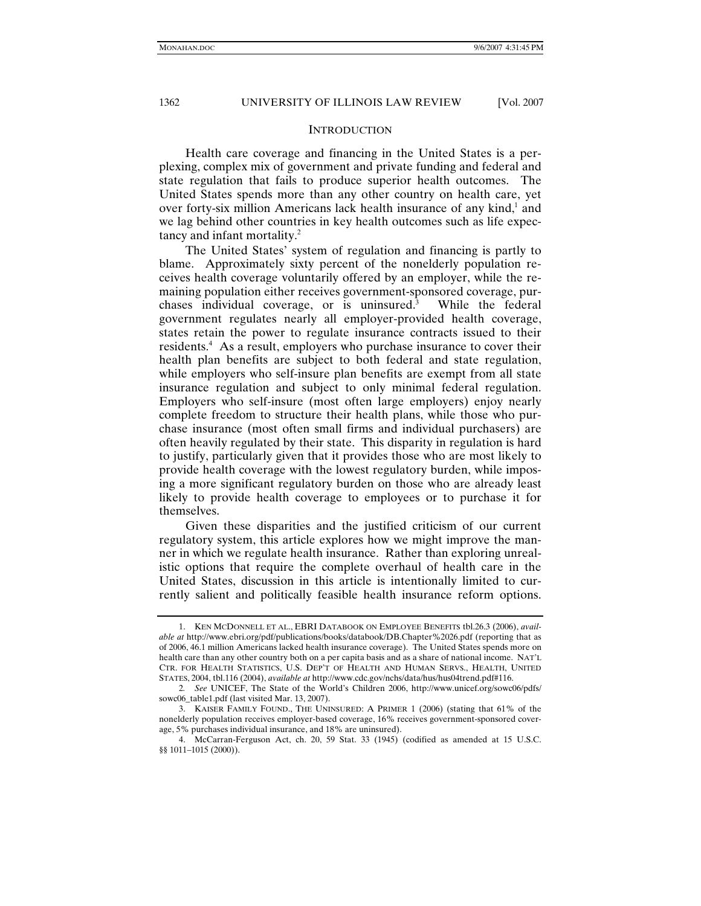## INTRODUCTION

Health care coverage and financing in the United States is a perplexing, complex mix of government and private funding and federal and state regulation that fails to produce superior health outcomes. The United States spends more than any other country on health care, yet over forty-six million Americans lack health insurance of any kind,[1] and we lag behind other countries in key health outcomes such as life expectancy and infant mortality.[2]

The United States' system of regulation and financing is partly to blame. Approximately sixty percent of the nonelderly population receives health coverage voluntarily offered by an employer, while the remaining population either receives government-sponsored coverage, purchases individual coverage, or is uninsured.[3] While the federal government regulates nearly all employer-provided health coverage, states retain the power to regulate insurance contracts issued to their residents.[4] As a result, employers who purchase insurance to cover their health plan benefits are subject to both federal and state regulation, while employers who self-insure plan benefits are exempt from all state insurance regulation and subject to only minimal federal regulation. Employers who self-insure (most often large employers) enjoy nearly complete freedom to structure their health plans, while those who purchase insurance (most often small firms and individual purchasers) are often heavily regulated by their state. This disparity in regulation is hard to justify, particularly given that it provides those who are most likely to provide health coverage with the lowest regulatory burden, while imposing a more significant regulatory burden on those who are already least likely to provide health coverage to employees or to purchase it for themselves.

Given these disparities and the justified criticism of our current regulatory system, this article explores how we might improve the manner in which we regulate health insurance. Rather than exploring unrealistic options that require the complete overhaul of health care in the United States, discussion in this article is intentionally limited to currently salient and politically feasible health insurance reform options.

---

1. KEN MCDONNELL ET AL., EBRI DATABOOK ON EMPLOYEE BENEFITS tbl.26.3 (2006), *available at* http://www.ebri.org/pdf/publications/books/databook/DB.Chapter%2026.pdf (reporting that as of 2006, 46.1 million Americans lacked health insurance coverage). The United States spends more on health care than any other country both on a per capita basis and as a share of national income. NAT'L CTR. FOR HEALTH STATISTICS, U.S. DEP'T OF HEALTH AND HUMAN SERVS., HEALTH, UNITED STATES, 2004, tbl.116 (2004), *available at* http://www.cdc.gov/nchs/data/hus/hus04trend.pdf#116.

2. *See* UNICEF, The State of the World's Children 2006, http://www.unicef.org/sowc06/pdfs/sowc06_table1.pdf (last visited Mar. 13, 2007).

3. KAISER FAMILY FOUND., THE UNINSURED: A PRIMER 1 (2006) (stating that 61% of the nonelderly population receives employer-based coverage, 16% receives government-sponsored coverage, 5% purchases individual insurance, and 18% are uninsured).

4. McCarran-Ferguson Act, ch. 20, 59 Stat. 33 (1945) (codified as amended at 15 U.S.C. §§ 1011–1015 (2000)).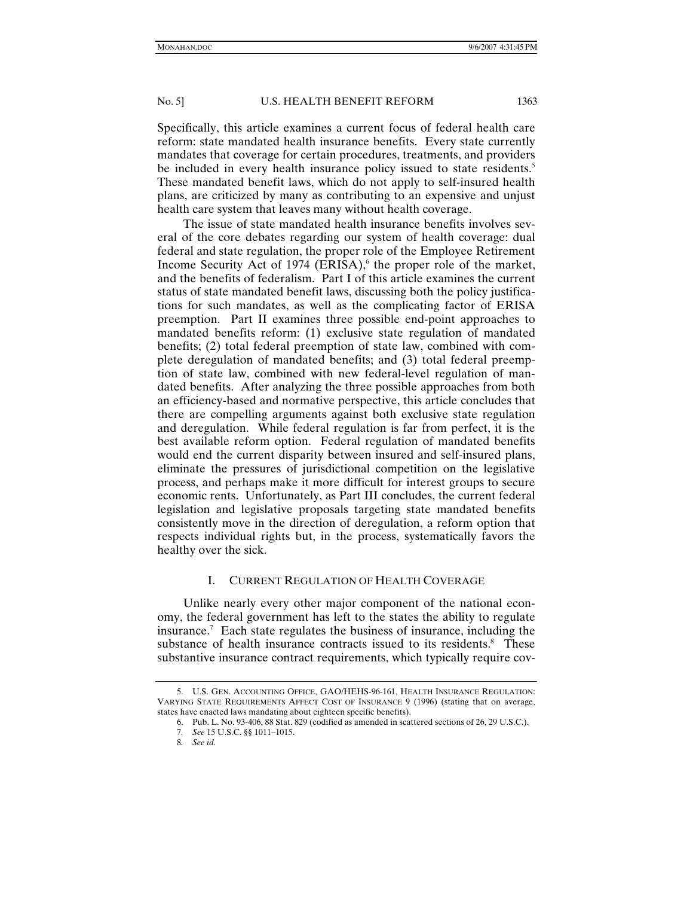Specifically, this article examines a current focus of federal health care reform: state mandated health insurance benefits. Every state currently mandates that coverage for certain procedures, treatments, and providers be included in every health insurance policy issued to state residents.[5] These mandated benefit laws, which do not apply to self-insured health plans, are criticized by many as contributing to an expensive and unjust health care system that leaves many without health coverage.

The issue of state mandated health insurance benefits involves several of the core debates regarding our system of health coverage: dual federal and state regulation, the proper role of the Employee Retirement Income Security Act of 1974 (ERISA),[6] the proper role of the market, and the benefits of federalism. Part I of this article examines the current status of state mandated benefit laws, discussing both the policy justifications for such mandates, as well as the complicating factor of ERISA preemption. Part II examines three possible end-point approaches to mandated benefits reform: (1) exclusive state regulation of mandated benefits; (2) total federal preemption of state law, combined with complete deregulation of mandated benefits; and (3) total federal preemption of state law, combined with new federal-level regulation of mandated benefits. After analyzing the three possible approaches from both an efficiency-based and normative perspective, this article concludes that there are compelling arguments against both exclusive state regulation and deregulation. While federal regulation is far from perfect, it is the best available reform option. Federal regulation of mandated benefits would end the current disparity between insured and self-insured plans, eliminate the pressures of jurisdictional competition on the legislative process, and perhaps make it more difficult for interest groups to secure economic rents. Unfortunately, as Part III concludes, the current federal legislation and legislative proposals targeting state mandated benefits consistently move in the direction of deregulation, a reform option that respects individual rights but, in the process, systematically favors the healthy over the sick.

## I. CURRENT REGULATION OF HEALTH COVERAGE

Unlike nearly every other major component of the national economy, the federal government has left to the states the ability to regulate insurance.[7] Each state regulates the business of insurance, including the substance of health insurance contracts issued to its residents.[8] These substantive insurance contract requirements, which typically require cov-

---

5. U.S. GEN. ACCOUNTING OFFICE, GAO/HEHS-96-161, HEALTH INSURANCE REGULATION: VARYING STATE REQUIREMENTS AFFECT COST OF INSURANCE 9 (1996) (stating that on average, states have enacted laws mandating about eighteen specific benefits).

6. Pub. L. No. 93-406, 88 Stat. 829 (codified as amended in scattered sections of 26, 29 U.S.C.).

7. *See* 15 U.S.C. §§ 1011–1015.

8. *See id.*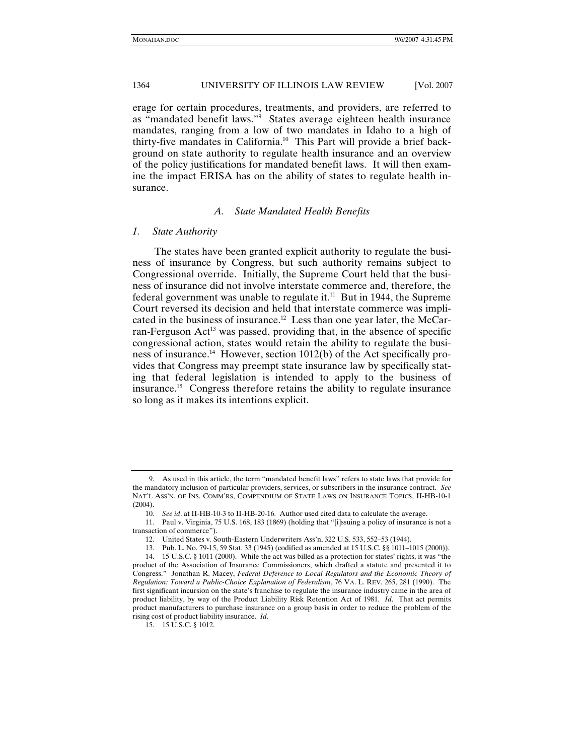erage for certain procedures, treatments, and providers, are referred to as "mandated benefit laws."[9] States average eighteen health insurance mandates, ranging from a low of two mandates in Idaho to a high of thirty-five mandates in California.[10] This Part will provide a brief background on state authority to regulate health insurance and an overview of the policy justifications for mandated benefit laws. It will then examine the impact ERISA has on the ability of states to regulate health insurance.

### *A. State Mandated Health Benefits*

#### *1. State Authority*

The states have been granted explicit authority to regulate the business of insurance by Congress, but such authority remains subject to Congressional override. Initially, the Supreme Court held that the business of insurance did not involve interstate commerce and, therefore, the federal government was unable to regulate it.[11] But in 1944, the Supreme Court reversed its decision and held that interstate commerce was implicated in the business of insurance.[12] Less than one year later, the McCarran-Ferguson Act[13] was passed, providing that, in the absence of specific congressional action, states would retain the ability to regulate the business of insurance.[14] However, section 1012(b) of the Act specifically provides that Congress may preempt state insurance law by specifically stating that federal legislation is intended to apply to the business of insurance.[15] Congress therefore retains the ability to regulate insurance so long as it makes its intentions explicit.

---

9. As used in this article, the term "mandated benefit laws" refers to state laws that provide for the mandatory inclusion of particular providers, services, or subscribers in the insurance contract. *See* NAT'L ASS'N. OF INS. COMM'RS, COMPENDIUM OF STATE LAWS ON INSURANCE TOPICS, II-HB-10-1 (2004).

10. *See id*. at II-HB-10-3 to II-HB-20-16. Author used cited data to calculate the average.

11. Paul v. Virginia, 75 U.S. 168, 183 (1869) (holding that "[i]ssuing a policy of insurance is not a transaction of commerce").

12. United States v. South-Eastern Underwriters Ass'n, 322 U.S. 533, 552–53 (1944).

13. Pub. L. No. 79-15, 59 Stat. 33 (1945) (codified as amended at 15 U.S.C. §§ 1011–1015 (2000)).

14. 15 U.S.C. § 1011 (2000). While the act was billed as a protection for states' rights, it was "the product of the Association of Insurance Commissioners, which drafted a statute and presented it to Congress." Jonathan R. Macey, *Federal Deference to Local Regulators and the Economic Theory of Regulation: Toward a Public-Choice Explanation of Federalism*, 76 VA. L. REV. 265, 281 (1990). The first significant incursion on the state's franchise to regulate the insurance industry came in the area of product liability, by way of the Product Liability Risk Retention Act of 1981. *Id*. That act permits product manufacturers to purchase insurance on a group basis in order to reduce the problem of the rising cost of product liability insurance. *Id*.

15. 15 U.S.C. § 1012.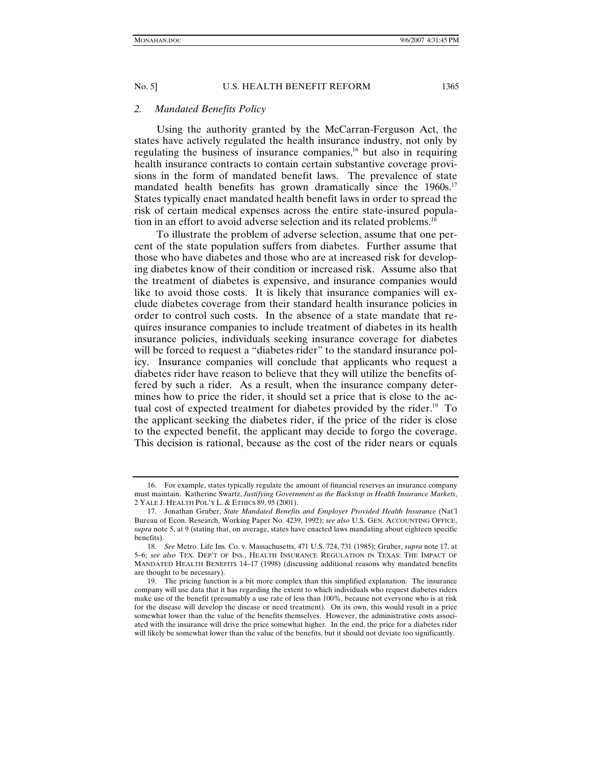### 2. *Mandated Benefits Policy*

Using the authority granted by the McCarran-Ferguson Act, the states have actively regulated the health insurance industry, not only by regulating the business of insurance companies,[16] but also in requiring health insurance contracts to contain certain substantive coverage provisions in the form of mandated benefit laws. The prevalence of state mandated health benefits has grown dramatically since the 1960s.[17] States typically enact mandated health benefit laws in order to spread the risk of certain medical expenses across the entire state-insured population in an effort to avoid adverse selection and its related problems.[18]

To illustrate the problem of adverse selection, assume that one percent of the state population suffers from diabetes. Further assume that those who have diabetes and those who are at increased risk for developing diabetes know of their condition or increased risk. Assume also that the treatment of diabetes is expensive, and insurance companies would like to avoid those costs. It is likely that insurance companies will exclude diabetes coverage from their standard health insurance policies in order to control such costs. In the absence of a state mandate that requires insurance companies to include treatment of diabetes in its health insurance policies, individuals seeking insurance coverage for diabetes will be forced to request a "diabetes rider" to the standard insurance policy. Insurance companies will conclude that applicants who request a diabetes rider have reason to believe that they will utilize the benefits offered by such a rider. As a result, when the insurance company determines how to price the rider, it should set a price that is close to the actual cost of expected treatment for diabetes provided by the rider.[19] To the applicant seeking the diabetes rider, if the price of the rider is close to the expected benefit, the applicant may decide to forgo the coverage. This decision is rational, because as the cost of the rider nears or equals

---

16. For example, states typically regulate the amount of financial reserves an insurance company must maintain. Katherine Swartz, *Justifying Government as the Backstop in Health Insurance Markets*, 2 YALE J. HEALTH POL'Y L. & ETHICS 89, 95 (2001).

17. Jonathan Gruber, *State Mandated Benefits and Employer Provided Health Insurance* (Nat'l Bureau of Econ. Research, Working Paper No. 4239, 1992); *see also* U.S. GEN. ACCOUNTING OFFICE, *supra* note 5, at 9 (stating that, on average, states have enacted laws mandating about eighteen specific benefits).

18. *See* Metro. Life Ins. Co. v. Massachusetts, 471 U.S. 724, 731 (1985); Gruber, *supra* note 17, at 5–6; *see also* TEX. DEP'T OF INS., HEALTH INSURANCE REGULATION IN TEXAS: THE IMPACT OF MANDATED HEALTH BENEFITS 14–17 (1998) (discussing additional reasons why mandated benefits are thought to be necessary).

19. The pricing function is a bit more complex than this simplified explanation. The insurance company will use data that it has regarding the extent to which individuals who request diabetes riders make use of the benefit (presumably a use rate of less than 100%, because not everyone who is at risk for the disease will develop the disease or need treatment). On its own, this would result in a price somewhat lower than the value of the benefits themselves. However, the administrative costs associated with the insurance will drive the price somewhat higher. In the end, the price for a diabetes rider will likely be somewhat lower than the value of the benefits, but it should not deviate too significantly.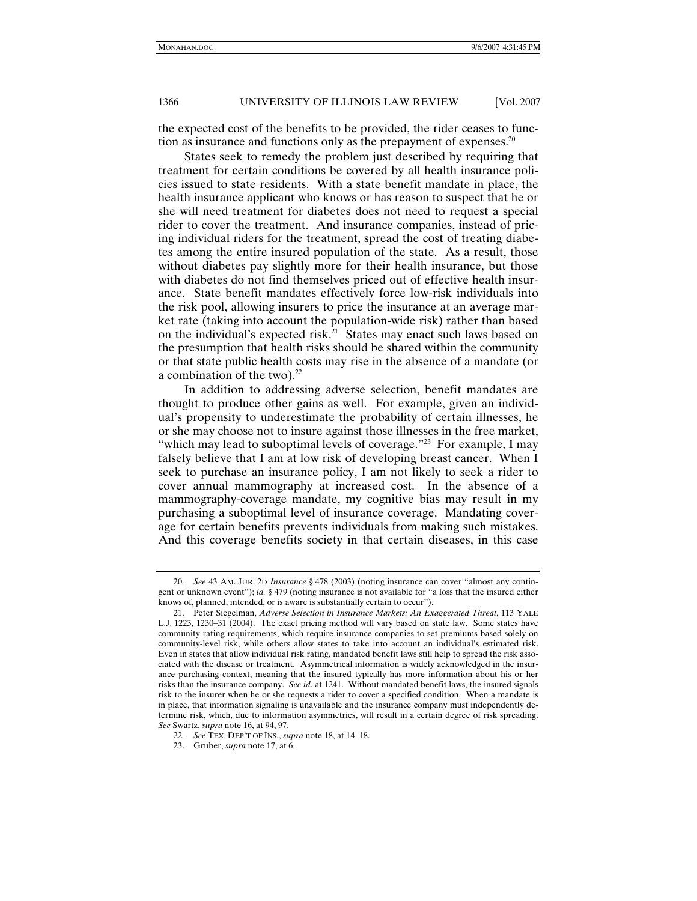the expected cost of the benefits to be provided, the rider ceases to function as insurance and functions only as the prepayment of expenses.[20]

States seek to remedy the problem just described by requiring that treatment for certain conditions be covered by all health insurance policies issued to state residents. With a state benefit mandate in place, the health insurance applicant who knows or has reason to suspect that he or she will need treatment for diabetes does not need to request a special rider to cover the treatment. And insurance companies, instead of pricing individual riders for the treatment, spread the cost of treating diabetes among the entire insured population of the state. As a result, those without diabetes pay slightly more for their health insurance, but those with diabetes do not find themselves priced out of effective health insurance. State benefit mandates effectively force low-risk individuals into the risk pool, allowing insurers to price the insurance at an average market rate (taking into account the population-wide risk) rather than based on the individual's expected risk.[21] States may enact such laws based on the presumption that health risks should be shared within the community or that state public health costs may rise in the absence of a mandate (or a combination of the two).[22]

In addition to addressing adverse selection, benefit mandates are thought to produce other gains as well. For example, given an individual's propensity to underestimate the probability of certain illnesses, he or she may choose not to insure against those illnesses in the free market, "which may lead to suboptimal levels of coverage."[23] For example, I may falsely believe that I am at low risk of developing breast cancer. When I seek to purchase an insurance policy, I am not likely to seek a rider to cover annual mammography at increased cost. In the absence of a mammography-coverage mandate, my cognitive bias may result in my purchasing a suboptimal level of insurance coverage. Mandating coverage for certain benefits prevents individuals from making such mistakes. And this coverage benefits society in that certain diseases, in this case

---

20. *See* 43 AM. JUR. 2D *Insurance* § 478 (2003) (noting insurance can cover "almost any contingent or unknown event"); *id.* § 479 (noting insurance is not available for "a loss that the insured either knows of, planned, intended, or is aware is substantially certain to occur").

21. Peter Siegelman, *Adverse Selection in Insurance Markets: An Exaggerated Threat*, 113 YALE L.J. 1223, 1230–31 (2004). The exact pricing method will vary based on state law. Some states have community rating requirements, which require insurance companies to set premiums based solely on community-level risk, while others allow states to take into account an individual's estimated risk. Even in states that allow individual risk rating, mandated benefit laws still help to spread the risk associated with the disease or treatment. Asymmetrical information is widely acknowledged in the insurance purchasing context, meaning that the insured typically has more information about his or her risks than the insurance company. *See id*. at 1241. Without mandated benefit laws, the insured signals risk to the insurer when he or she requests a rider to cover a specified condition. When a mandate is in place, that information signaling is unavailable and the insurance company must independently determine risk, which, due to information asymmetries, will result in a certain degree of risk spreading. *See* Swartz, *supra* note 16, at 94, 97.

22. *See* TEX. DEP'T OF INS., *supra* note 18, at 14–18.

23. Gruber, *supra* note 17, at 6.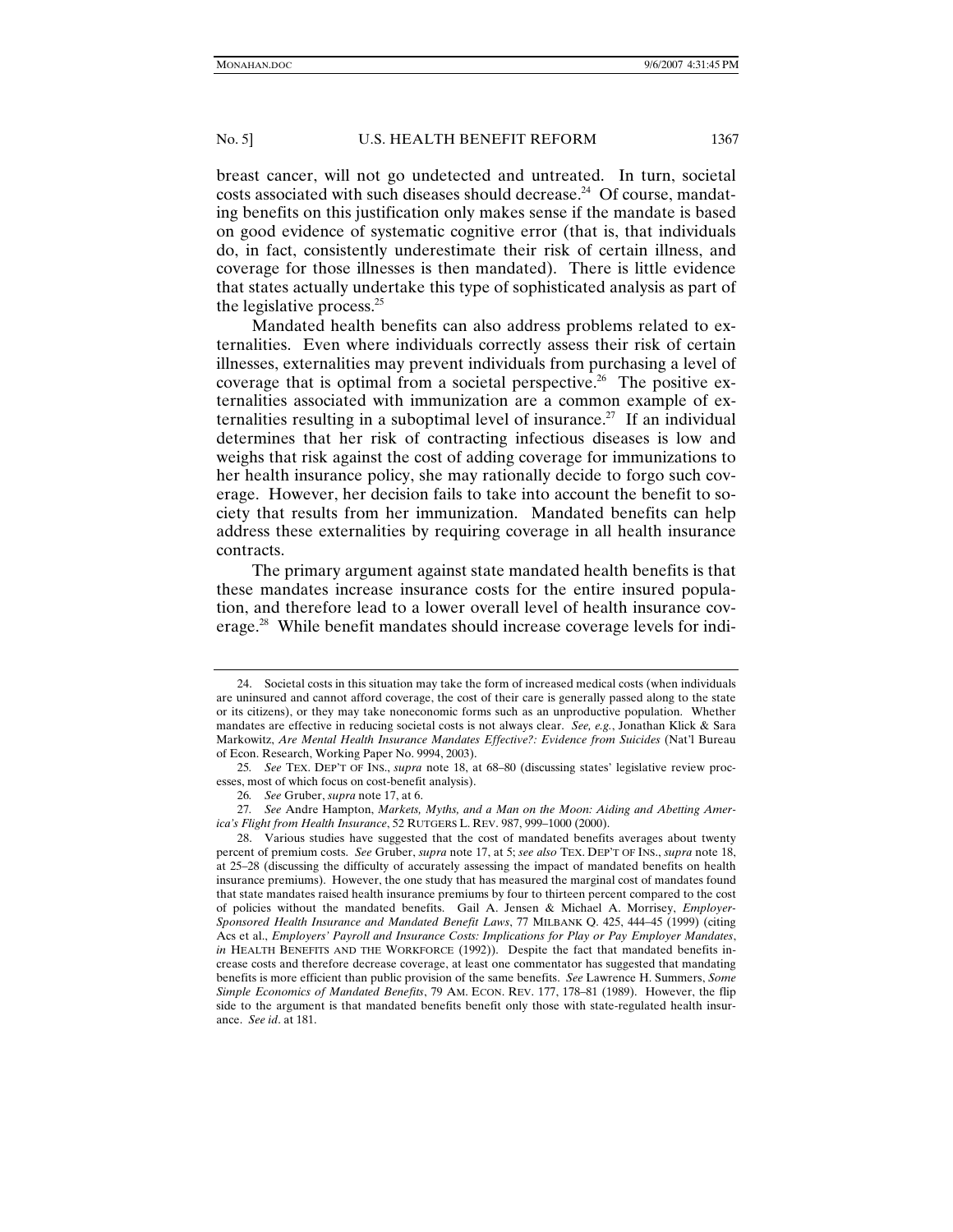breast cancer, will not go undetected and untreated. In turn, societal costs associated with such diseases should decrease.[24] Of course, mandating benefits on this justification only makes sense if the mandate is based on good evidence of systematic cognitive error (that is, that individuals do, in fact, consistently underestimate their risk of certain illness, and coverage for those illnesses is then mandated). There is little evidence that states actually undertake this type of sophisticated analysis as part of the legislative process.[25]

Mandated health benefits can also address problems related to externalities. Even where individuals correctly assess their risk of certain illnesses, externalities may prevent individuals from purchasing a level of coverage that is optimal from a societal perspective.[26] The positive externalities associated with immunization are a common example of externalities resulting in a suboptimal level of insurance.[27] If an individual determines that her risk of contracting infectious diseases is low and weighs that risk against the cost of adding coverage for immunizations to her health insurance policy, she may rationally decide to forgo such coverage. However, her decision fails to take into account the benefit to society that results from her immunization. Mandated benefits can help address these externalities by requiring coverage in all health insurance contracts.

The primary argument against state mandated health benefits is that these mandates increase insurance costs for the entire insured population, and therefore lead to a lower overall level of health insurance coverage.[28] While benefit mandates should increase coverage levels for indi-

---

24. Societal costs in this situation may take the form of increased medical costs (when individuals are uninsured and cannot afford coverage, the cost of their care is generally passed along to the state or its citizens), or they may take noneconomic forms such as an unproductive population. Whether mandates are effective in reducing societal costs is not always clear. *See, e.g.*, Jonathan Klick & Sara Markowitz, *Are Mental Health Insurance Mandates Effective?: Evidence from Suicides* (Nat'l Bureau of Econ. Research, Working Paper No. 9994, 2003).

25. *See* TEX. DEP'T OF INS., *supra* note 18, at 68–80 (discussing states' legislative review processes, most of which focus on cost-benefit analysis).

26. *See* Gruber, *supra* note 17, at 6.

27. *See* Andre Hampton, *Markets, Myths, and a Man on the Moon: Aiding and Abetting America's Flight from Health Insurance*, 52 RUTGERS L. REV. 987, 999–1000 (2000).

28. Various studies have suggested that the cost of mandated benefits averages about twenty percent of premium costs. *See* Gruber, *supra* note 17, at 5; *see also* TEX. DEP'T OF INS., *supra* note 18, at 25–28 (discussing the difficulty of accurately assessing the impact of mandated benefits on health insurance premiums). However, the one study that has measured the marginal cost of mandates found that state mandates raised health insurance premiums by four to thirteen percent compared to the cost of policies without the mandated benefits. Gail A. Jensen & Michael A. Morrisey, *Employer-Sponsored Health Insurance and Mandated Benefit Laws*, 77 MILBANK Q. 425, 444–45 (1999) (citing Acs et al., *Employers' Payroll and Insurance Costs: Implications for Play or Pay Employer Mandates*, *in* HEALTH BENEFITS AND THE WORKFORCE (1992)). Despite the fact that mandated benefits increase costs and therefore decrease coverage, at least one commentator has suggested that mandating benefits is more efficient than public provision of the same benefits. *See* Lawrence H. Summers, *Some Simple Economics of Mandated Benefits*, 79 AM. ECON. REV. 177, 178–81 (1989). However, the flip side to the argument is that mandated benefits benefit only those with state-regulated health insurance. *See id*. at 181.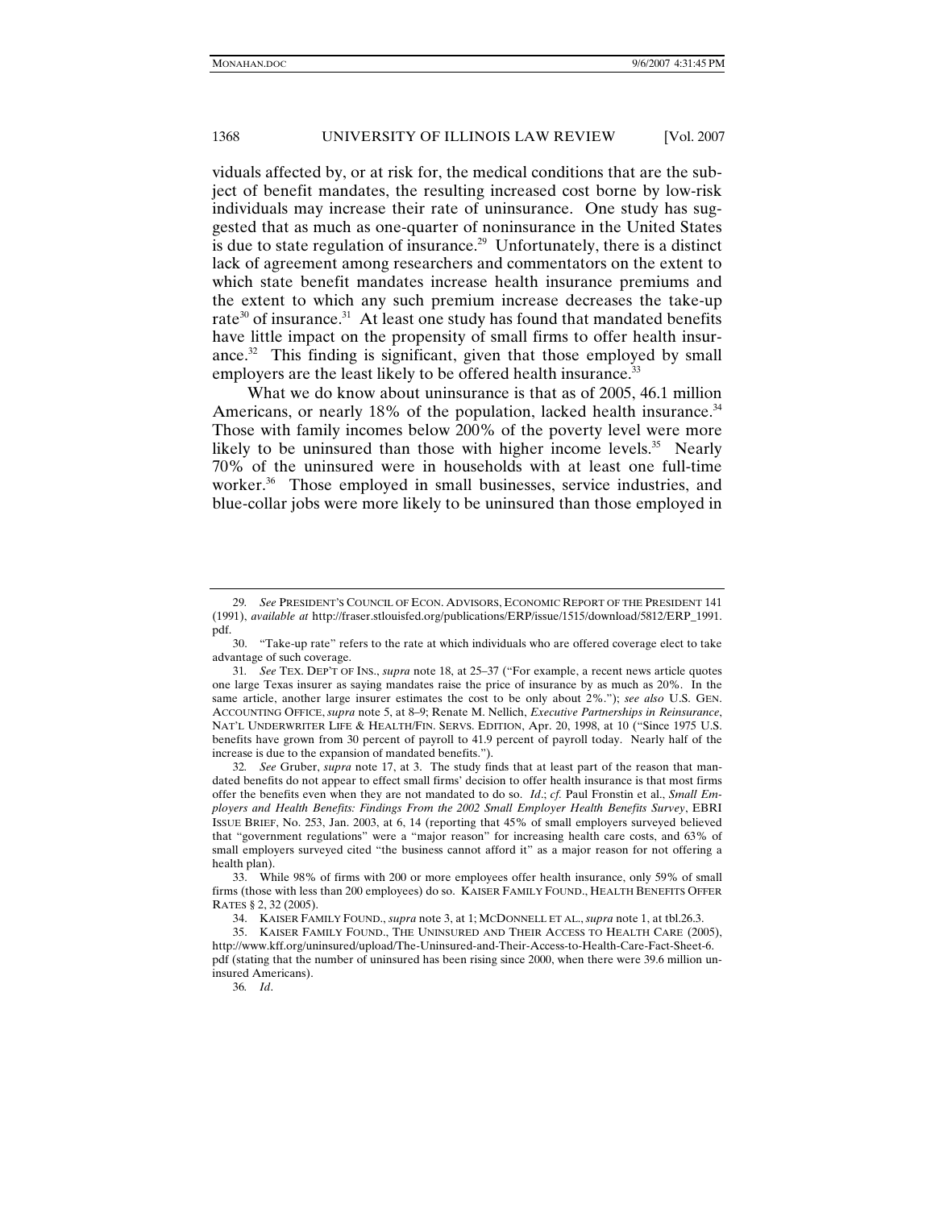viduals affected by, or at risk for, the medical conditions that are the subject of benefit mandates, the resulting increased cost borne by low-risk individuals may increase their rate of uninsurance. One study has suggested that as much as one-quarter of noninsurance in the United States is due to state regulation of insurance.[29] Unfortunately, there is a distinct lack of agreement among researchers and commentators on the extent to which state benefit mandates increase health insurance premiums and the extent to which any such premium increase decreases the take-up rate[30] of insurance.[31] At least one study has found that mandated benefits have little impact on the propensity of small firms to offer health insurance.[32] This finding is significant, given that those employed by small employers are the least likely to be offered health insurance.[33]

What we do know about uninsurance is that as of 2005, 46.1 million Americans, or nearly 18% of the population, lacked health insurance.[34] Those with family incomes below 200% of the poverty level were more likely to be uninsured than those with higher income levels.[35] Nearly 70% of the uninsured were in households with at least one full-time worker.[36] Those employed in small businesses, service industries, and blue-collar jobs were more likely to be uninsured than those employed in

---

29. *See* PRESIDENT'S COUNCIL OF ECON. ADVISORS, ECONOMIC REPORT OF THE PRESIDENT 141 (1991), *available at* http://fraser.stlouisfed.org/publications/ERP/issue/1515/download/5812/ERP_1991.pdf.

30. "Take-up rate" refers to the rate at which individuals who are offered coverage elect to take advantage of such coverage.

31. *See* TEX. DEP'T OF INS., *supra* note 18, at 25–37 ("For example, a recent news article quotes one large Texas insurer as saying mandates raise the price of insurance by as much as 20%. In the same article, another large insurer estimates the cost to be only about 2%."); *see also* U.S. GEN. ACCOUNTING OFFICE, *supra* note 5, at 8–9; Renate M. Nellich, *Executive Partnerships in Reinsurance*, NAT'L UNDERWRITER LIFE & HEALTH/FIN. SERVS. EDITION, Apr. 20, 1998, at 10 ("Since 1975 U.S. benefits have grown from 30 percent of payroll to 41.9 percent of payroll today. Nearly half of the increase is due to the expansion of mandated benefits.").

32. *See* Gruber, *supra* note 17, at 3. The study finds that at least part of the reason that mandated benefits do not appear to effect small firms' decision to offer health insurance is that most firms offer the benefits even when they are not mandated to do so. *Id*.; *cf.* Paul Fronstin et al., *Small Employers and Health Benefits: Findings From the 2002 Small Employer Health Benefits Survey*, EBRI ISSUE BRIEF, No. 253, Jan. 2003, at 6, 14 (reporting that 45% of small employers surveyed believed that "government regulations" were a "major reason" for increasing health care costs, and 63% of small employers surveyed cited "the business cannot afford it" as a major reason for not offering a health plan).

33. While 98% of firms with 200 or more employees offer health insurance, only 59% of small firms (those with less than 200 employees) do so. KAISER FAMILY FOUND., HEALTH BENEFITS OFFER RATES § 2, 32 (2005).

34. KAISER FAMILY FOUND., *supra* note 3, at 1; MCDONNELL ET AL., *supra* note 1, at tbl.26.3.

35. KAISER FAMILY FOUND., THE UNINSURED AND THEIR ACCESS TO HEALTH CARE (2005), http://www.kff.org/uninsured/upload/The-Uninsured-and-Their-Access-to-Health-Care-Fact-Sheet-6.pdf (stating that the number of uninsured has been rising since 2000, when there were 39.6 million uninsured Americans).

36. *Id*.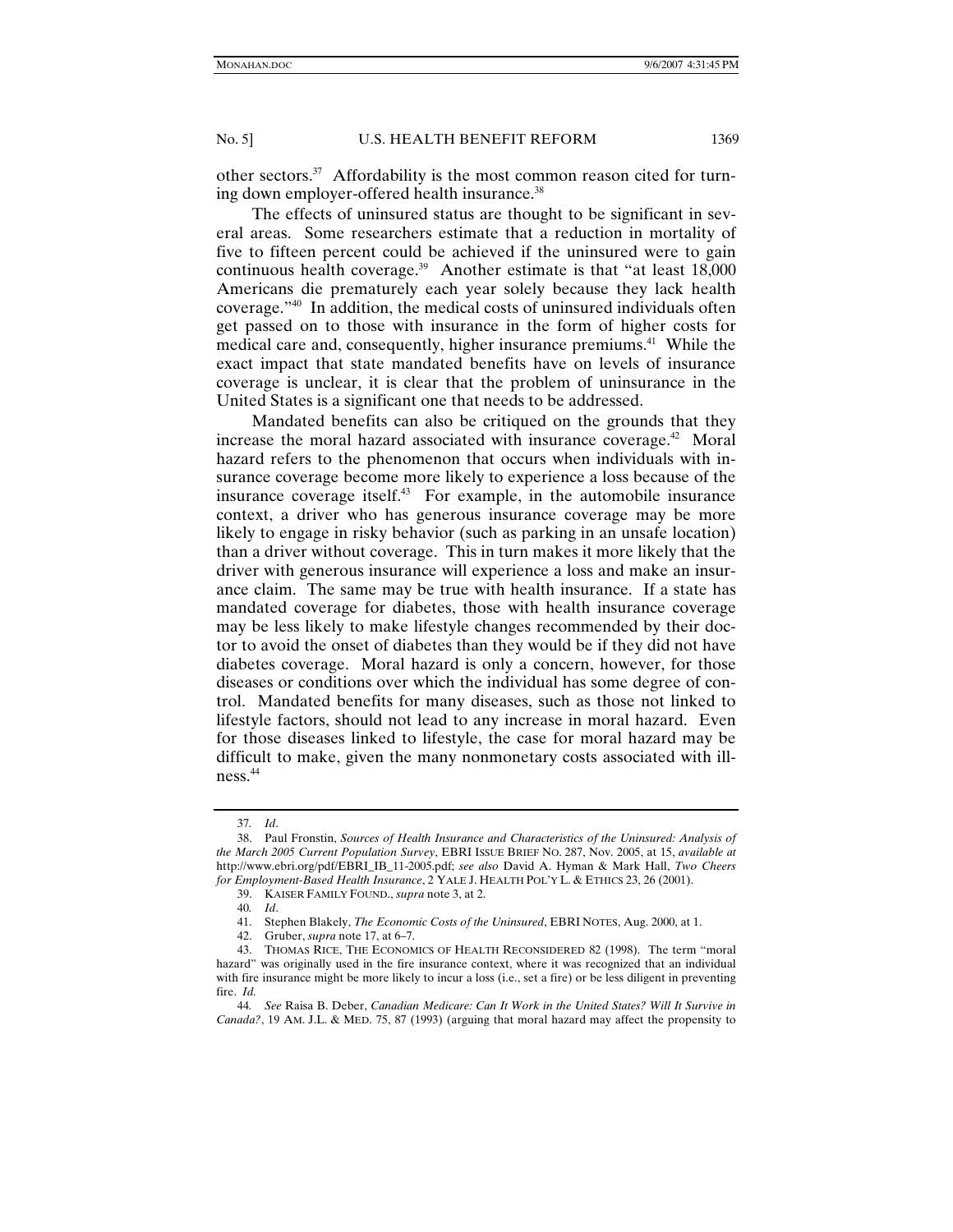other sectors.[37] Affordability is the most common reason cited for turning down employer-offered health insurance.[38]

The effects of uninsured status are thought to be significant in several areas. Some researchers estimate that a reduction in mortality of five to fifteen percent could be achieved if the uninsured were to gain continuous health coverage.[39] Another estimate is that "at least 18,000 Americans die prematurely each year solely because they lack health coverage."[40] In addition, the medical costs of uninsured individuals often get passed on to those with insurance in the form of higher costs for medical care and, consequently, higher insurance premiums.[41] While the exact impact that state mandated benefits have on levels of insurance coverage is unclear, it is clear that the problem of uninsurance in the United States is a significant one that needs to be addressed.

Mandated benefits can also be critiqued on the grounds that they increase the moral hazard associated with insurance coverage.[42] Moral hazard refers to the phenomenon that occurs when individuals with insurance coverage become more likely to experience a loss because of the insurance coverage itself.[43] For example, in the automobile insurance context, a driver who has generous insurance coverage may be more likely to engage in risky behavior (such as parking in an unsafe location) than a driver without coverage. This in turn makes it more likely that the driver with generous insurance will experience a loss and make an insurance claim. The same may be true with health insurance. If a state has mandated coverage for diabetes, those with health insurance coverage may be less likely to make lifestyle changes recommended by their doctor to avoid the onset of diabetes than they would be if they did not have diabetes coverage. Moral hazard is only a concern, however, for those diseases or conditions over which the individual has some degree of control. Mandated benefits for many diseases, such as those not linked to lifestyle factors, should not lead to any increase in moral hazard. Even for those diseases linked to lifestyle, the case for moral hazard may be difficult to make, given the many nonmonetary costs associated with illness.[44]

---

37. *Id*.

38. Paul Fronstin, *Sources of Health Insurance and Characteristics of the Uninsured: Analysis of the March 2005 Current Population Survey*, EBRI ISSUE BRIEF NO. 287, Nov. 2005, at 15, *available at* http://www.ebri.org/pdf/EBRI_IB_11-2005.pdf; *see also* David A. Hyman & Mark Hall, *Two Cheers for Employment-Based Health Insurance*, 2 YALE J. HEALTH POL'Y L. & ETHICS 23, 26 (2001).

39. KAISER FAMILY FOUND., *supra* note 3, at 2.

40. *Id*.

41. Stephen Blakely, *The Economic Costs of the Uninsured*, EBRI NOTES, Aug. 2000, at 1.

42. Gruber, *supra* note 17, at 6–7.

43. THOMAS RICE, THE ECONOMICS OF HEALTH RECONSIDERED 82 (1998). The term "moral hazard" was originally used in the fire insurance context, where it was recognized that an individual with fire insurance might be more likely to incur a loss (i.e., set a fire) or be less diligent in preventing fire. *Id.*

44. *See* Raisa B. Deber, *Canadian Medicare: Can It Work in the United States? Will It Survive in Canada?*, 19 AM. J.L. & MED. 75, 87 (1993) (arguing that moral hazard may affect the propensity to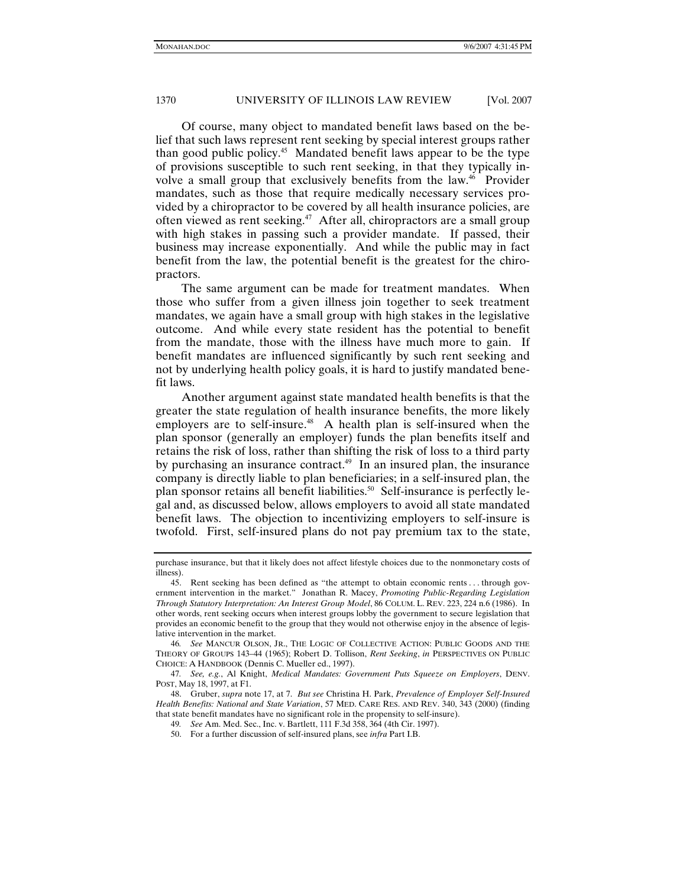Of course, many object to mandated benefit laws based on the belief that such laws represent rent seeking by special interest groups rather than good public policy.[45] Mandated benefit laws appear to be the type of provisions susceptible to such rent seeking, in that they typically involve a small group that exclusively benefits from the law.[46] Provider mandates, such as those that require medically necessary services provided by a chiropractor to be covered by all health insurance policies, are often viewed as rent seeking.[47] After all, chiropractors are a small group with high stakes in passing such a provider mandate. If passed, their business may increase exponentially. And while the public may in fact benefit from the law, the potential benefit is the greatest for the chiropractors.

The same argument can be made for treatment mandates. When those who suffer from a given illness join together to seek treatment mandates, we again have a small group with high stakes in the legislative outcome. And while every state resident has the potential to benefit from the mandate, those with the illness have much more to gain. If benefit mandates are influenced significantly by such rent seeking and not by underlying health policy goals, it is hard to justify mandated benefit laws.

Another argument against state mandated health benefits is that the greater the state regulation of health insurance benefits, the more likely employers are to self-insure.[48] A health plan is self-insured when the plan sponsor (generally an employer) funds the plan benefits itself and retains the risk of loss, rather than shifting the risk of loss to a third party by purchasing an insurance contract.[49] In an insured plan, the insurance company is directly liable to plan beneficiaries; in a self-insured plan, the plan sponsor retains all benefit liabilities.[50] Self-insurance is perfectly legal and, as discussed below, allows employers to avoid all state mandated benefit laws. The objection to incentivizing employers to self-insure is twofold. First, self-insured plans do not pay premium tax to the state,

---

purchase insurance, but that it likely does not affect lifestyle choices due to the nonmonetary costs of illness).

45. Rent seeking has been defined as "the attempt to obtain economic rents . . . through government intervention in the market." Jonathan R. Macey, *Promoting Public-Regarding Legislation Through Statutory Interpretation: An Interest Group Model*, 86 COLUM. L. REV. 223, 224 n.6 (1986). In other words, rent seeking occurs when interest groups lobby the government to secure legislation that provides an economic benefit to the group that they would not otherwise enjoy in the absence of legislative intervention in the market.

46. *See* MANCUR OLSON, JR., THE LOGIC OF COLLECTIVE ACTION: PUBLIC GOODS AND THE THEORY OF GROUPS 143–44 (1965); Robert D. Tollison, *Rent Seeking*, *in* PERSPECTIVES ON PUBLIC CHOICE: A HANDBOOK (Dennis C. Mueller ed., 1997).

47. *See, e.g.*, Al Knight, *Medical Mandates: Government Puts Squeeze on Employers*, DENV. POST, May 18, 1997, at F1.

48. Gruber, *supra* note 17, at 7. *But see* Christina H. Park, *Prevalence of Employer Self-Insured Health Benefits: National and State Variation*, 57 MED. CARE RES. AND REV. 340, 343 (2000) (finding that state benefit mandates have no significant role in the propensity to self-insure).

49. *See* Am. Med. Sec., Inc. v. Bartlett, 111 F.3d 358, 364 (4th Cir. 1997).

50. For a further discussion of self-insured plans, see *infra* Part I.B.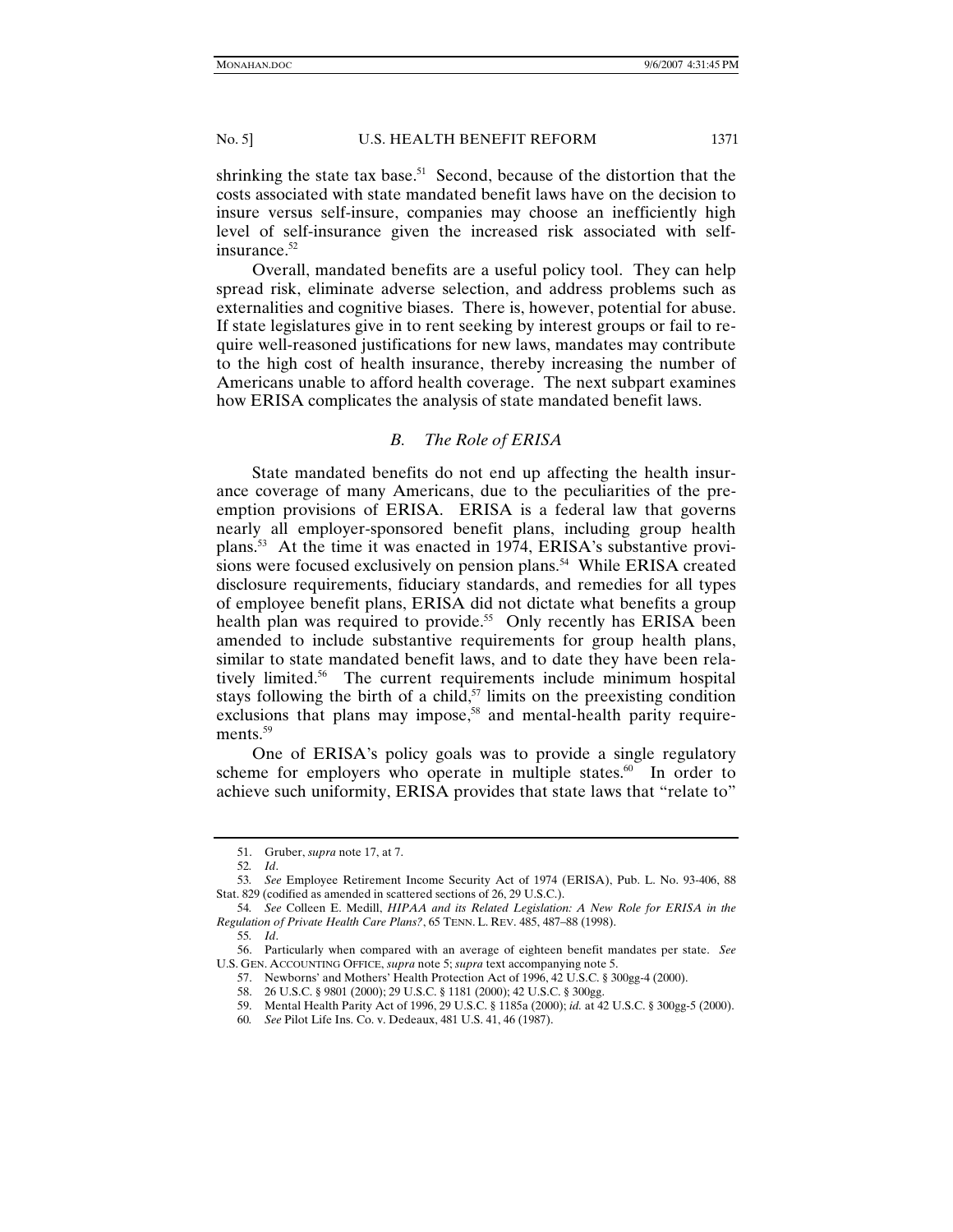shrinking the state tax base.[51] Second, because of the distortion that the costs associated with state mandated benefit laws have on the decision to insure versus self-insure, companies may choose an inefficiently high level of self-insurance given the increased risk associated with self-insurance.[52]

Overall, mandated benefits are a useful policy tool. They can help spread risk, eliminate adverse selection, and address problems such as externalities and cognitive biases. There is, however, potential for abuse. If state legislatures give in to rent seeking by interest groups or fail to require well-reasoned justifications for new laws, mandates may contribute to the high cost of health insurance, thereby increasing the number of Americans unable to afford health coverage. The next subpart examines how ERISA complicates the analysis of state mandated benefit laws.

### *B. The Role of ERISA*

State mandated benefits do not end up affecting the health insurance coverage of many Americans, due to the peculiarities of the preemption provisions of ERISA. ERISA is a federal law that governs nearly all employer-sponsored benefit plans, including group health plans.[53] At the time it was enacted in 1974, ERISA's substantive provisions were focused exclusively on pension plans.[54] While ERISA created disclosure requirements, fiduciary standards, and remedies for all types of employee benefit plans, ERISA did not dictate what benefits a group health plan was required to provide.[55] Only recently has ERISA been amended to include substantive requirements for group health plans, similar to state mandated benefit laws, and to date they have been relatively limited.[56] The current requirements include minimum hospital stays following the birth of a child,[57] limits on the preexisting condition exclusions that plans may impose,[58] and mental-health parity requirements.[59]

One of ERISA's policy goals was to provide a single regulatory scheme for employers who operate in multiple states.[60] In order to achieve such uniformity, ERISA provides that state laws that "relate to"

---

51. Gruber, *supra* note 17, at 7.

52. *Id*.

53. *See* Employee Retirement Income Security Act of 1974 (ERISA), Pub. L. No. 93-406, 88 Stat. 829 (codified as amended in scattered sections of 26, 29 U.S.C.).

54. *See* Colleen E. Medill, *HIPAA and its Related Legislation: A New Role for ERISA in the Regulation of Private Health Care Plans?*, 65 TENN. L. REV. 485, 487–88 (1998).

55. *Id*.

56. Particularly when compared with an average of eighteen benefit mandates per state. *See* U.S. GEN. ACCOUNTING OFFICE, *supra* note 5; *supra* text accompanying note 5.

57. Newborns' and Mothers' Health Protection Act of 1996, 42 U.S.C. § 300gg-4 (2000).

58. 26 U.S.C. § 9801 (2000); 29 U.S.C. § 1181 (2000); 42 U.S.C. § 300gg.

59. Mental Health Parity Act of 1996, 29 U.S.C. § 1185a (2000); *id.* at 42 U.S.C. § 300gg-5 (2000).

60. *See* Pilot Life Ins. Co. v. Dedeaux, 481 U.S. 41, 46 (1987).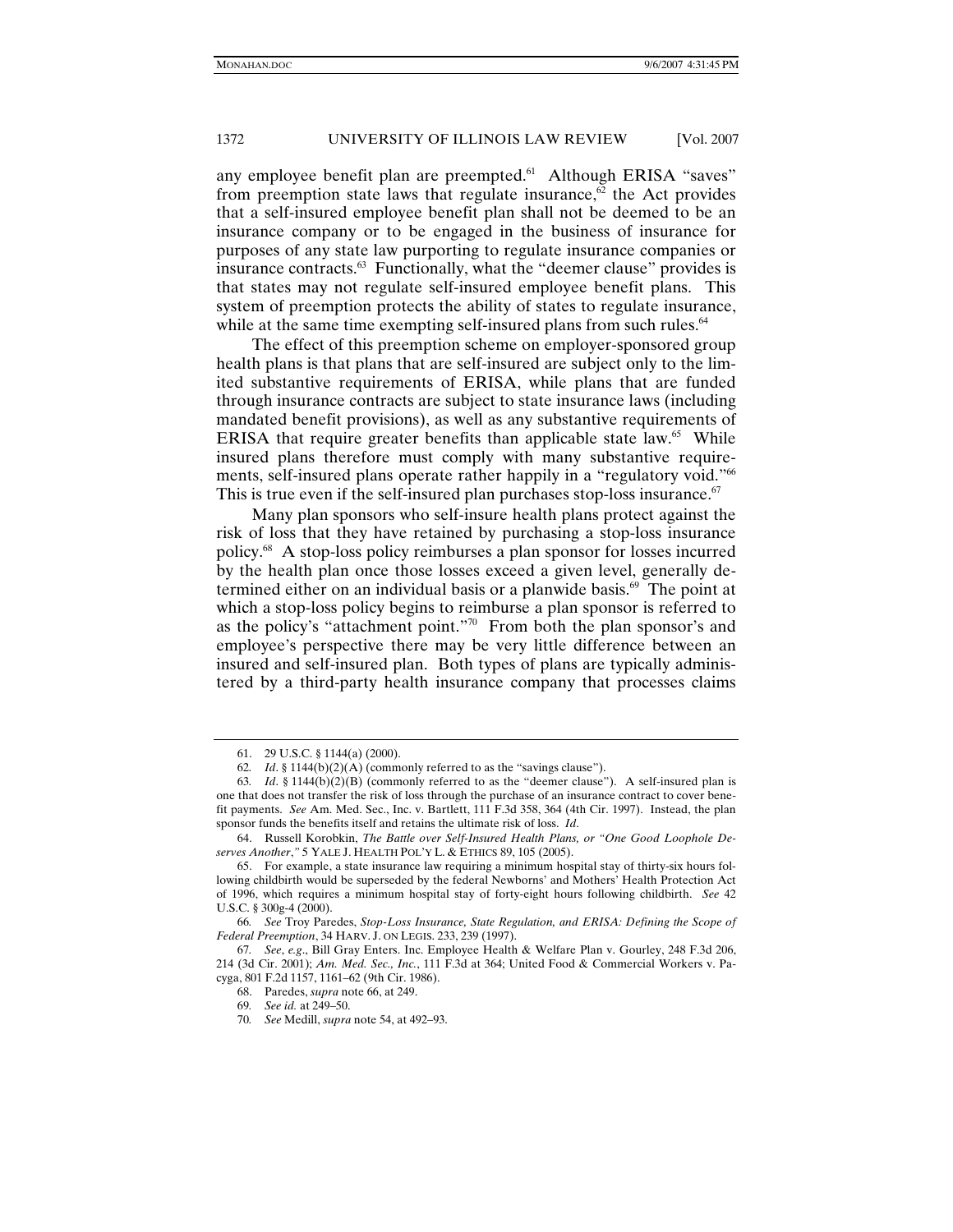any employee benefit plan are preempted.[61] Although ERISA "saves" from preemption state laws that regulate insurance,[62] the Act provides that a self-insured employee benefit plan shall not be deemed to be an insurance company or to be engaged in the business of insurance for purposes of any state law purporting to regulate insurance companies or insurance contracts.[63] Functionally, what the "deemer clause" provides is that states may not regulate self-insured employee benefit plans. This system of preemption protects the ability of states to regulate insurance, while at the same time exempting self-insured plans from such rules.[64]

The effect of this preemption scheme on employer-sponsored group health plans is that plans that are self-insured are subject only to the limited substantive requirements of ERISA, while plans that are funded through insurance contracts are subject to state insurance laws (including mandated benefit provisions), as well as any substantive requirements of ERISA that require greater benefits than applicable state law.[65] While insured plans therefore must comply with many substantive requirements, self-insured plans operate rather happily in a "regulatory void."[66] This is true even if the self-insured plan purchases stop-loss insurance.[67]

Many plan sponsors who self-insure health plans protect against the risk of loss that they have retained by purchasing a stop-loss insurance policy.[68] A stop-loss policy reimburses a plan sponsor for losses incurred by the health plan once those losses exceed a given level, generally determined either on an individual basis or a planwide basis.[69] The point at which a stop-loss policy begins to reimburse a plan sponsor is referred to as the policy's "attachment point."[70] From both the plan sponsor's and employee's perspective there may be very little difference between an insured and self-insured plan. Both types of plans are typically administered by a third-party health insurance company that processes claims

---

61. 29 U.S.C. § 1144(a) (2000).

62. *Id*. § 1144(b)(2)(A) (commonly referred to as the "savings clause").

63. *Id*. § 1144(b)(2)(B) (commonly referred to as the "deemer clause"). A self-insured plan is one that does not transfer the risk of loss through the purchase of an insurance contract to cover benefit payments. *See* Am. Med. Sec., Inc. v. Bartlett, 111 F.3d 358, 364 (4th Cir. 1997). Instead, the plan sponsor funds the benefits itself and retains the ultimate risk of loss. *Id*.

64. Russell Korobkin, *The Battle over Self-Insured Health Plans, or "One Good Loophole Deserves Another*,*"* 5 YALE J. HEALTH POL'Y L. & ETHICS 89, 105 (2005).

65. For example, a state insurance law requiring a minimum hospital stay of thirty-six hours following childbirth would be superseded by the federal Newborns' and Mothers' Health Protection Act of 1996, which requires a minimum hospital stay of forty-eight hours following childbirth. *See* 42 U.S.C. § 300g-4 (2000).

66. *See* Troy Paredes, *Stop-Loss Insurance, State Regulation, and ERISA: Defining the Scope of Federal Preemption*, 34 HARV. J. ON LEGIS. 233, 239 (1997).

67. *See*, *e.g*., Bill Gray Enters. Inc. Employee Health & Welfare Plan v. Gourley, 248 F.3d 206, 214 (3d Cir. 2001); *Am. Med. Sec., Inc.*, 111 F.3d at 364; United Food & Commercial Workers v. Pacyga, 801 F.2d 1157, 1161–62 (9th Cir. 1986).

68. Paredes, *supra* note 66, at 249.

69. *See id.* at 249–50.

70. *See* Medill, *supra* note 54, at 492–93.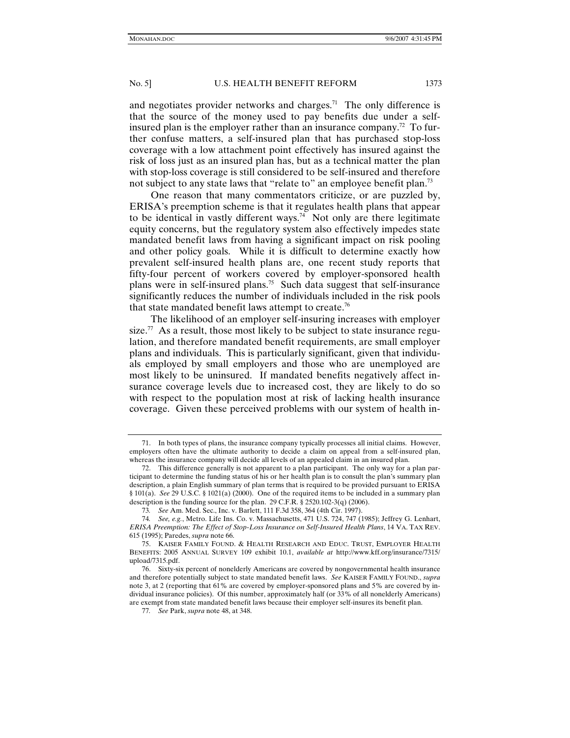and negotiates provider networks and charges.[71] The only difference is that the source of the money used to pay benefits due under a self-insured plan is the employer rather than an insurance company.[72] To further confuse matters, a self-insured plan that has purchased stop-loss coverage with a low attachment point effectively has insured against the risk of loss just as an insured plan has, but as a technical matter the plan with stop-loss coverage is still considered to be self-insured and therefore not subject to any state laws that "relate to" an employee benefit plan.[73]

One reason that many commentators criticize, or are puzzled by, ERISA's preemption scheme is that it regulates health plans that appear to be identical in vastly different ways.[74] Not only are there legitimate equity concerns, but the regulatory system also effectively impedes state mandated benefit laws from having a significant impact on risk pooling and other policy goals. While it is difficult to determine exactly how prevalent self-insured health plans are, one recent study reports that fifty-four percent of workers covered by employer-sponsored health plans were in self-insured plans.[75] Such data suggest that self-insurance significantly reduces the number of individuals included in the risk pools that state mandated benefit laws attempt to create.[76]

The likelihood of an employer self-insuring increases with employer size.[77] As a result, those most likely to be subject to state insurance regulation, and therefore mandated benefit requirements, are small employer plans and individuals. This is particularly significant, given that individuals employed by small employers and those who are unemployed are most likely to be uninsured. If mandated benefits negatively affect insurance coverage levels due to increased cost, they are likely to do so with respect to the population most at risk of lacking health insurance coverage. Given these perceived problems with our system of health in-

---

71. In both types of plans, the insurance company typically processes all initial claims. However, employers often have the ultimate authority to decide a claim on appeal from a self-insured plan, whereas the insurance company will decide all levels of an appealed claim in an insured plan.

72. This difference generally is not apparent to a plan participant. The only way for a plan participant to determine the funding status of his or her health plan is to consult the plan's summary plan description, a plain English summary of plan terms that is required to be provided pursuant to ERISA § 101(a). *See* 29 U.S.C. § 1021(a) (2000). One of the required items to be included in a summary plan description is the funding source for the plan. 29 C.F.R. § 2520.102-3(q) (2006).

73. *See* Am. Med. Sec., Inc. v. Barlett, 111 F.3d 358, 364 (4th Cir. 1997).

74. *See, e.g.*, Metro. Life Ins. Co. v. Massachusetts, 471 U.S. 724, 747 (1985); Jeffrey G. Lenhart, *ERISA Preemption: The Effect of Stop-Loss Insurance on Self-Insured Health Plans*, 14 VA. TAX REV. 615 (1995); Paredes, *supra* note 66.

75. KAISER FAMILY FOUND. & HEALTH RESEARCH AND EDUC. TRUST, EMPLOYER HEALTH BENEFITS: 2005 ANNUAL SURVEY 109 exhibit 10.1, *available at* http://www.kff.org/insurance/7315/upload/7315.pdf.

76. Sixty-six percent of nonelderly Americans are covered by nongovernmental health insurance and therefore potentially subject to state mandated benefit laws. *See* KAISER FAMILY FOUND., *supra* note 3, at 2 (reporting that 61% are covered by employer-sponsored plans and 5% are covered by individual insurance policies). Of this number, approximately half (or 33% of all nonelderly Americans) are exempt from state mandated benefit laws because their employer self-insures its benefit plan.

77. *See* Park, *supra* note 48, at 348.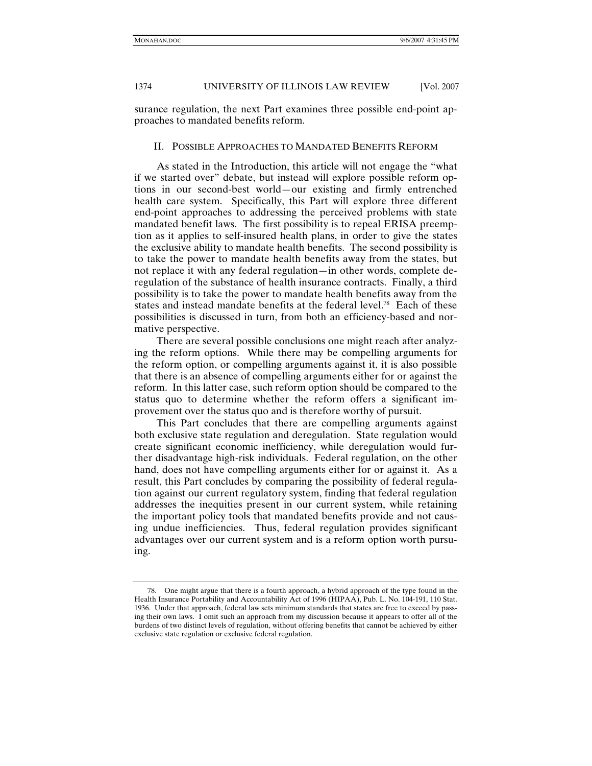surance regulation, the next Part examines three possible end-point approaches to mandated benefits reform.

## II. Possible Approaches to Mandated Benefits Reform

As stated in the Introduction, this article will not engage the "what if we started over" debate, but instead will explore possible reform options in our second-best world—our existing and firmly entrenched health care system. Specifically, this Part will explore three different end-point approaches to addressing the perceived problems with state mandated benefit laws. The first possibility is to repeal ERISA preemption as it applies to self-insured health plans, in order to give the states the exclusive ability to mandate health benefits. The second possibility is to take the power to mandate health benefits away from the states, but not replace it with any federal regulation—in other words, complete deregulation of the substance of health insurance contracts. Finally, a third possibility is to take the power to mandate health benefits away from the states and instead mandate benefits at the federal level.[78] Each of these possibilities is discussed in turn, from both an efficiency-based and normative perspective.

There are several possible conclusions one might reach after analyzing the reform options. While there may be compelling arguments for the reform option, or compelling arguments against it, it is also possible that there is an absence of compelling arguments either for or against the reform. In this latter case, such reform option should be compared to the status quo to determine whether the reform offers a significant improvement over the status quo and is therefore worthy of pursuit.

This Part concludes that there are compelling arguments against both exclusive state regulation and deregulation. State regulation would create significant economic inefficiency, while deregulation would further disadvantage high-risk individuals. Federal regulation, on the other hand, does not have compelling arguments either for or against it. As a result, this Part concludes by comparing the possibility of federal regulation against our current regulatory system, finding that federal regulation addresses the inequities present in our current system, while retaining the important policy tools that mandated benefits provide and not causing undue inefficiencies. Thus, federal regulation provides significant advantages over our current system and is a reform option worth pursuing.

---

78. One might argue that there is a fourth approach, a hybrid approach of the type found in the Health Insurance Portability and Accountability Act of 1996 (HIPAA), Pub. L. No. 104-191, 110 Stat. 1936. Under that approach, federal law sets minimum standards that states are free to exceed by passing their own laws. I omit such an approach from my discussion because it appears to offer all of the burdens of two distinct levels of regulation, without offering benefits that cannot be achieved by either exclusive state regulation or exclusive federal regulation.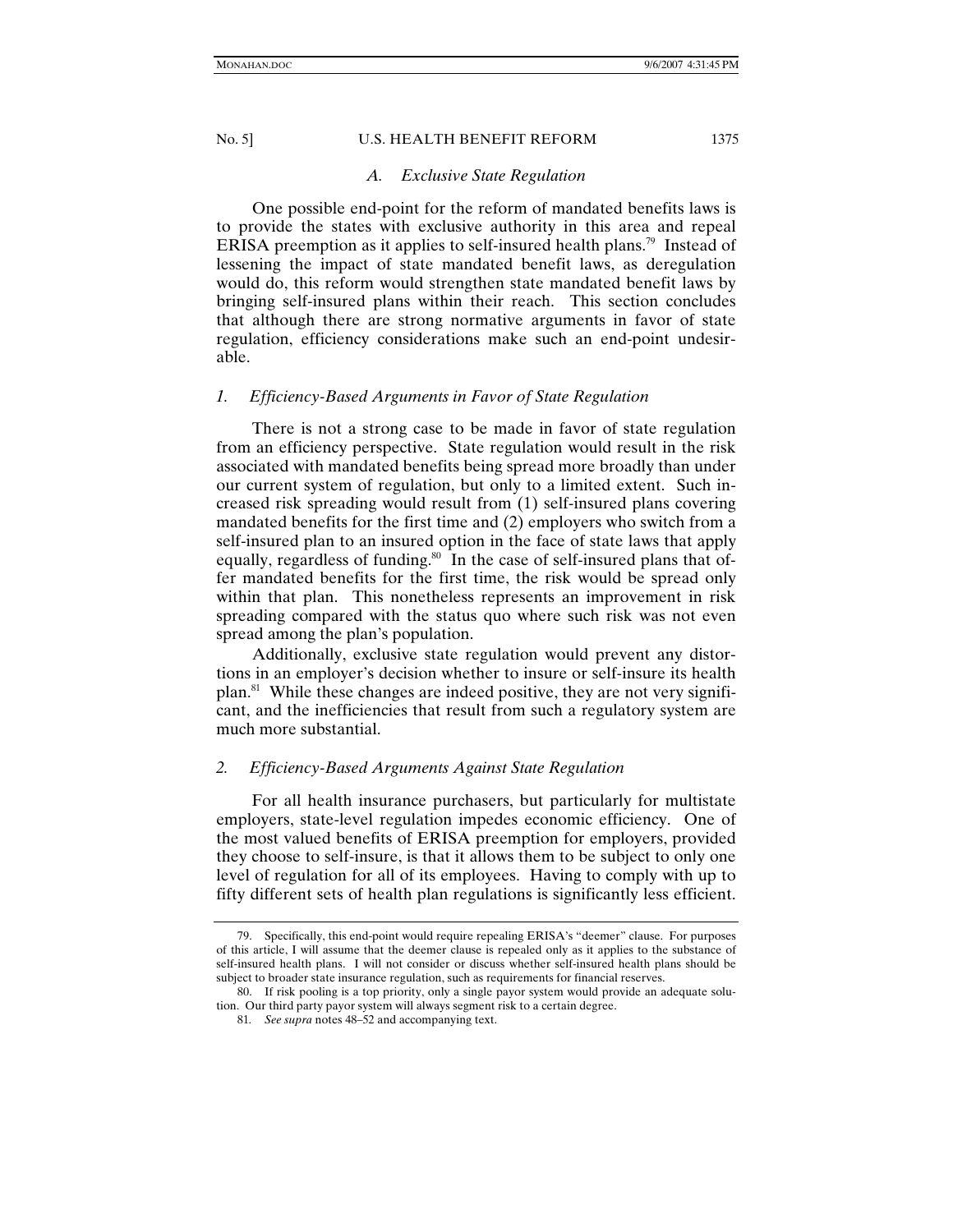### *A. Exclusive State Regulation*

One possible end-point for the reform of mandated benefits laws is to provide the states with exclusive authority in this area and repeal ERISA preemption as it applies to self-insured health plans.[79] Instead of lessening the impact of state mandated benefit laws, as deregulation would do, this reform would strengthen state mandated benefit laws by bringing self-insured plans within their reach. This section concludes that although there are strong normative arguments in favor of state regulation, efficiency considerations make such an end-point undesirable.

#### *1. Efficiency-Based Arguments in Favor of State Regulation*

There is not a strong case to be made in favor of state regulation from an efficiency perspective. State regulation would result in the risk associated with mandated benefits being spread more broadly than under our current system of regulation, but only to a limited extent. Such increased risk spreading would result from (1) self-insured plans covering mandated benefits for the first time and (2) employers who switch from a self-insured plan to an insured option in the face of state laws that apply equally, regardless of funding.[80] In the case of self-insured plans that offer mandated benefits for the first time, the risk would be spread only within that plan. This nonetheless represents an improvement in risk spreading compared with the status quo where such risk was not even spread among the plan's population.

Additionally, exclusive state regulation would prevent any distortions in an employer's decision whether to insure or self-insure its health plan.[81] While these changes are indeed positive, they are not very significant, and the inefficiencies that result from such a regulatory system are much more substantial.

#### *2. Efficiency-Based Arguments Against State Regulation*

For all health insurance purchasers, but particularly for multistate employers, state-level regulation impedes economic efficiency. One of the most valued benefits of ERISA preemption for employers, provided they choose to self-insure, is that it allows them to be subject to only one level of regulation for all of its employees. Having to comply with up to fifty different sets of health plan regulations is significantly less efficient.

---

79. Specifically, this end-point would require repealing ERISA's "deemer" clause. For purposes of this article, I will assume that the deemer clause is repealed only as it applies to the substance of self-insured health plans. I will not consider or discuss whether self-insured health plans should be subject to broader state insurance regulation, such as requirements for financial reserves.

80. If risk pooling is a top priority, only a single payor system would provide an adequate solution. Our third party payor system will always segment risk to a certain degree.

81. *See supra* notes 48–52 and accompanying text.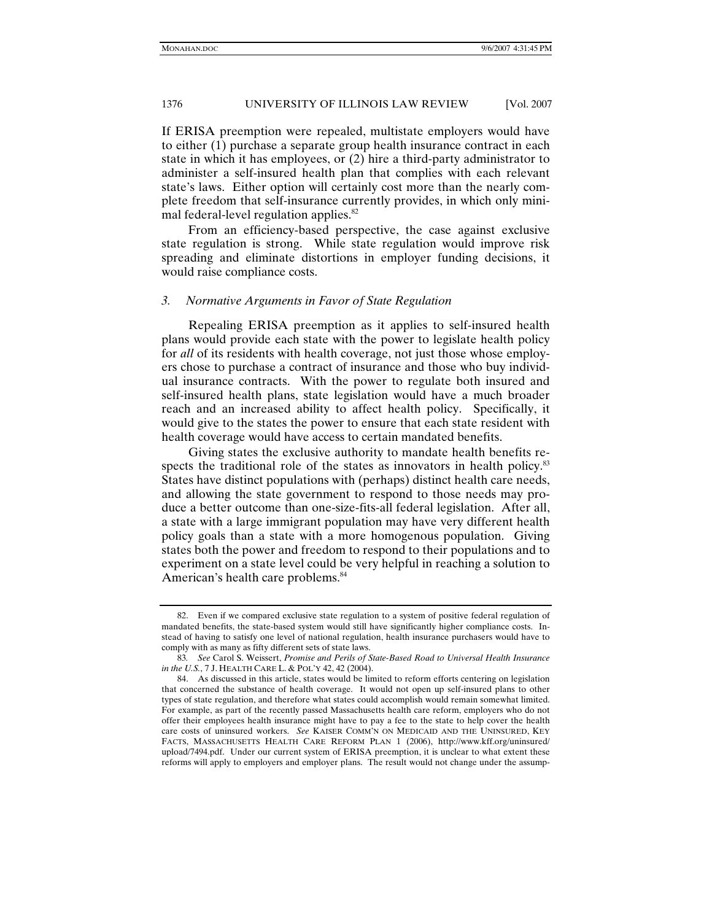If ERISA preemption were repealed, multistate employers would have to either (1) purchase a separate group health insurance contract in each state in which it has employees, or (2) hire a third-party administrator to administer a self-insured health plan that complies with each relevant state's laws. Either option will certainly cost more than the nearly complete freedom that self-insurance currently provides, in which only minimal federal-level regulation applies.[82]

From an efficiency-based perspective, the case against exclusive state regulation is strong. While state regulation would improve risk spreading and eliminate distortions in employer funding decisions, it would raise compliance costs.

### 3. *Normative Arguments in Favor of State Regulation*

Repealing ERISA preemption as it applies to self-insured health plans would provide each state with the power to legislate health policy for *all* of its residents with health coverage, not just those whose employers chose to purchase a contract of insurance and those who buy individual insurance contracts. With the power to regulate both insured and self-insured health plans, state legislation would have a much broader reach and an increased ability to affect health policy. Specifically, it would give to the states the power to ensure that each state resident with health coverage would have access to certain mandated benefits.

Giving states the exclusive authority to mandate health benefits respects the traditional role of the states as innovators in health policy.[83] States have distinct populations with (perhaps) distinct health care needs, and allowing the state government to respond to those needs may produce a better outcome than one-size-fits-all federal legislation. After all, a state with a large immigrant population may have very different health policy goals than a state with a more homogenous population. Giving states both the power and freedom to respond to their populations and to experiment on a state level could be very helpful in reaching a solution to American's health care problems.[84]

---

82. Even if we compared exclusive state regulation to a system of positive federal regulation of mandated benefits, the state-based system would still have significantly higher compliance costs. Instead of having to satisfy one level of national regulation, health insurance purchasers would have to comply with as many as fifty different sets of state laws.

83. *See* Carol S. Weissert, *Promise and Perils of State-Based Road to Universal Health Insurance in the U.S.*, 7 J. HEALTH CARE L. & POL'Y 42, 42 (2004).

84. As discussed in this article, states would be limited to reform efforts centering on legislation that concerned the substance of health coverage. It would not open up self-insured plans to other types of state regulation, and therefore what states could accomplish would remain somewhat limited. For example, as part of the recently passed Massachusetts health care reform, employers who do not offer their employees health insurance might have to pay a fee to the state to help cover the health care costs of uninsured workers. *See* KAISER COMM'N ON MEDICAID AND THE UNINSURED, KEY FACTS, MASSACHUSETTS HEALTH CARE REFORM PLAN 1 (2006), http://www.kff.org/uninsured/upload/7494.pdf. Under our current system of ERISA preemption, it is unclear to what extent these reforms will apply to employers and employer plans. The result would not change under the assump-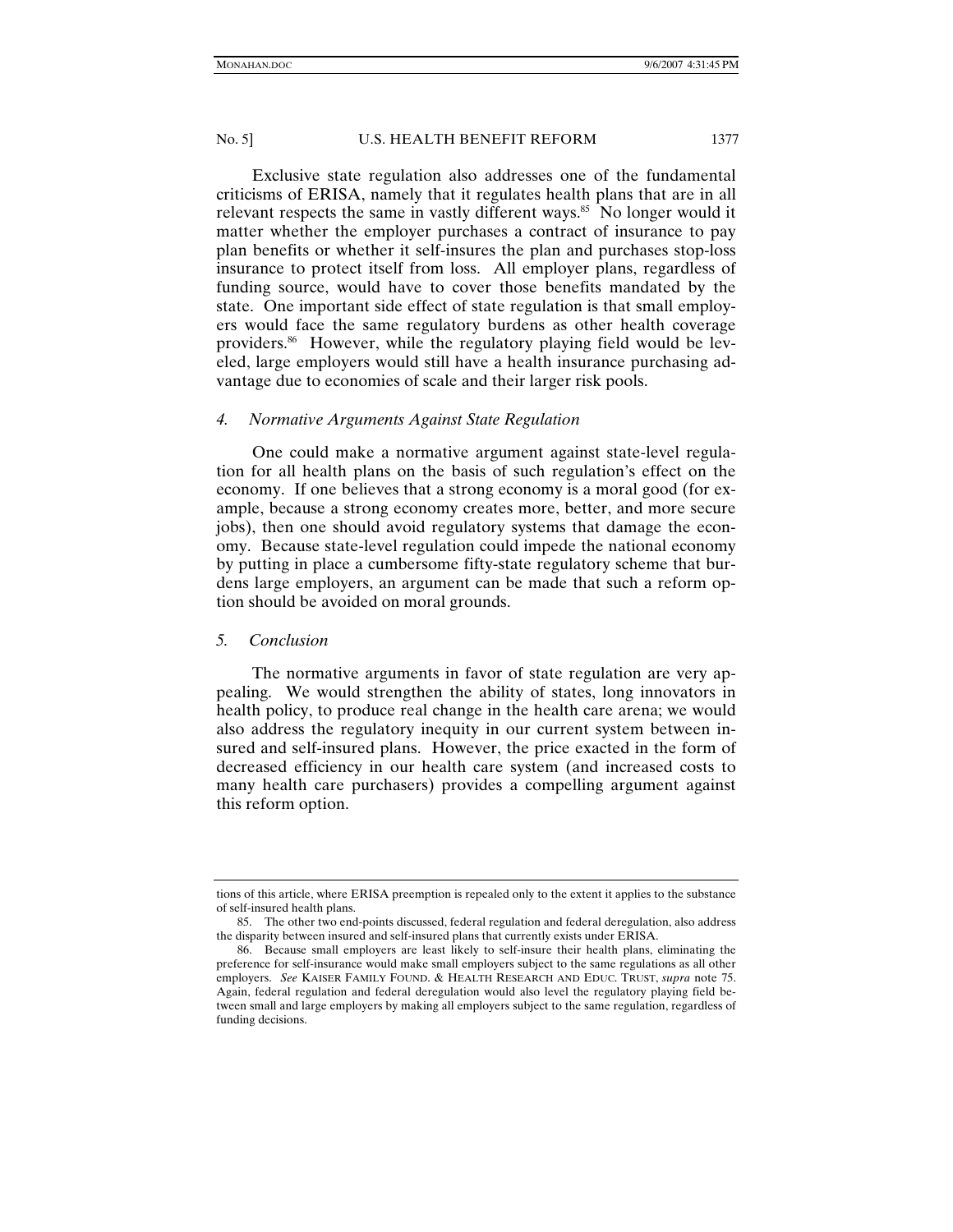Exclusive state regulation also addresses one of the fundamental criticisms of ERISA, namely that it regulates health plans that are in all relevant respects the same in vastly different ways.[85] No longer would it matter whether the employer purchases a contract of insurance to pay plan benefits or whether it self-insures the plan and purchases stop-loss insurance to protect itself from loss. All employer plans, regardless of funding source, would have to cover those benefits mandated by the state. One important side effect of state regulation is that small employers would face the same regulatory burdens as other health coverage providers.[86] However, while the regulatory playing field would be leveled, large employers would still have a health insurance purchasing advantage due to economies of scale and their larger risk pools.

#### *4. Normative Arguments Against State Regulation*

One could make a normative argument against state-level regulation for all health plans on the basis of such regulation's effect on the economy. If one believes that a strong economy is a moral good (for example, because a strong economy creates more, better, and more secure jobs), then one should avoid regulatory systems that damage the economy. Because state-level regulation could impede the national economy by putting in place a cumbersome fifty-state regulatory scheme that burdens large employers, an argument can be made that such a reform option should be avoided on moral grounds.

#### *5. Conclusion*

The normative arguments in favor of state regulation are very appealing. We would strengthen the ability of states, long innovators in health policy, to produce real change in the health care arena; we would also address the regulatory inequity in our current system between insured and self-insured plans. However, the price exacted in the form of decreased efficiency in our health care system (and increased costs to many health care purchasers) provides a compelling argument against this reform option.

---

tions of this article, where ERISA preemption is repealed only to the extent it applies to the substance of self-insured health plans.

85. The other two end-points discussed, federal regulation and federal deregulation, also address the disparity between insured and self-insured plans that currently exists under ERISA.

86. Because small employers are least likely to self-insure their health plans, eliminating the preference for self-insurance would make small employers subject to the same regulations as all other employers. *See* KAISER FAMILY FOUND. & HEALTH RESEARCH AND EDUC. TRUST, *supra* note 75. Again, federal regulation and federal deregulation would also level the regulatory playing field between small and large employers by making all employers subject to the same regulation, regardless of funding decisions.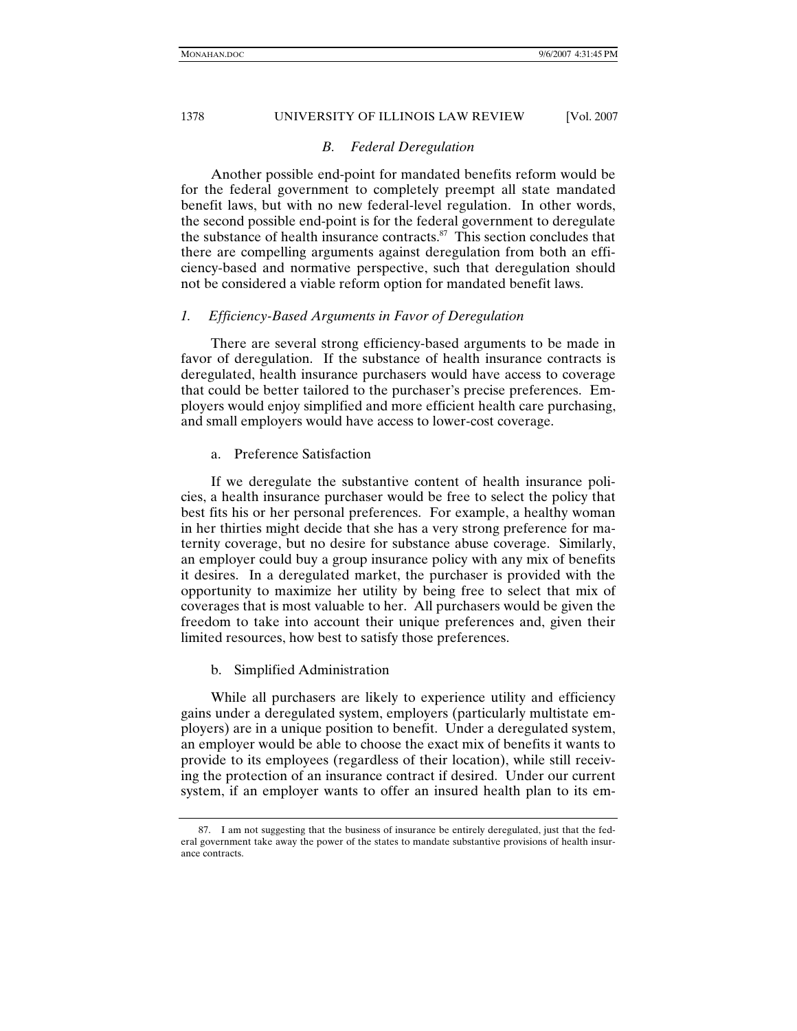### *B. Federal Deregulation*

Another possible end-point for mandated benefits reform would be for the federal government to completely preempt all state mandated benefit laws, but with no new federal-level regulation. In other words, the second possible end-point is for the federal government to deregulate the substance of health insurance contracts.[87] This section concludes that there are compelling arguments against deregulation from both an efficiency-based and normative perspective, such that deregulation should not be considered a viable reform option for mandated benefit laws.

#### *1. Efficiency-Based Arguments in Favor of Deregulation*

There are several strong efficiency-based arguments to be made in favor of deregulation. If the substance of health insurance contracts is deregulated, health insurance purchasers would have access to coverage that could be better tailored to the purchaser's precise preferences. Employers would enjoy simplified and more efficient health care purchasing, and small employers would have access to lower-cost coverage.

##### a. Preference Satisfaction

If we deregulate the substantive content of health insurance policies, a health insurance purchaser would be free to select the policy that best fits his or her personal preferences. For example, a healthy woman in her thirties might decide that she has a very strong preference for maternity coverage, but no desire for substance abuse coverage. Similarly, an employer could buy a group insurance policy with any mix of benefits it desires. In a deregulated market, the purchaser is provided with the opportunity to maximize her utility by being free to select that mix of coverages that is most valuable to her. All purchasers would be given the freedom to take into account their unique preferences and, given their limited resources, how best to satisfy those preferences.

##### b. Simplified Administration

While all purchasers are likely to experience utility and efficiency gains under a deregulated system, employers (particularly multistate employers) are in a unique position to benefit. Under a deregulated system, an employer would be able to choose the exact mix of benefits it wants to provide to its employees (regardless of their location), while still receiving the protection of an insurance contract if desired. Under our current system, if an employer wants to offer an insured health plan to its em-

---

87. I am not suggesting that the business of insurance be entirely deregulated, just that the federal government take away the power of the states to mandate substantive provisions of health insurance contracts.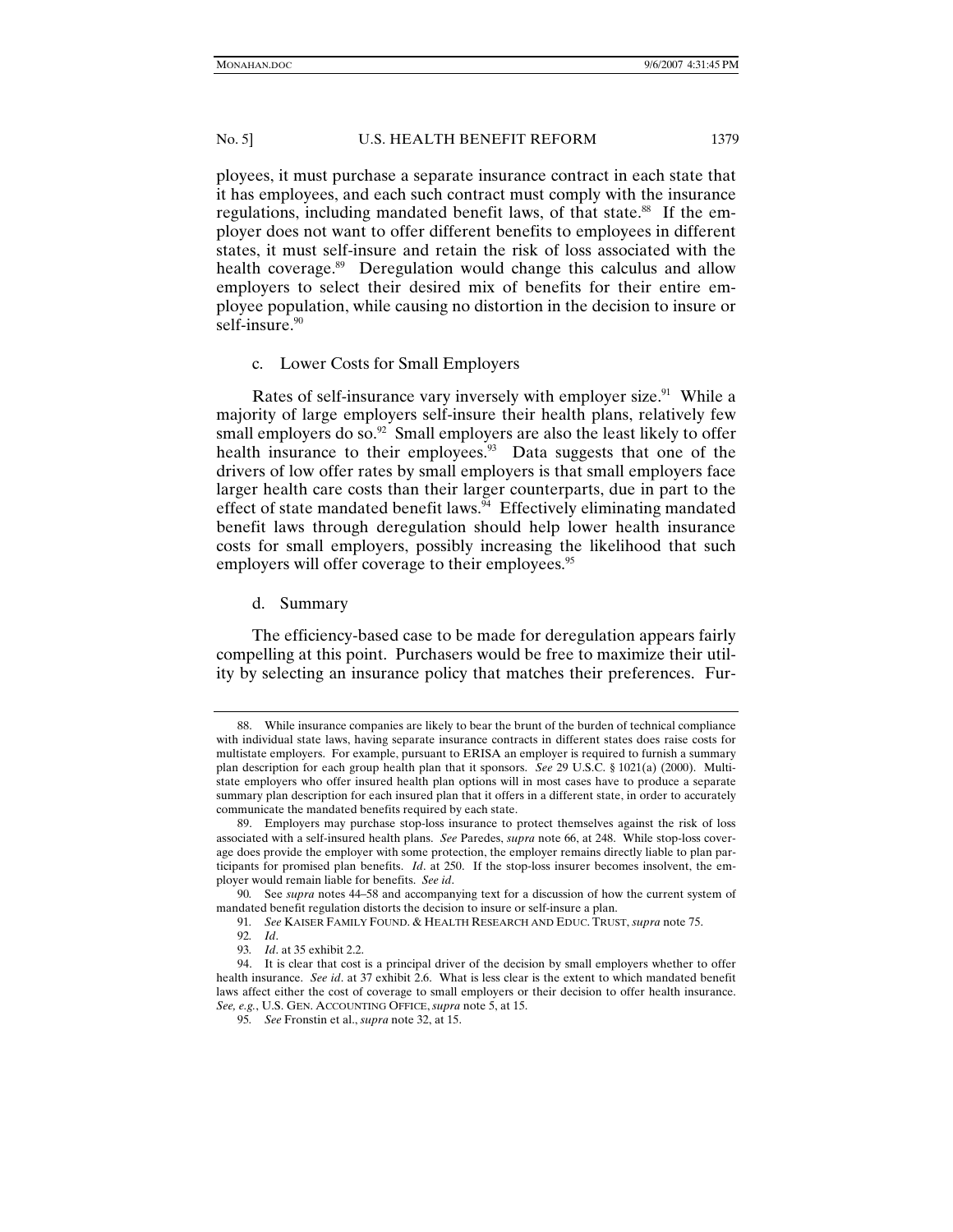ployees, it must purchase a separate insurance contract in each state that it has employees, and each such contract must comply with the insurance regulations, including mandated benefit laws, of that state.[88] If the employer does not want to offer different benefits to employees in different states, it must self-insure and retain the risk of loss associated with the health coverage.[89] Deregulation would change this calculus and allow employers to select their desired mix of benefits for their entire employee population, while causing no distortion in the decision to insure or self-insure.[90]

c. Lower Costs for Small Employers

Rates of self-insurance vary inversely with employer size.[91] While a majority of large employers self-insure their health plans, relatively few small employers do so.[92] Small employers are also the least likely to offer health insurance to their employees.[93] Data suggests that one of the drivers of low offer rates by small employers is that small employers face larger health care costs than their larger counterparts, due in part to the effect of state mandated benefit laws.[94] Effectively eliminating mandated benefit laws through deregulation should help lower health insurance costs for small employers, possibly increasing the likelihood that such employers will offer coverage to their employees.[95]

d. Summary

The efficiency-based case to be made for deregulation appears fairly compelling at this point. Purchasers would be free to maximize their utility by selecting an insurance policy that matches their preferences. Fur-

---

88. While insurance companies are likely to bear the brunt of the burden of technical compliance with individual state laws, having separate insurance contracts in different states does raise costs for multistate employers. For example, pursuant to ERISA an employer is required to furnish a summary plan description for each group health plan that it sponsors. *See* 29 U.S.C. § 1021(a) (2000). Multistate employers who offer insured health plan options will in most cases have to produce a separate summary plan description for each insured plan that it offers in a different state, in order to accurately communicate the mandated benefits required by each state.

89. Employers may purchase stop-loss insurance to protect themselves against the risk of loss associated with a self-insured health plans. *See* Paredes, *supra* note 66, at 248. While stop-loss coverage does provide the employer with some protection, the employer remains directly liable to plan participants for promised plan benefits. *Id*. at 250. If the stop-loss insurer becomes insolvent, the employer would remain liable for benefits. *See id*.

90. See *supra* notes 44–58 and accompanying text for a discussion of how the current system of mandated benefit regulation distorts the decision to insure or self-insure a plan.

91. *See* KAISER FAMILY FOUND. & HEALTH RESEARCH AND EDUC. TRUST, *supra* note 75.

92. *Id*.

93. *Id*. at 35 exhibit 2.2.

94. It is clear that cost is a principal driver of the decision by small employers whether to offer health insurance. *See id*. at 37 exhibit 2.6. What is less clear is the extent to which mandated benefit laws affect either the cost of coverage to small employers or their decision to offer health insurance. *See, e.g.*, U.S. GEN. ACCOUNTING OFFICE, *supra* note 5, at 15.

95. *See* Fronstin et al., *supra* note 32, at 15.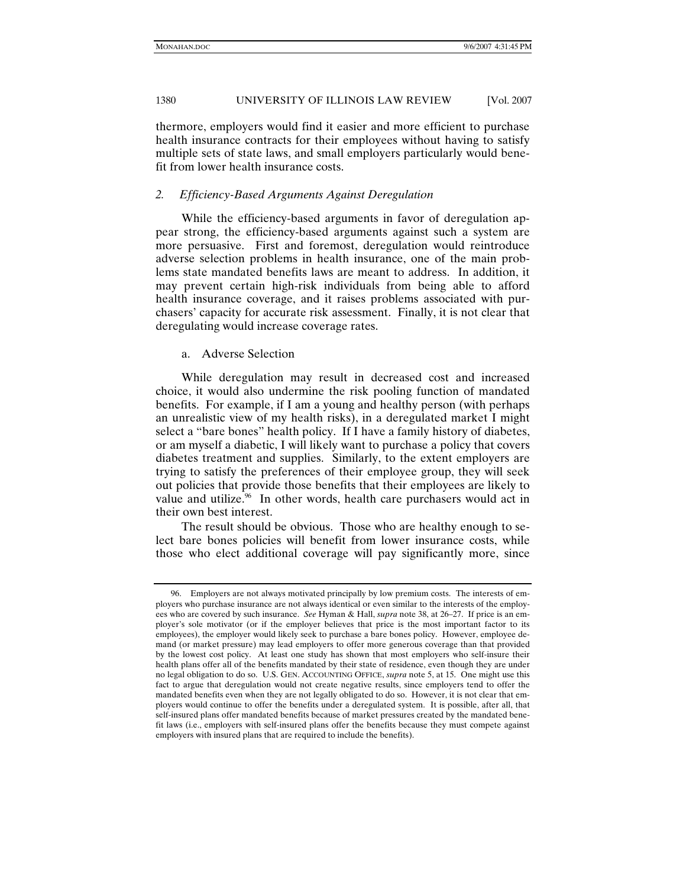thermore, employers would find it easier and more efficient to purchase health insurance contracts for their employees without having to satisfy multiple sets of state laws, and small employers particularly would benefit from lower health insurance costs.

### *2. Efficiency-Based Arguments Against Deregulation*

While the efficiency-based arguments in favor of deregulation appear strong, the efficiency-based arguments against such a system are more persuasive. First and foremost, deregulation would reintroduce adverse selection problems in health insurance, one of the main problems state mandated benefits laws are meant to address. In addition, it may prevent certain high-risk individuals from being able to afford health insurance coverage, and it raises problems associated with purchasers' capacity for accurate risk assessment. Finally, it is not clear that deregulating would increase coverage rates.

#### a. Adverse Selection

While deregulation may result in decreased cost and increased choice, it would also undermine the risk pooling function of mandated benefits. For example, if I am a young and healthy person (with perhaps an unrealistic view of my health risks), in a deregulated market I might select a "bare bones" health policy. If I have a family history of diabetes, or am myself a diabetic, I will likely want to purchase a policy that covers diabetes treatment and supplies. Similarly, to the extent employers are trying to satisfy the preferences of their employee group, they will seek out policies that provide those benefits that their employees are likely to value and utilize.[96] In other words, health care purchasers would act in their own best interest.

The result should be obvious. Those who are healthy enough to select bare bones policies will benefit from lower insurance costs, while those who elect additional coverage will pay significantly more, since

---

96. Employers are not always motivated principally by low premium costs. The interests of employers who purchase insurance are not always identical or even similar to the interests of the employees who are covered by such insurance. *See* Hyman & Hall, *supra* note 38, at 26–27. If price is an employer's sole motivator (or if the employer believes that price is the most important factor to its employees), the employer would likely seek to purchase a bare bones policy. However, employee demand (or market pressure) may lead employers to offer more generous coverage than that provided by the lowest cost policy. At least one study has shown that most employers who self-insure their health plans offer all of the benefits mandated by their state of residence, even though they are under no legal obligation to do so. U.S. GEN. ACCOUNTING OFFICE, *supra* note 5, at 15. One might use this fact to argue that deregulation would not create negative results, since employers tend to offer the mandated benefits even when they are not legally obligated to do so. However, it is not clear that employers would continue to offer the benefits under a deregulated system. It is possible, after all, that self-insured plans offer mandated benefits because of market pressures created by the mandated benefit laws (i.e., employers with self-insured plans offer the benefits because they must compete against employers with insured plans that are required to include the benefits).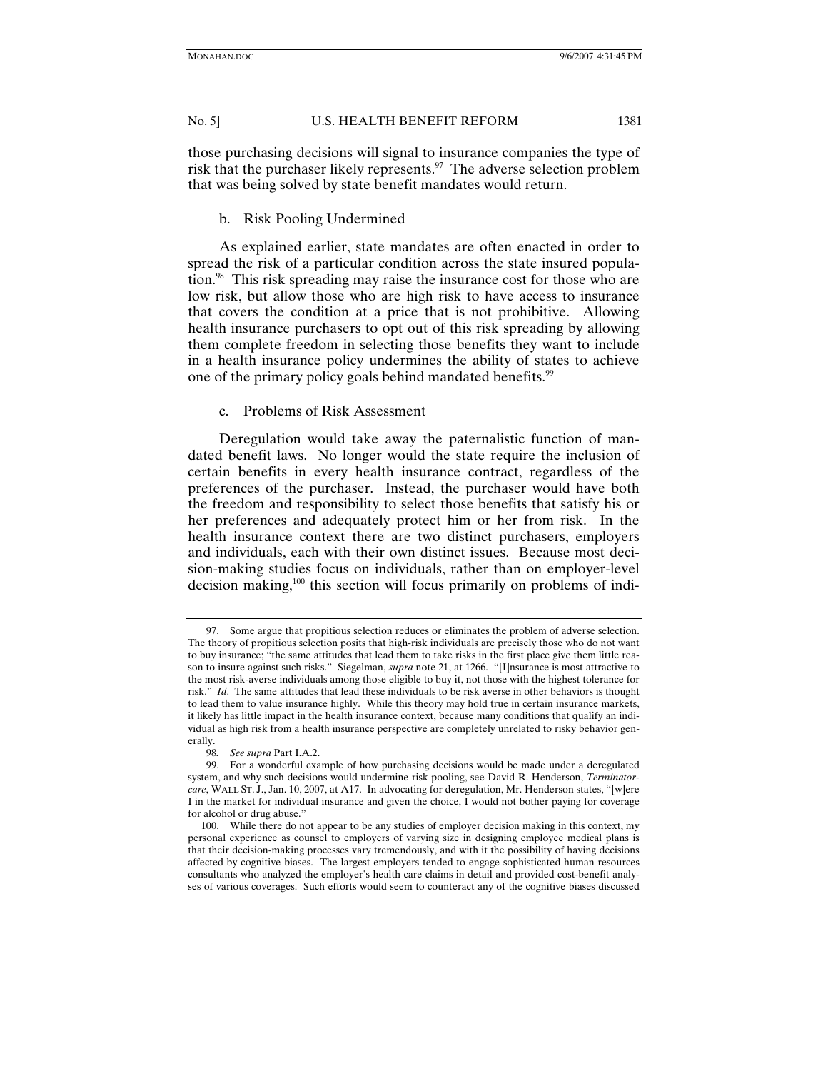those purchasing decisions will signal to insurance companies the type of risk that the purchaser likely represents.[97] The adverse selection problem that was being solved by state benefit mandates would return.

### b. Risk Pooling Undermined

As explained earlier, state mandates are often enacted in order to spread the risk of a particular condition across the state insured population.[98] This risk spreading may raise the insurance cost for those who are low risk, but allow those who are high risk to have access to insurance that covers the condition at a price that is not prohibitive. Allowing health insurance purchasers to opt out of this risk spreading by allowing them complete freedom in selecting those benefits they want to include in a health insurance policy undermines the ability of states to achieve one of the primary policy goals behind mandated benefits.[99]

### c. Problems of Risk Assessment

Deregulation would take away the paternalistic function of mandated benefit laws. No longer would the state require the inclusion of certain benefits in every health insurance contract, regardless of the preferences of the purchaser. Instead, the purchaser would have both the freedom and responsibility to select those benefits that satisfy his or her preferences and adequately protect him or her from risk. In the health insurance context there are two distinct purchasers, employers and individuals, each with their own distinct issues. Because most decision-making studies focus on individuals, rather than on employer-level decision making,[100] this section will focus primarily on problems of indi-

---

97. Some argue that propitious selection reduces or eliminates the problem of adverse selection. The theory of propitious selection posits that high-risk individuals are precisely those who do not want to buy insurance; "the same attitudes that lead them to take risks in the first place give them little reason to insure against such risks." Siegelman, *supra* note 21, at 1266. "[I]nsurance is most attractive to the most risk-averse individuals among those eligible to buy it, not those with the highest tolerance for risk." *Id*. The same attitudes that lead these individuals to be risk averse in other behaviors is thought to lead them to value insurance highly. While this theory may hold true in certain insurance markets, it likely has little impact in the health insurance context, because many conditions that qualify an individual as high risk from a health insurance perspective are completely unrelated to risky behavior generally.

98. *See supra* Part I.A.2.

99. For a wonderful example of how purchasing decisions would be made under a deregulated system, and why such decisions would undermine risk pooling, see David R. Henderson, *Terminatorcare*, WALL ST. J., Jan. 10, 2007, at A17. In advocating for deregulation, Mr. Henderson states, "[w]ere I in the market for individual insurance and given the choice, I would not bother paying for coverage for alcohol or drug abuse."

100. While there do not appear to be any studies of employer decision making in this context, my personal experience as counsel to employers of varying size in designing employee medical plans is that their decision-making processes vary tremendously, and with it the possibility of having decisions affected by cognitive biases. The largest employers tended to engage sophisticated human resources consultants who analyzed the employer's health care claims in detail and provided cost-benefit analyses of various coverages. Such efforts would seem to counteract any of the cognitive biases discussed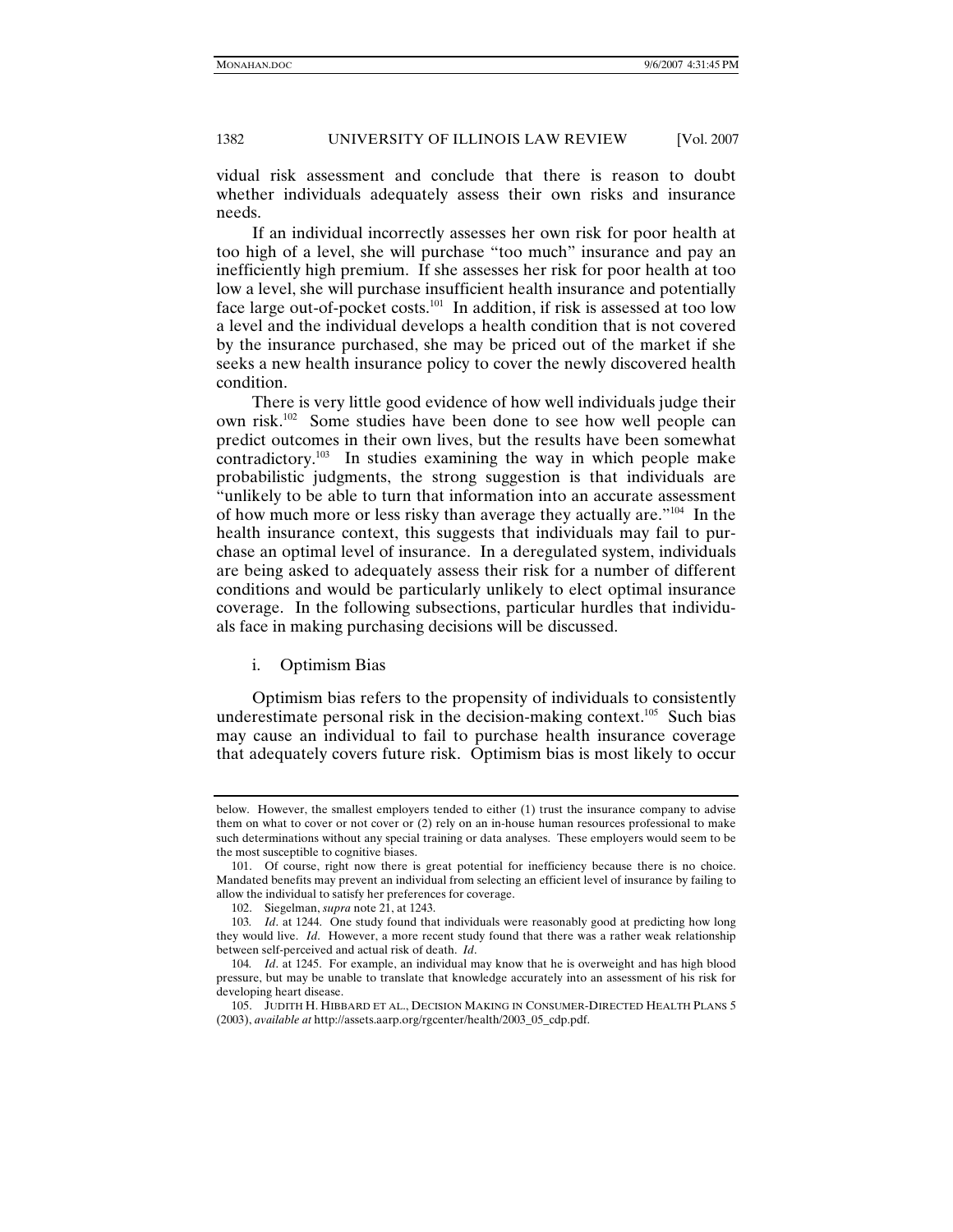vidual risk assessment and conclude that there is reason to doubt whether individuals adequately assess their own risks and insurance needs.

If an individual incorrectly assesses her own risk for poor health at too high of a level, she will purchase "too much" insurance and pay an inefficiently high premium. If she assesses her risk for poor health at too low a level, she will purchase insufficient health insurance and potentially face large out-of-pocket costs.[101] In addition, if risk is assessed at too low a level and the individual develops a health condition that is not covered by the insurance purchased, she may be priced out of the market if she seeks a new health insurance policy to cover the newly discovered health condition.

There is very little good evidence of how well individuals judge their own risk.[102] Some studies have been done to see how well people can predict outcomes in their own lives, but the results have been somewhat contradictory.[103] In studies examining the way in which people make probabilistic judgments, the strong suggestion is that individuals are "unlikely to be able to turn that information into an accurate assessment of how much more or less risky than average they actually are."[104] In the health insurance context, this suggests that individuals may fail to purchase an optimal level of insurance. In a deregulated system, individuals are being asked to adequately assess their risk for a number of different conditions and would be particularly unlikely to elect optimal insurance coverage. In the following subsections, particular hurdles that individuals face in making purchasing decisions will be discussed.

#### i. Optimism Bias

Optimism bias refers to the propensity of individuals to consistently underestimate personal risk in the decision-making context.[105] Such bias may cause an individual to fail to purchase health insurance coverage that adequately covers future risk. Optimism bias is most likely to occur

---

below. However, the smallest employers tended to either (1) trust the insurance company to advise them on what to cover or not cover or (2) rely on an in-house human resources professional to make such determinations without any special training or data analyses. These employers would seem to be the most susceptible to cognitive biases.

101. Of course, right now there is great potential for inefficiency because there is no choice. Mandated benefits may prevent an individual from selecting an efficient level of insurance by failing to allow the individual to satisfy her preferences for coverage.

102. Siegelman, *supra* note 21, at 1243.

103. *Id*. at 1244. One study found that individuals were reasonably good at predicting how long they would live. *Id*. However, a more recent study found that there was a rather weak relationship between self-perceived and actual risk of death. *Id*.

104. *Id*. at 1245. For example, an individual may know that he is overweight and has high blood pressure, but may be unable to translate that knowledge accurately into an assessment of his risk for developing heart disease.

105. JUDITH H. HIBBARD ET AL., DECISION MAKING IN CONSUMER-DIRECTED HEALTH PLANS 5 (2003), *available at* http://assets.aarp.org/rgcenter/health/2003_05_cdp.pdf.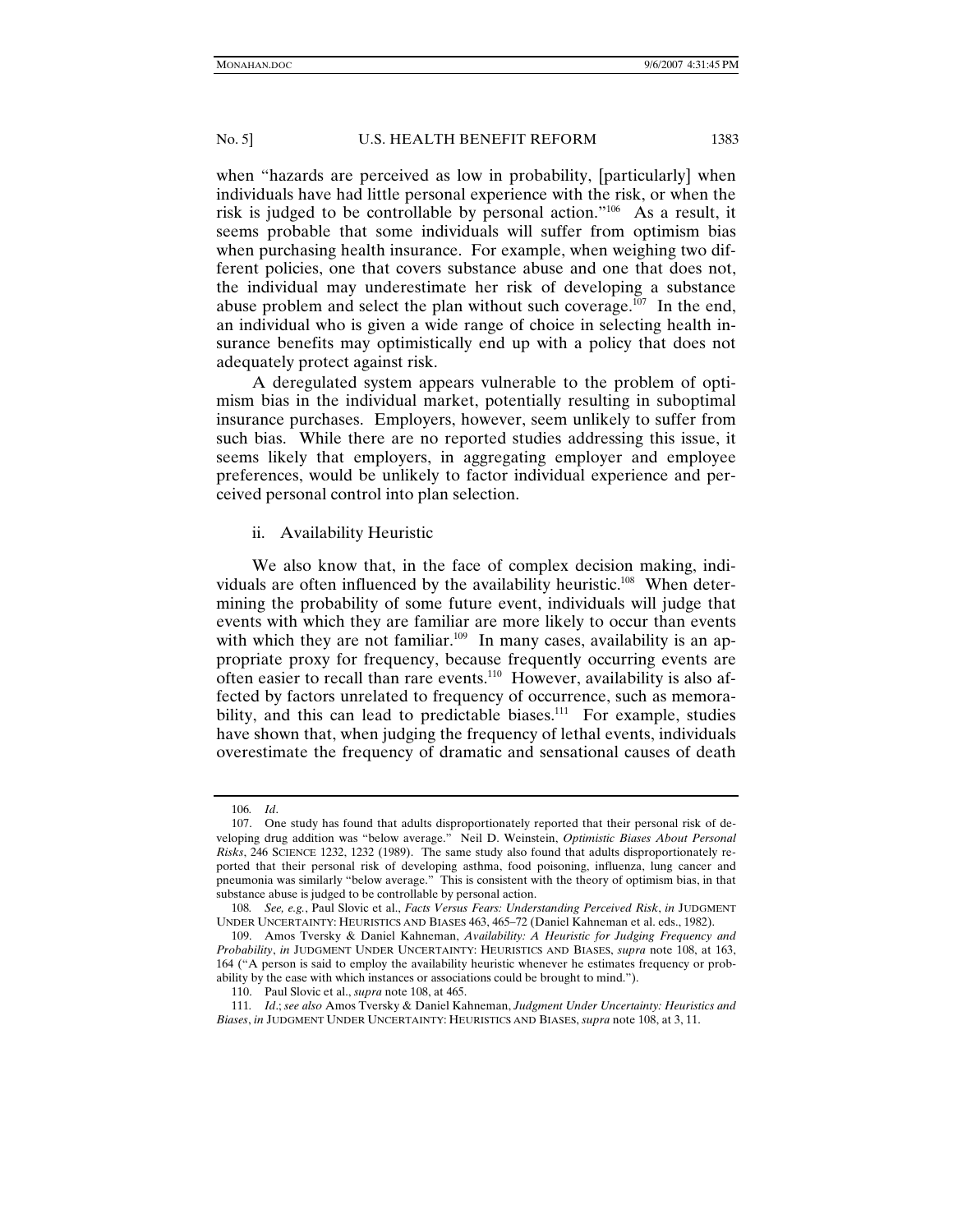when "hazards are perceived as low in probability, [particularly] when individuals have had little personal experience with the risk, or when the risk is judged to be controllable by personal action."[106] As a result, it seems probable that some individuals will suffer from optimism bias when purchasing health insurance. For example, when weighing two different policies, one that covers substance abuse and one that does not, the individual may underestimate her risk of developing a substance abuse problem and select the plan without such coverage.[107] In the end, an individual who is given a wide range of choice in selecting health insurance benefits may optimistically end up with a policy that does not adequately protect against risk.

A deregulated system appears vulnerable to the problem of optimism bias in the individual market, potentially resulting in suboptimal insurance purchases. Employers, however, seem unlikely to suffer from such bias. While there are no reported studies addressing this issue, it seems likely that employers, in aggregating employer and employee preferences, would be unlikely to factor individual experience and perceived personal control into plan selection.

### ii. Availability Heuristic

We also know that, in the face of complex decision making, individuals are often influenced by the availability heuristic.[108] When determining the probability of some future event, individuals will judge that events with which they are familiar are more likely to occur than events with which they are not familiar.[109] In many cases, availability is an appropriate proxy for frequency, because frequently occurring events are often easier to recall than rare events.[110] However, availability is also affected by factors unrelated to frequency of occurrence, such as memorability, and this can lead to predictable biases.[111] For example, studies have shown that, when judging the frequency of lethal events, individuals overestimate the frequency of dramatic and sensational causes of death

---

106. *Id*.

107. One study has found that adults disproportionately reported that their personal risk of developing drug addition was "below average." Neil D. Weinstein, *Optimistic Biases About Personal Risks*, 246 SCIENCE 1232, 1232 (1989). The same study also found that adults disproportionately reported that their personal risk of developing asthma, food poisoning, influenza, lung cancer and pneumonia was similarly "below average." This is consistent with the theory of optimism bias, in that substance abuse is judged to be controllable by personal action.

108. *See, e.g.*, Paul Slovic et al., *Facts Versus Fears: Understanding Perceived Risk*, *in* JUDGMENT UNDER UNCERTAINTY: HEURISTICS AND BIASES 463, 465–72 (Daniel Kahneman et al. eds., 1982).

109. Amos Tversky & Daniel Kahneman, *Availability: A Heuristic for Judging Frequency and Probability*, *in* JUDGMENT UNDER UNCERTAINTY: HEURISTICS AND BIASES, *supra* note 108, at 163, 164 ("A person is said to employ the availability heuristic whenever he estimates frequency or probability by the ease with which instances or associations could be brought to mind.").

110. Paul Slovic et al., *supra* note 108, at 465.

111. *Id*.; *see also* Amos Tversky & Daniel Kahneman, *Judgment Under Uncertainty: Heuristics and Biases*, *in* JUDGMENT UNDER UNCERTAINTY: HEURISTICS AND BIASES, *supra* note 108, at 3, 11.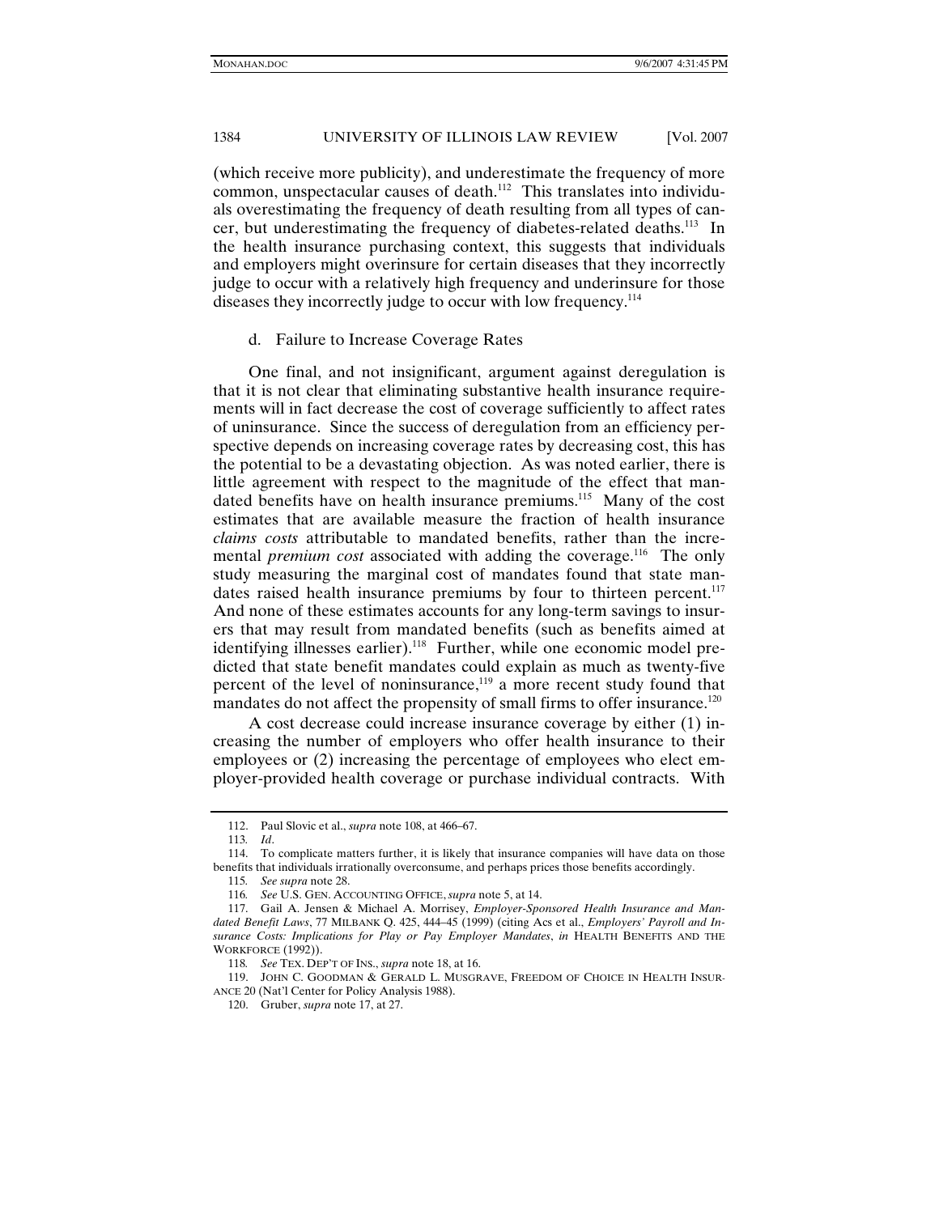(which receive more publicity), and underestimate the frequency of more common, unspectacular causes of death.[112] This translates into individuals overestimating the frequency of death resulting from all types of cancer, but underestimating the frequency of diabetes-related deaths.[113] In the health insurance purchasing context, this suggests that individuals and employers might overinsure for certain diseases that they incorrectly judge to occur with a relatively high frequency and underinsure for those diseases they incorrectly judge to occur with low frequency.[114]

d. Failure to Increase Coverage Rates

One final, and not insignificant, argument against deregulation is that it is not clear that eliminating substantive health insurance requirements will in fact decrease the cost of coverage sufficiently to affect rates of uninsurance. Since the success of deregulation from an efficiency perspective depends on increasing coverage rates by decreasing cost, this has the potential to be a devastating objection. As was noted earlier, there is little agreement with respect to the magnitude of the effect that mandated benefits have on health insurance premiums.[115] Many of the cost estimates that are available measure the fraction of health insurance *claims costs* attributable to mandated benefits, rather than the incremental *premium cost* associated with adding the coverage.[116] The only study measuring the marginal cost of mandates found that state mandates raised health insurance premiums by four to thirteen percent.[117] And none of these estimates accounts for any long-term savings to insurers that may result from mandated benefits (such as benefits aimed at identifying illnesses earlier).[118] Further, while one economic model predicted that state benefit mandates could explain as much as twenty-five percent of the level of noninsurance,[119] a more recent study found that mandates do not affect the propensity of small firms to offer insurance.[120]

A cost decrease could increase insurance coverage by either (1) increasing the number of employers who offer health insurance to their employees or (2) increasing the percentage of employees who elect employer-provided health coverage or purchase individual contracts. With

---

112. Paul Slovic et al., *supra* note 108, at 466–67.

113. *Id*.

114. To complicate matters further, it is likely that insurance companies will have data on those benefits that individuals irrationally overconsume, and perhaps prices those benefits accordingly.

115. *See supra* note 28.

116. *See* U.S. GEN. ACCOUNTING OFFICE, *supra* note 5, at 14.

117. Gail A. Jensen & Michael A. Morrisey, *Employer-Sponsored Health Insurance and Mandated Benefit Laws*, 77 MILBANK Q. 425, 444–45 (1999) (citing Acs et al., *Employers' Payroll and Insurance Costs: Implications for Play or Pay Employer Mandates*, *in* HEALTH BENEFITS AND THE WORKFORCE (1992)).

118. *See* TEX. DEP'T OF INS., *supra* note 18, at 16.

119. JOHN C. GOODMAN & GERALD L. MUSGRAVE, FREEDOM OF CHOICE IN HEALTH INSURANCE 20 (Nat'l Center for Policy Analysis 1988).

120. Gruber, *supra* note 17, at 27.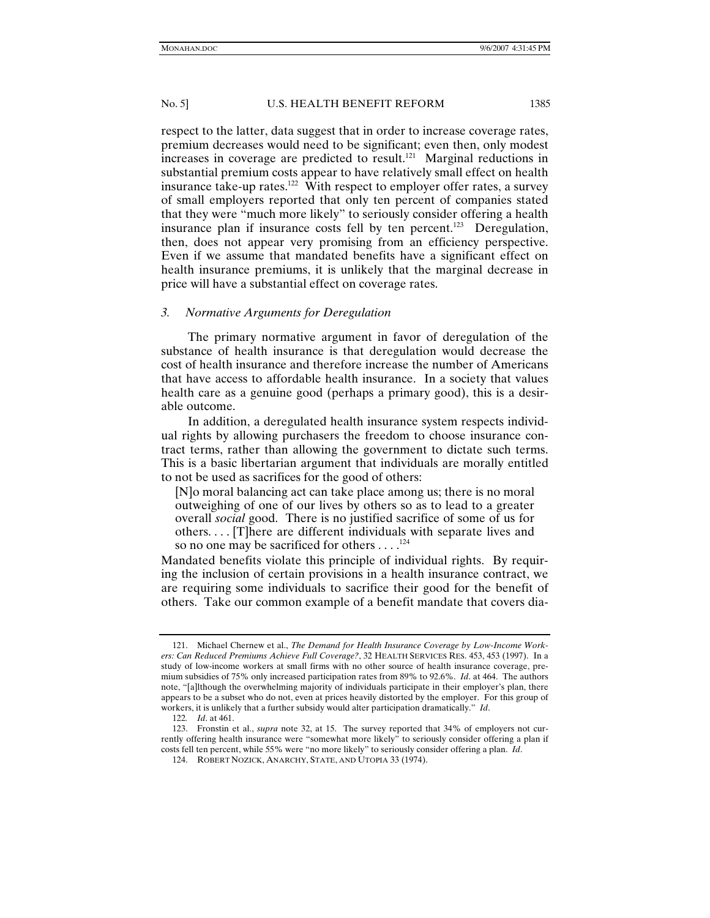respect to the latter, data suggest that in order to increase coverage rates, premium decreases would need to be significant; even then, only modest increases in coverage are predicted to result.[121] Marginal reductions in substantial premium costs appear to have relatively small effect on health insurance take-up rates.[122] With respect to employer offer rates, a survey of small employers reported that only ten percent of companies stated that they were "much more likely" to seriously consider offering a health insurance plan if insurance costs fell by ten percent.[123] Deregulation, then, does not appear very promising from an efficiency perspective. Even if we assume that mandated benefits have a significant effect on health insurance premiums, it is unlikely that the marginal decrease in price will have a substantial effect on coverage rates.

### *3. Normative Arguments for Deregulation*

The primary normative argument in favor of deregulation of the substance of health insurance is that deregulation would decrease the cost of health insurance and therefore increase the number of Americans that have access to affordable health insurance. In a society that values health care as a genuine good (perhaps a primary good), this is a desirable outcome.

In addition, a deregulated health insurance system respects individual rights by allowing purchasers the freedom to choose insurance contract terms, rather than allowing the government to dictate such terms. This is a basic libertarian argument that individuals are morally entitled to not be used as sacrifices for the good of others:

> [N]o moral balancing act can take place among us; there is no moral outweighing of one of our lives by others so as to lead to a greater overall *social* good. There is no justified sacrifice of some of us for others. . . . [T]here are different individuals with separate lives and so no one may be sacrificed for others . . . .[124]

Mandated benefits violate this principle of individual rights. By requiring the inclusion of certain provisions in a health insurance contract, we are requiring some individuals to sacrifice their good for the benefit of others. Take our common example of a benefit mandate that covers dia-

---

121. Michael Chernew et al., *The Demand for Health Insurance Coverage by Low-Income Workers: Can Reduced Premiums Achieve Full Coverage?*, 32 HEALTH SERVICES RES. 453, 453 (1997). In a study of low-income workers at small firms with no other source of health insurance coverage, premium subsidies of 75% only increased participation rates from 89% to 92.6%. *Id*. at 464. The authors note, "[a]lthough the overwhelming majority of individuals participate in their employer's plan, there appears to be a subset who do not, even at prices heavily distorted by the employer. For this group of workers, it is unlikely that a further subsidy would alter participation dramatically." *Id*.

122. *Id*. at 461.

123. Fronstin et al., *supra* note 32, at 15. The survey reported that 34% of employers not currently offering health insurance were "somewhat more likely" to seriously consider offering a plan if costs fell ten percent, while 55% were "no more likely" to seriously consider offering a plan. *Id*.

124. ROBERT NOZICK, ANARCHY, STATE, AND UTOPIA 33 (1974).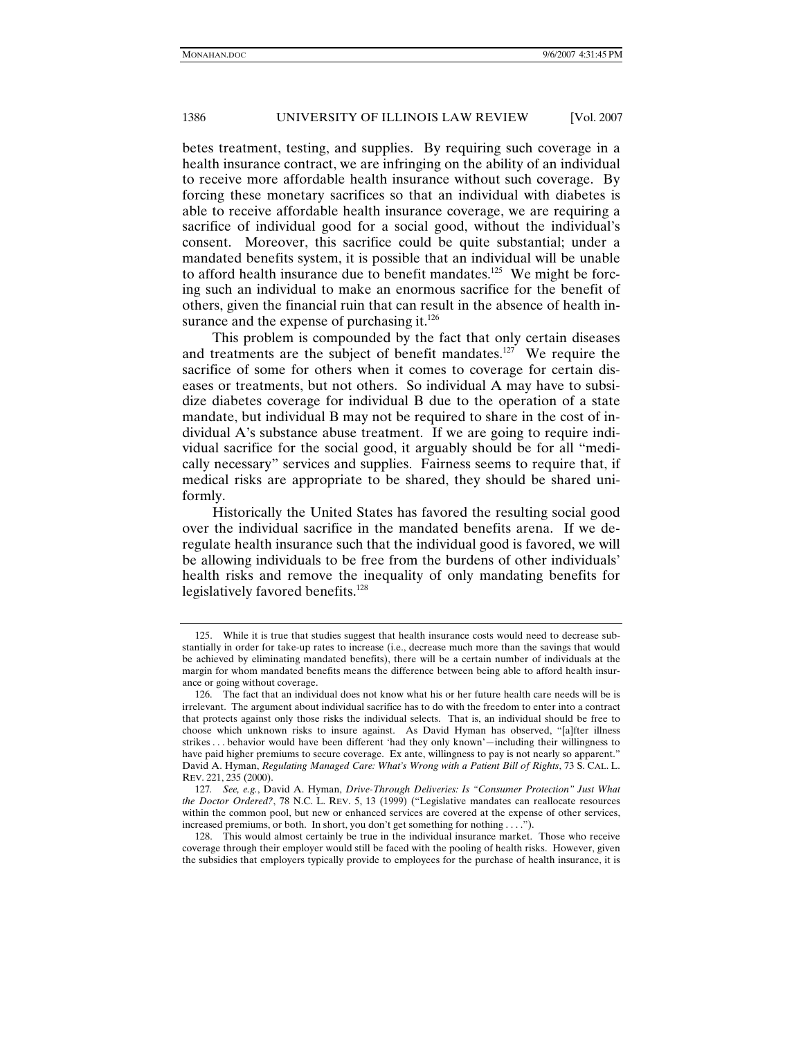betes treatment, testing, and supplies. By requiring such coverage in a health insurance contract, we are infringing on the ability of an individual to receive more affordable health insurance without such coverage. By forcing these monetary sacrifices so that an individual with diabetes is able to receive affordable health insurance coverage, we are requiring a sacrifice of individual good for a social good, without the individual's consent. Moreover, this sacrifice could be quite substantial; under a mandated benefits system, it is possible that an individual will be unable to afford health insurance due to benefit mandates.[125] We might be forcing such an individual to make an enormous sacrifice for the benefit of others, given the financial ruin that can result in the absence of health insurance and the expense of purchasing it.[126]

This problem is compounded by the fact that only certain diseases and treatments are the subject of benefit mandates.[127] We require the sacrifice of some for others when it comes to coverage for certain diseases or treatments, but not others. So individual A may have to subsidize diabetes coverage for individual B due to the operation of a state mandate, but individual B may not be required to share in the cost of individual A's substance abuse treatment. If we are going to require individual sacrifice for the social good, it arguably should be for all "medically necessary" services and supplies. Fairness seems to require that, if medical risks are appropriate to be shared, they should be shared uniformly.

Historically the United States has favored the resulting social good over the individual sacrifice in the mandated benefits arena. If we deregulate health insurance such that the individual good is favored, we will be allowing individuals to be free from the burdens of other individuals' health risks and remove the inequality of only mandating benefits for legislatively favored benefits.[128]

---

125. While it is true that studies suggest that health insurance costs would need to decrease substantially in order for take-up rates to increase (i.e., decrease much more than the savings that would be achieved by eliminating mandated benefits), there will be a certain number of individuals at the margin for whom mandated benefits means the difference between being able to afford health insurance or going without coverage.

126. The fact that an individual does not know what his or her future health care needs will be is irrelevant. The argument about individual sacrifice has to do with the freedom to enter into a contract that protects against only those risks the individual selects. That is, an individual should be free to choose which unknown risks to insure against. As David Hyman has observed, "[a]fter illness strikes . . . behavior would have been different 'had they only known'—including their willingness to have paid higher premiums to secure coverage. Ex ante, willingness to pay is not nearly so apparent." David A. Hyman, *Regulating Managed Care: What's Wrong with a Patient Bill of Rights*, 73 S. CAL. L. REV. 221, 235 (2000).

127. *See, e.g.*, David A. Hyman, *Drive-Through Deliveries: Is "Consumer Protection" Just What the Doctor Ordered?*, 78 N.C. L. REV. 5, 13 (1999) ("Legislative mandates can reallocate resources within the common pool, but new or enhanced services are covered at the expense of other services, increased premiums, or both. In short, you don't get something for nothing . . . .").

128. This would almost certainly be true in the individual insurance market. Those who receive coverage through their employer would still be faced with the pooling of health risks. However, given the subsidies that employers typically provide to employees for the purchase of health insurance, it is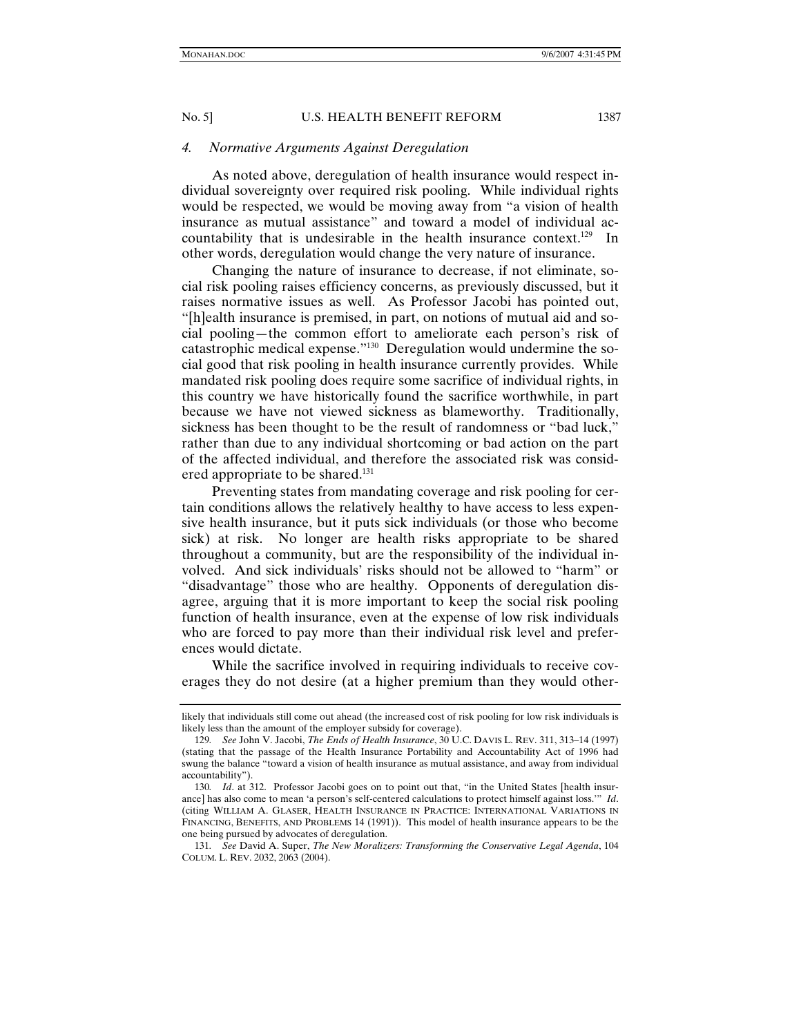#### *4. Normative Arguments Against Deregulation*

As noted above, deregulation of health insurance would respect individual sovereignty over required risk pooling. While individual rights would be respected, we would be moving away from "a vision of health insurance as mutual assistance" and toward a model of individual accountability that is undesirable in the health insurance context.[129] In other words, deregulation would change the very nature of insurance.

Changing the nature of insurance to decrease, if not eliminate, social risk pooling raises efficiency concerns, as previously discussed, but it raises normative issues as well. As Professor Jacobi has pointed out, "[h]ealth insurance is premised, in part, on notions of mutual aid and social pooling—the common effort to ameliorate each person's risk of catastrophic medical expense."[130] Deregulation would undermine the social good that risk pooling in health insurance currently provides. While mandated risk pooling does require some sacrifice of individual rights, in this country we have historically found the sacrifice worthwhile, in part because we have not viewed sickness as blameworthy. Traditionally, sickness has been thought to be the result of randomness or "bad luck," rather than due to any individual shortcoming or bad action on the part of the affected individual, and therefore the associated risk was considered appropriate to be shared.[131]

Preventing states from mandating coverage and risk pooling for certain conditions allows the relatively healthy to have access to less expensive health insurance, but it puts sick individuals (or those who become sick) at risk. No longer are health risks appropriate to be shared throughout a community, but are the responsibility of the individual involved. And sick individuals' risks should not be allowed to "harm" or "disadvantage" those who are healthy. Opponents of deregulation disagree, arguing that it is more important to keep the social risk pooling function of health insurance, even at the expense of low risk individuals who are forced to pay more than their individual risk level and preferences would dictate.

While the sacrifice involved in requiring individuals to receive coverages they do not desire (at a higher premium than they would other-

---

likely that individuals still come out ahead (the increased cost of risk pooling for low risk individuals is likely less than the amount of the employer subsidy for coverage).

129. *See* John V. Jacobi, *The Ends of Health Insurance*, 30 U.C. DAVIS L. REV. 311, 313–14 (1997) (stating that the passage of the Health Insurance Portability and Accountability Act of 1996 had swung the balance "toward a vision of health insurance as mutual assistance, and away from individual accountability").

130. *Id*. at 312. Professor Jacobi goes on to point out that, "in the United States [health insurance] has also come to mean 'a person's self-centered calculations to protect himself against loss.'" *Id*. (citing WILLIAM A. GLASER, HEALTH INSURANCE IN PRACTICE: INTERNATIONAL VARIATIONS IN FINANCING, BENEFITS, AND PROBLEMS 14 (1991)). This model of health insurance appears to be the one being pursued by advocates of deregulation.

131. *See* David A. Super, *The New Moralizers: Transforming the Conservative Legal Agenda*, 104 COLUM. L. REV. 2032, 2063 (2004).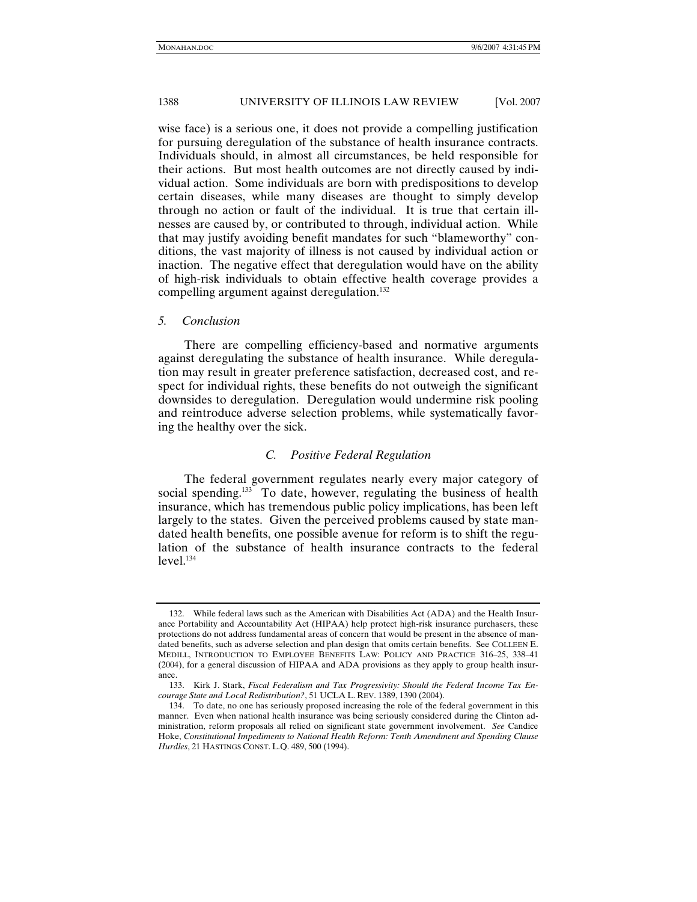wise face) is a serious one, it does not provide a compelling justification for pursuing deregulation of the substance of health insurance contracts. Individuals should, in almost all circumstances, be held responsible for their actions. But most health outcomes are not directly caused by individual action. Some individuals are born with predispositions to develop certain diseases, while many diseases are thought to simply develop through no action or fault of the individual. It is true that certain illnesses are caused by, or contributed to through, individual action. While that may justify avoiding benefit mandates for such "blameworthy" conditions, the vast majority of illness is not caused by individual action or inaction. The negative effect that deregulation would have on the ability of high-risk individuals to obtain effective health coverage provides a compelling argument against deregulation.[132]

#### *5. Conclusion*

There are compelling efficiency-based and normative arguments against deregulating the substance of health insurance. While deregulation may result in greater preference satisfaction, decreased cost, and respect for individual rights, these benefits do not outweigh the significant downsides to deregulation. Deregulation would undermine risk pooling and reintroduce adverse selection problems, while systematically favoring the healthy over the sick.

### *C. Positive Federal Regulation*

The federal government regulates nearly every major category of social spending.[133] To date, however, regulating the business of health insurance, which has tremendous public policy implications, has been left largely to the states. Given the perceived problems caused by state mandated health benefits, one possible avenue for reform is to shift the regulation of the substance of health insurance contracts to the federal level.[134]

---

132. While federal laws such as the American with Disabilities Act (ADA) and the Health Insurance Portability and Accountability Act (HIPAA) help protect high-risk insurance purchasers, these protections do not address fundamental areas of concern that would be present in the absence of mandated benefits, such as adverse selection and plan design that omits certain benefits. See COLLEEN E. MEDILL, INTRODUCTION TO EMPLOYEE BENEFITS LAW: POLICY AND PRACTICE 316–25, 338–41 (2004), for a general discussion of HIPAA and ADA provisions as they apply to group health insurance.

133. Kirk J. Stark, *Fiscal Federalism and Tax Progressivity: Should the Federal Income Tax Encourage State and Local Redistribution?*, 51 UCLA L. REV. 1389, 1390 (2004).

134. To date, no one has seriously proposed increasing the role of the federal government in this manner. Even when national health insurance was being seriously considered during the Clinton administration, reform proposals all relied on significant state government involvement. *See* Candice Hoke, *Constitutional Impediments to National Health Reform: Tenth Amendment and Spending Clause Hurdles*, 21 HASTINGS CONST. L.Q. 489, 500 (1994).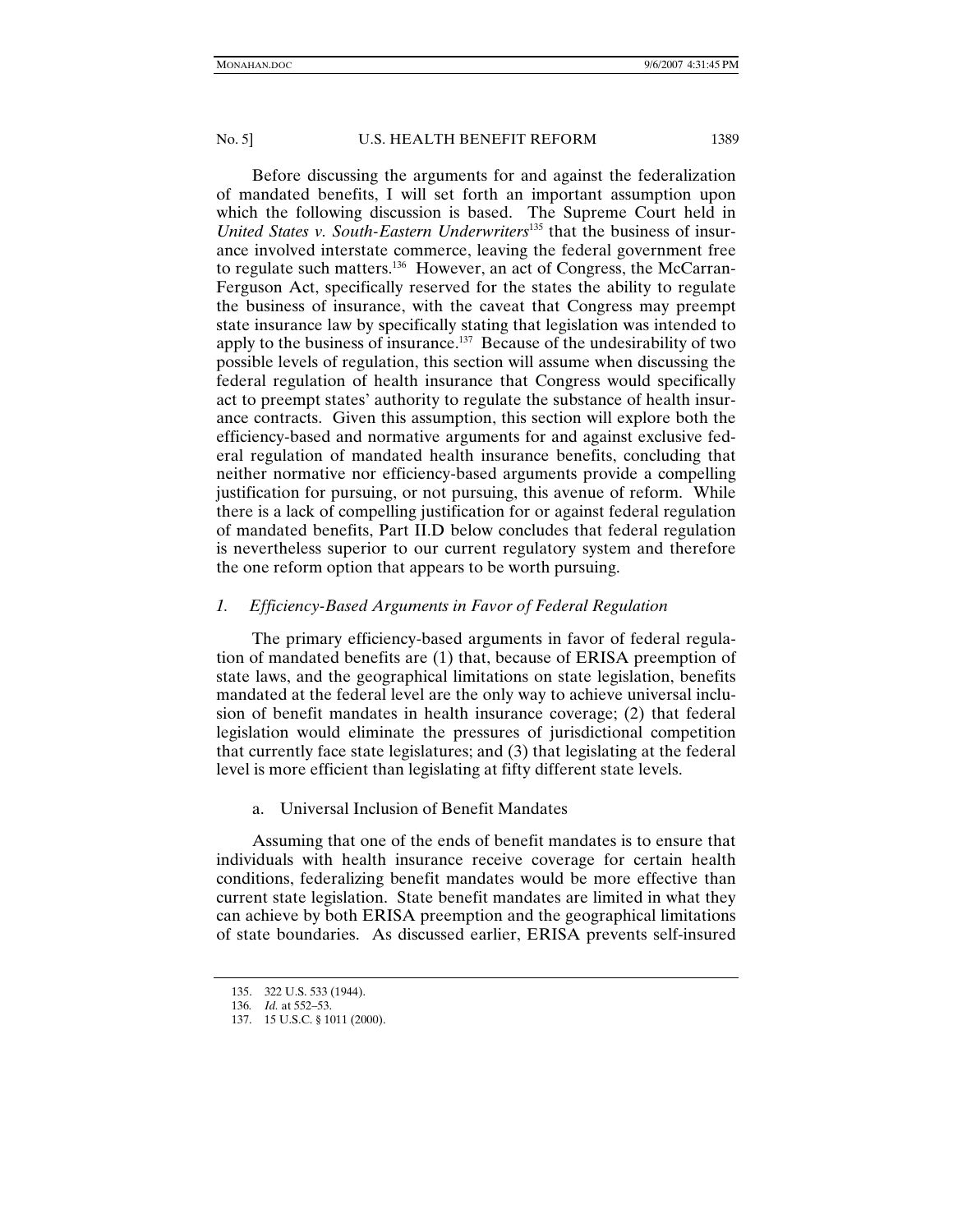Before discussing the arguments for and against the federalization of mandated benefits, I will set forth an important assumption upon which the following discussion is based. The Supreme Court held in *United States v. South-Eastern Underwriters*[135] that the business of insurance involved interstate commerce, leaving the federal government free to regulate such matters.[136] However, an act of Congress, the McCarran-Ferguson Act, specifically reserved for the states the ability to regulate the business of insurance, with the caveat that Congress may preempt state insurance law by specifically stating that legislation was intended to apply to the business of insurance.[137] Because of the undesirability of two possible levels of regulation, this section will assume when discussing the federal regulation of health insurance that Congress would specifically act to preempt states' authority to regulate the substance of health insurance contracts. Given this assumption, this section will explore both the efficiency-based and normative arguments for and against exclusive federal regulation of mandated health insurance benefits, concluding that neither normative nor efficiency-based arguments provide a compelling justification for pursuing, or not pursuing, this avenue of reform. While there is a lack of compelling justification for or against federal regulation of mandated benefits, Part II.D below concludes that federal regulation is nevertheless superior to our current regulatory system and therefore the one reform option that appears to be worth pursuing.

### *1. Efficiency-Based Arguments in Favor of Federal Regulation*

The primary efficiency-based arguments in favor of federal regulation of mandated benefits are (1) that, because of ERISA preemption of state laws, and the geographical limitations on state legislation, benefits mandated at the federal level are the only way to achieve universal inclusion of benefit mandates in health insurance coverage; (2) that federal legislation would eliminate the pressures of jurisdictional competition that currently face state legislatures; and (3) that legislating at the federal level is more efficient than legislating at fifty different state levels.

#### a. Universal Inclusion of Benefit Mandates

Assuming that one of the ends of benefit mandates is to ensure that individuals with health insurance receive coverage for certain health conditions, federalizing benefit mandates would be more effective than current state legislation. State benefit mandates are limited in what they can achieve by both ERISA preemption and the geographical limitations of state boundaries. As discussed earlier, ERISA prevents self-insured

---

135. 322 U.S. 533 (1944).

136. *Id.* at 552–53.

137. 15 U.S.C. § 1011 (2000).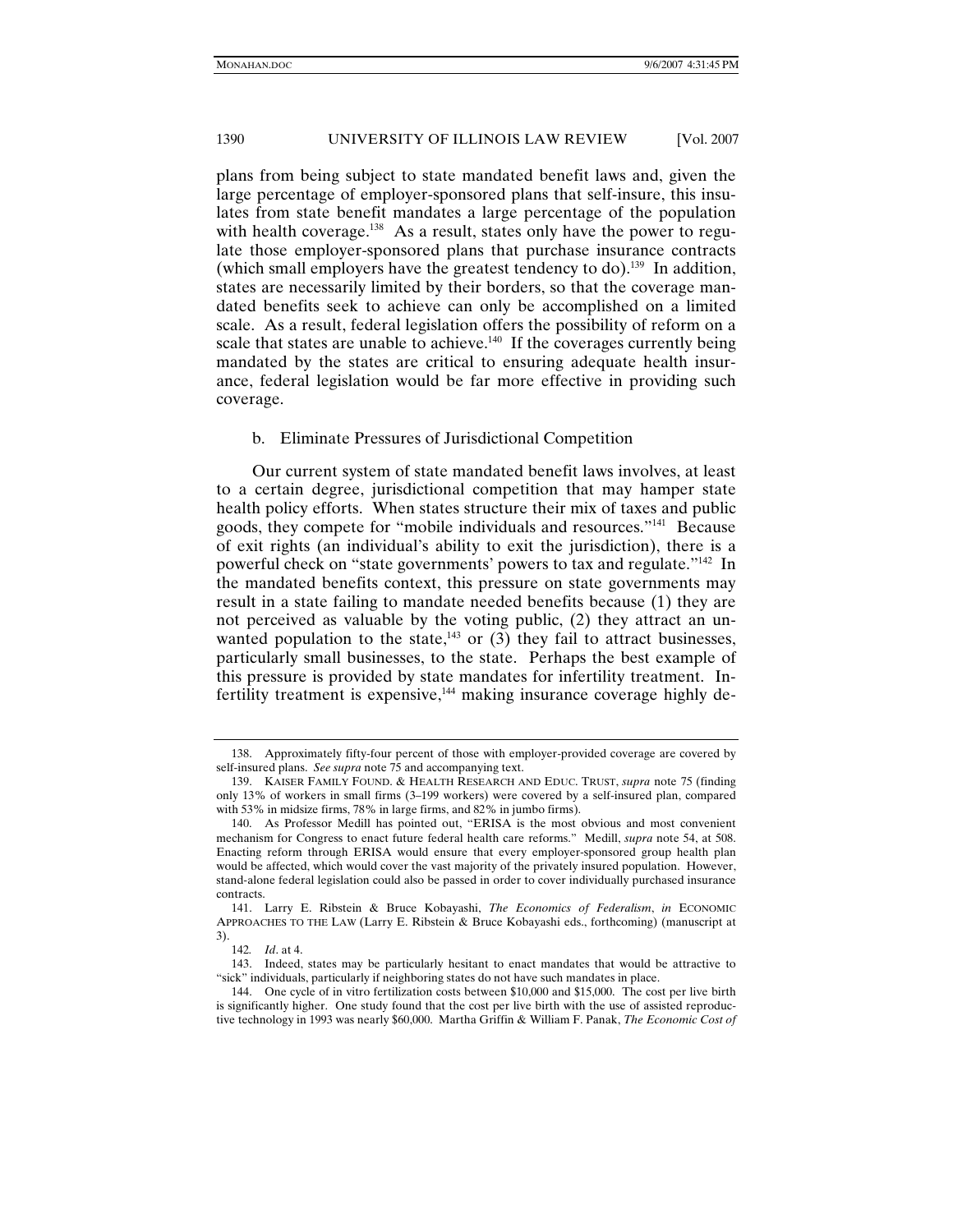plans from being subject to state mandated benefit laws and, given the large percentage of employer-sponsored plans that self-insure, this insulates from state benefit mandates a large percentage of the population with health coverage.[138] As a result, states only have the power to regulate those employer-sponsored plans that purchase insurance contracts (which small employers have the greatest tendency to do).[139] In addition, states are necessarily limited by their borders, so that the coverage mandated benefits seek to achieve can only be accomplished on a limited scale. As a result, federal legislation offers the possibility of reform on a scale that states are unable to achieve.[140] If the coverages currently being mandated by the states are critical to ensuring adequate health insurance, federal legislation would be far more effective in providing such coverage.

#### b. Eliminate Pressures of Jurisdictional Competition

Our current system of state mandated benefit laws involves, at least to a certain degree, jurisdictional competition that may hamper state health policy efforts. When states structure their mix of taxes and public goods, they compete for "mobile individuals and resources."[141] Because of exit rights (an individual's ability to exit the jurisdiction), there is a powerful check on "state governments' powers to tax and regulate."[142] In the mandated benefits context, this pressure on state governments may result in a state failing to mandate needed benefits because (1) they are not perceived as valuable by the voting public, (2) they attract an unwanted population to the state,[143] or (3) they fail to attract businesses, particularly small businesses, to the state. Perhaps the best example of this pressure is provided by state mandates for infertility treatment. Infertility treatment is expensive,[144] making insurance coverage highly de-

---

138. Approximately fifty-four percent of those with employer-provided coverage are covered by self-insured plans. *See supra* note 75 and accompanying text.

139. KAISER FAMILY FOUND. & HEALTH RESEARCH AND EDUC. TRUST, *supra* note 75 (finding only 13% of workers in small firms (3–199 workers) were covered by a self-insured plan, compared with 53% in midsize firms, 78% in large firms, and 82% in jumbo firms).

140. As Professor Medill has pointed out, "ERISA is the most obvious and most convenient mechanism for Congress to enact future federal health care reforms." Medill, *supra* note 54, at 508. Enacting reform through ERISA would ensure that every employer-sponsored group health plan would be affected, which would cover the vast majority of the privately insured population. However, stand-alone federal legislation could also be passed in order to cover individually purchased insurance contracts.

141. Larry E. Ribstein & Bruce Kobayashi, *The Economics of Federalism*, *in* ECONOMIC APPROACHES TO THE LAW (Larry E. Ribstein & Bruce Kobayashi eds., forthcoming) (manuscript at 3).

142. *Id*. at 4.

143. Indeed, states may be particularly hesitant to enact mandates that would be attractive to "sick" individuals, particularly if neighboring states do not have such mandates in place.

144. One cycle of in vitro fertilization costs between $10,000 and $15,000. The cost per live birth is significantly higher. One study found that the cost per live birth with the use of assisted reproductive technology in 1993 was nearly $60,000. Martha Griffin & William F. Panak, *The Economic Cost of*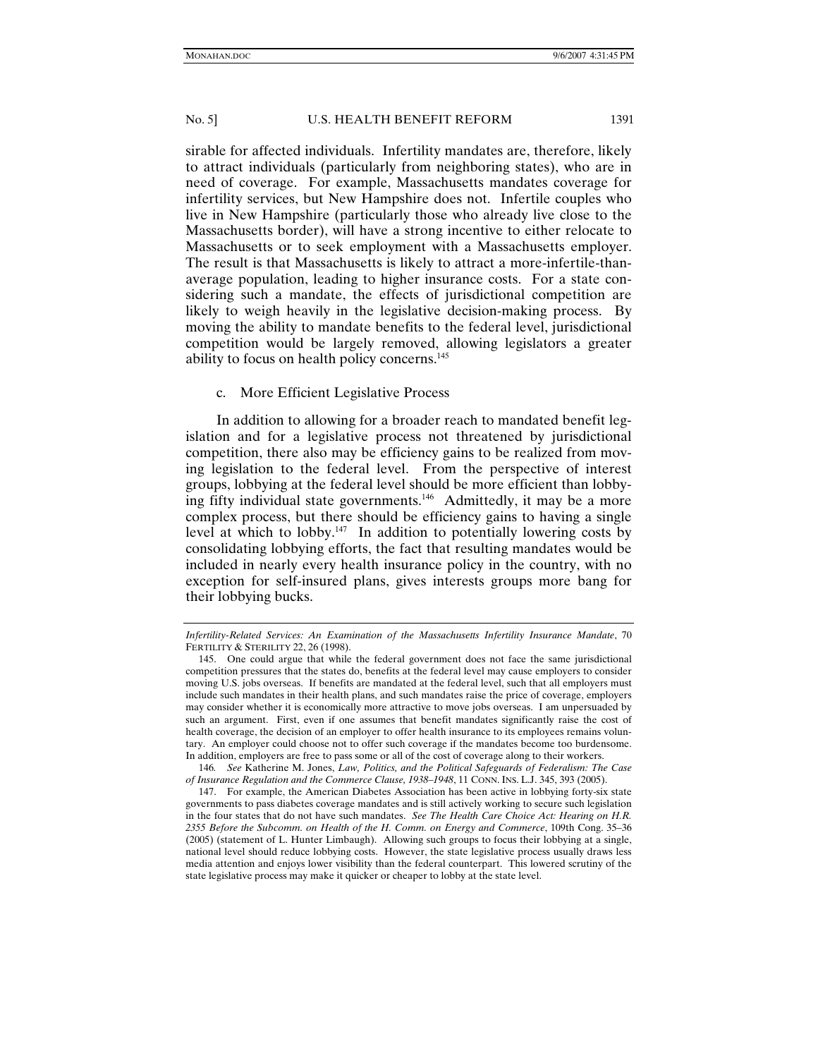sirable for affected individuals. Infertility mandates are, therefore, likely to attract individuals (particularly from neighboring states), who are in need of coverage. For example, Massachusetts mandates coverage for infertility services, but New Hampshire does not. Infertile couples who live in New Hampshire (particularly those who already live close to the Massachusetts border), will have a strong incentive to either relocate to Massachusetts or to seek employment with a Massachusetts employer. The result is that Massachusetts is likely to attract a more-infertile-than-average population, leading to higher insurance costs. For a state considering such a mandate, the effects of jurisdictional competition are likely to weigh heavily in the legislative decision-making process. By moving the ability to mandate benefits to the federal level, jurisdictional competition would be largely removed, allowing legislators a greater ability to focus on health policy concerns.[145]

c. More Efficient Legislative Process

In addition to allowing for a broader reach to mandated benefit legislation and for a legislative process not threatened by jurisdictional competition, there also may be efficiency gains to be realized from moving legislation to the federal level. From the perspective of interest groups, lobbying at the federal level should be more efficient than lobbying fifty individual state governments.[146] Admittedly, it may be a more complex process, but there should be efficiency gains to having a single level at which to lobby.[147] In addition to potentially lowering costs by consolidating lobbying efforts, the fact that resulting mandates would be included in nearly every health insurance policy in the country, with no exception for self-insured plans, gives interests groups more bang for their lobbying bucks.

---

*Infertility-Related Services: An Examination of the Massachusetts Infertility Insurance Mandate*, 70 FERTILITY & STERILITY 22, 26 (1998).

145. One could argue that while the federal government does not face the same jurisdictional competition pressures that the states do, benefits at the federal level may cause employers to consider moving U.S. jobs overseas. If benefits are mandated at the federal level, such that all employers must include such mandates in their health plans, and such mandates raise the price of coverage, employers may consider whether it is economically more attractive to move jobs overseas. I am unpersuaded by such an argument. First, even if one assumes that benefit mandates significantly raise the cost of health coverage, the decision of an employer to offer health insurance to its employees remains voluntary. An employer could choose not to offer such coverage if the mandates become too burdensome. In addition, employers are free to pass some or all of the cost of coverage along to their workers.

146. *See* Katherine M. Jones, *Law, Politics, and the Political Safeguards of Federalism: The Case of Insurance Regulation and the Commerce Clause, 1938–1948*, 11 CONN. INS. L.J. 345, 393 (2005).

147. For example, the American Diabetes Association has been active in lobbying forty-six state governments to pass diabetes coverage mandates and is still actively working to secure such legislation in the four states that do not have such mandates. *See The Health Care Choice Act: Hearing on H.R. 2355 Before the Subcomm. on Health of the H. Comm. on Energy and Commerce*, 109th Cong. 35–36 (2005) (statement of L. Hunter Limbaugh). Allowing such groups to focus their lobbying at a single, national level should reduce lobbying costs. However, the state legislative process usually draws less media attention and enjoys lower visibility than the federal counterpart. This lowered scrutiny of the state legislative process may make it quicker or cheaper to lobby at the state level.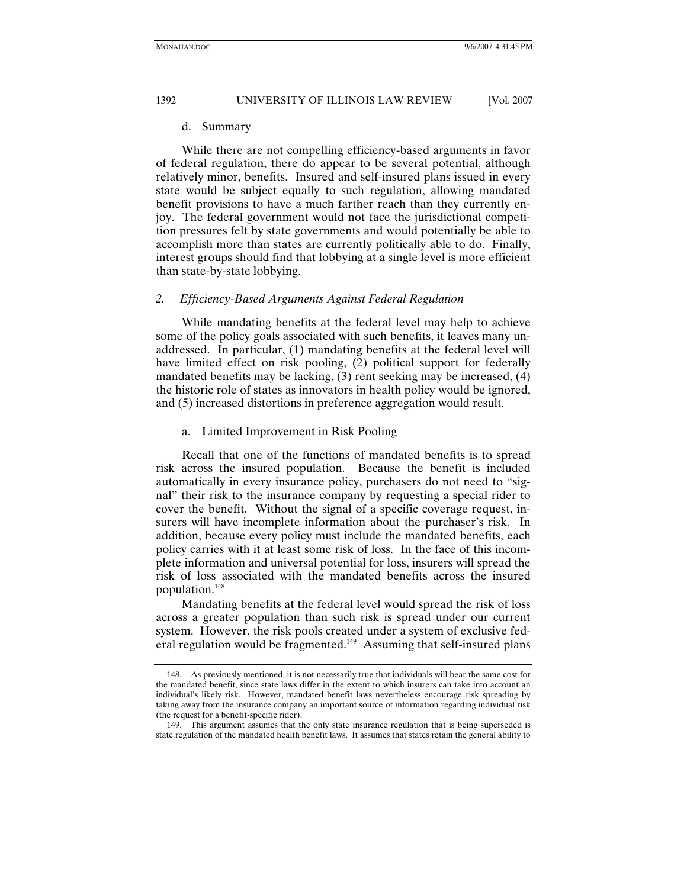d. Summary

While there are not compelling efficiency-based arguments in favor of federal regulation, there do appear to be several potential, although relatively minor, benefits. Insured and self-insured plans issued in every state would be subject equally to such regulation, allowing mandated benefit provisions to have a much farther reach than they currently enjoy. The federal government would not face the jurisdictional competition pressures felt by state governments and would potentially be able to accomplish more than states are currently politically able to do. Finally, interest groups should find that lobbying at a single level is more efficient than state-by-state lobbying.

### *2. Efficiency-Based Arguments Against Federal Regulation*

While mandating benefits at the federal level may help to achieve some of the policy goals associated with such benefits, it leaves many unaddressed. In particular, (1) mandating benefits at the federal level will have limited effect on risk pooling, (2) political support for federally mandated benefits may be lacking, (3) rent seeking may be increased, (4) the historic role of states as innovators in health policy would be ignored, and (5) increased distortions in preference aggregation would result.

a. Limited Improvement in Risk Pooling

Recall that one of the functions of mandated benefits is to spread risk across the insured population. Because the benefit is included automatically in every insurance policy, purchasers do not need to "signal" their risk to the insurance company by requesting a special rider to cover the benefit. Without the signal of a specific coverage request, insurers will have incomplete information about the purchaser's risk. In addition, because every policy must include the mandated benefits, each policy carries with it at least some risk of loss. In the face of this incomplete information and universal potential for loss, insurers will spread the risk of loss associated with the mandated benefits across the insured population.[148]

Mandating benefits at the federal level would spread the risk of loss across a greater population than such risk is spread under our current system. However, the risk pools created under a system of exclusive federal regulation would be fragmented.[149] Assuming that self-insured plans

---

148. As previously mentioned, it is not necessarily true that individuals will bear the same cost for the mandated benefit, since state laws differ in the extent to which insurers can take into account an individual's likely risk. However, mandated benefit laws nevertheless encourage risk spreading by taking away from the insurance company an important source of information regarding individual risk (the request for a benefit-specific rider).

149. This argument assumes that the only state insurance regulation that is being superseded is state regulation of the mandated health benefit laws. It assumes that states retain the general ability to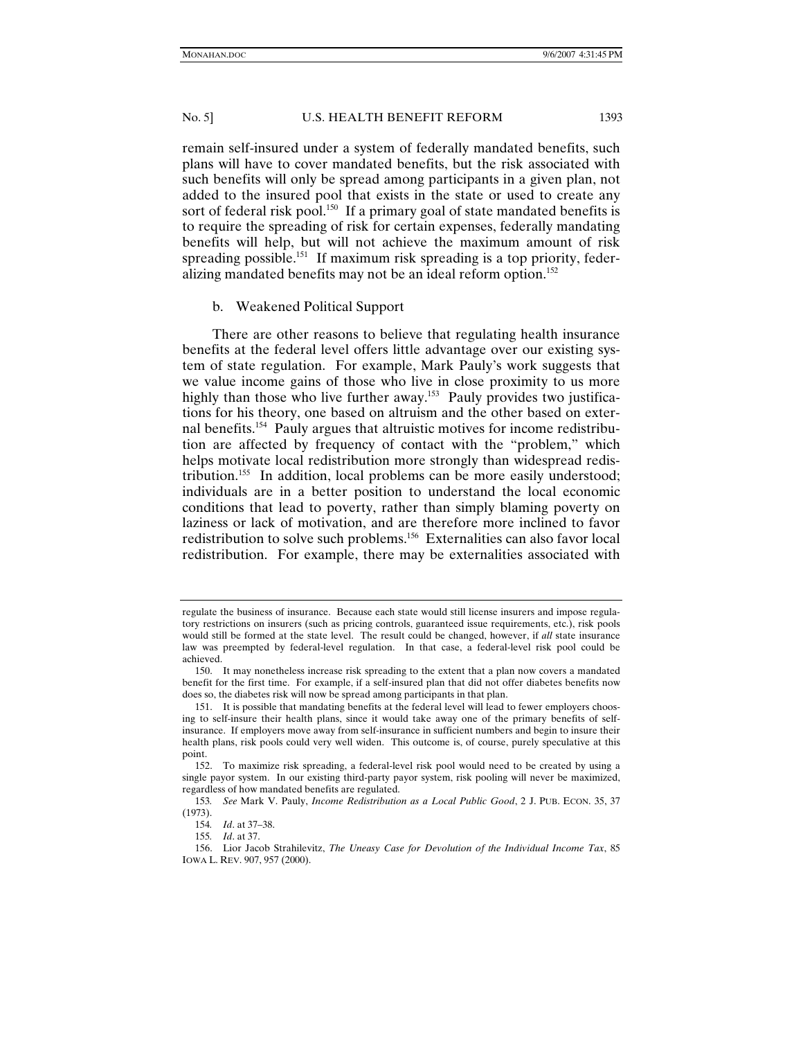remain self-insured under a system of federally mandated benefits, such plans will have to cover mandated benefits, but the risk associated with such benefits will only be spread among participants in a given plan, not added to the insured pool that exists in the state or used to create any sort of federal risk pool.[150] If a primary goal of state mandated benefits is to require the spreading of risk for certain expenses, federally mandating benefits will help, but will not achieve the maximum amount of risk spreading possible.[151] If maximum risk spreading is a top priority, federalizing mandated benefits may not be an ideal reform option.[152]

b. Weakened Political Support

There are other reasons to believe that regulating health insurance benefits at the federal level offers little advantage over our existing system of state regulation. For example, Mark Pauly's work suggests that we value income gains of those who live in close proximity to us more highly than those who live further away.[153] Pauly provides two justifications for his theory, one based on altruism and the other based on external benefits.[154] Pauly argues that altruistic motives for income redistribution are affected by frequency of contact with the "problem," which helps motivate local redistribution more strongly than widespread redistribution.[155] In addition, local problems can be more easily understood; individuals are in a better position to understand the local economic conditions that lead to poverty, rather than simply blaming poverty on laziness or lack of motivation, and are therefore more inclined to favor redistribution to solve such problems.[156] Externalities can also favor local redistribution. For example, there may be externalities associated with

---

regulate the business of insurance. Because each state would still license insurers and impose regulatory restrictions on insurers (such as pricing controls, guaranteed issue requirements, etc.), risk pools would still be formed at the state level. The result could be changed, however, if *all* state insurance law was preempted by federal-level regulation. In that case, a federal-level risk pool could be achieved.

150. It may nonetheless increase risk spreading to the extent that a plan now covers a mandated benefit for the first time. For example, if a self-insured plan that did not offer diabetes benefits now does so, the diabetes risk will now be spread among participants in that plan.

151. It is possible that mandating benefits at the federal level will lead to fewer employers choosing to self-insure their health plans, since it would take away one of the primary benefits of self-insurance. If employers move away from self-insurance in sufficient numbers and begin to insure their health plans, risk pools could very well widen. This outcome is, of course, purely speculative at this point.

152. To maximize risk spreading, a federal-level risk pool would need to be created by using a single payor system. In our existing third-party payor system, risk pooling will never be maximized, regardless of how mandated benefits are regulated.

153. *See* Mark V. Pauly, *Income Redistribution as a Local Public Good*, 2 J. PUB. ECON. 35, 37 (1973).

154. *Id*. at 37–38.

155. *Id*. at 37.

156. Lior Jacob Strahilevitz, *The Uneasy Case for Devolution of the Individual Income Tax*, 85 IOWA L. REV. 907, 957 (2000).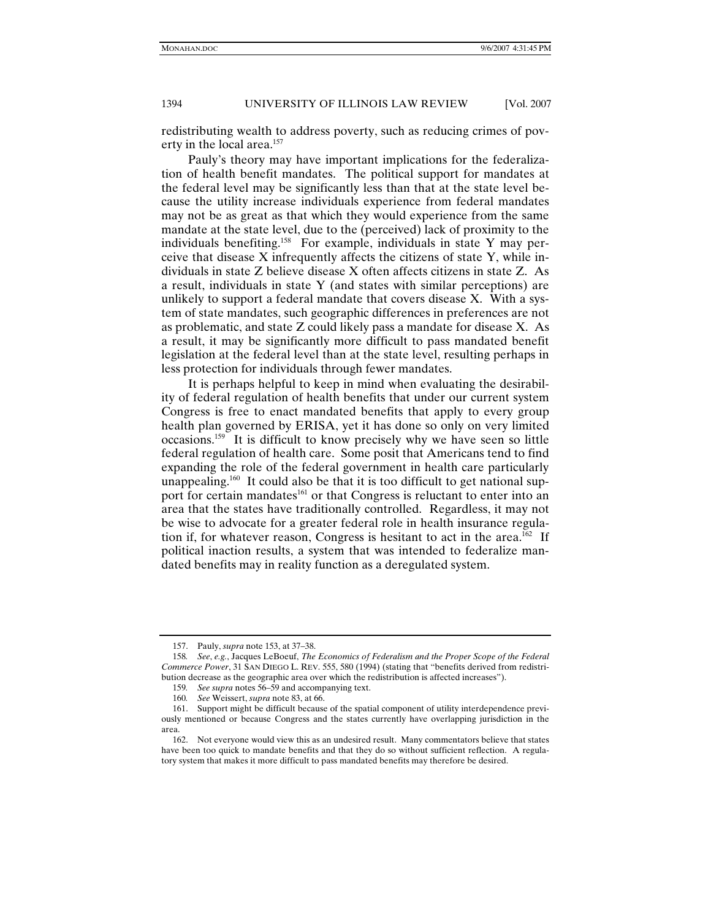redistributing wealth to address poverty, such as reducing crimes of poverty in the local area.[157]

Pauly's theory may have important implications for the federalization of health benefit mandates. The political support for mandates at the federal level may be significantly less than that at the state level because the utility increase individuals experience from federal mandates may not be as great as that which they would experience from the same mandate at the state level, due to the (perceived) lack of proximity to the individuals benefiting.[158] For example, individuals in state Y may perceive that disease X infrequently affects the citizens of state Y, while individuals in state Z believe disease X often affects citizens in state Z. As a result, individuals in state Y (and states with similar perceptions) are unlikely to support a federal mandate that covers disease X. With a system of state mandates, such geographic differences in preferences are not as problematic, and state Z could likely pass a mandate for disease X. As a result, it may be significantly more difficult to pass mandated benefit legislation at the federal level than at the state level, resulting perhaps in less protection for individuals through fewer mandates.

It is perhaps helpful to keep in mind when evaluating the desirability of federal regulation of health benefits that under our current system Congress is free to enact mandated benefits that apply to every group health plan governed by ERISA, yet it has done so only on very limited occasions.[159] It is difficult to know precisely why we have seen so little federal regulation of health care. Some posit that Americans tend to find expanding the role of the federal government in health care particularly unappealing.[160] It could also be that it is too difficult to get national support for certain mandates[161] or that Congress is reluctant to enter into an area that the states have traditionally controlled. Regardless, it may not be wise to advocate for a greater federal role in health insurance regulation if, for whatever reason, Congress is hesitant to act in the area.[162] If political inaction results, a system that was intended to federalize mandated benefits may in reality function as a deregulated system.

---

157. Pauly, *supra* note 153, at 37–38.

158. *See, e.g.*, Jacques LeBoeuf, *The Economics of Federalism and the Proper Scope of the Federal Commerce Power*, 31 SAN DIEGO L. REV. 555, 580 (1994) (stating that "benefits derived from redistribution decrease as the geographic area over which the redistribution is affected increases").

159. *See supra* notes 56–59 and accompanying text.

160. *See* Weissert, *supra* note 83, at 66.

161. Support might be difficult because of the spatial component of utility interdependence previously mentioned or because Congress and the states currently have overlapping jurisdiction in the area.

162. Not everyone would view this as an undesired result. Many commentators believe that states have been too quick to mandate benefits and that they do so without sufficient reflection. A regulatory system that makes it more difficult to pass mandated benefits may therefore be desired.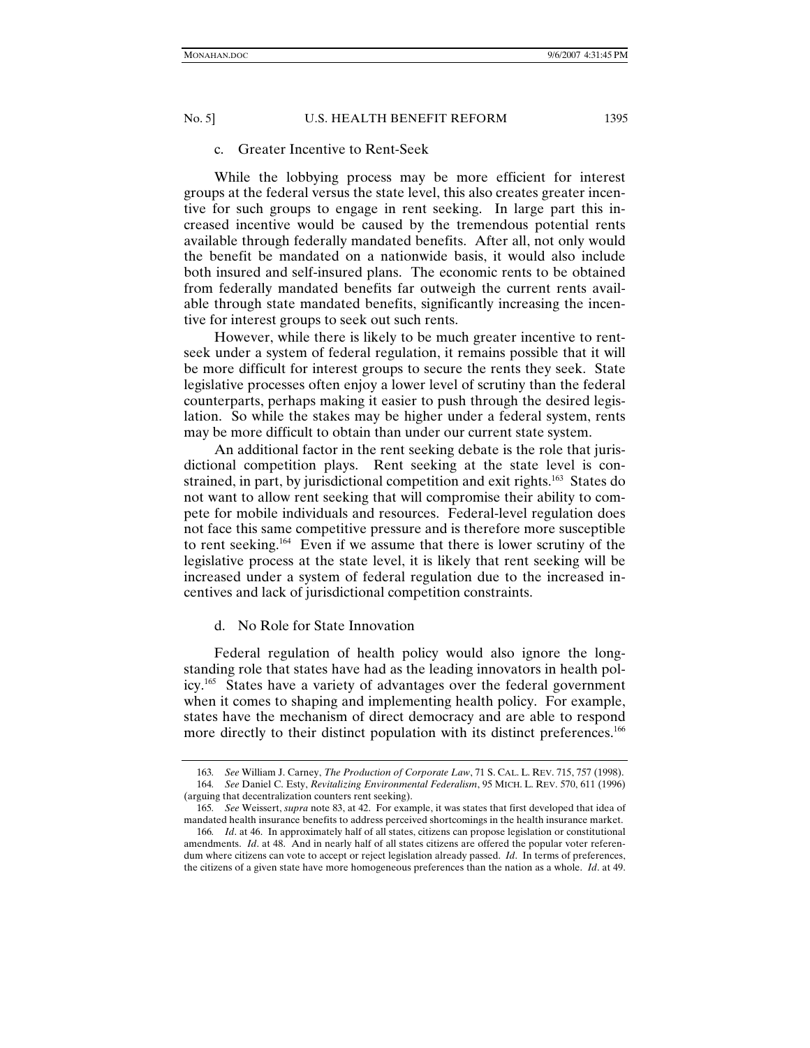c. Greater Incentive to Rent-Seek

While the lobbying process may be more efficient for interest groups at the federal versus the state level, this also creates greater incentive for such groups to engage in rent seeking. In large part this increased incentive would be caused by the tremendous potential rents available through federally mandated benefits. After all, not only would the benefit be mandated on a nationwide basis, it would also include both insured and self-insured plans. The economic rents to be obtained from federally mandated benefits far outweigh the current rents available through state mandated benefits, significantly increasing the incentive for interest groups to seek out such rents.

However, while there is likely to be much greater incentive to rent-seek under a system of federal regulation, it remains possible that it will be more difficult for interest groups to secure the rents they seek. State legislative processes often enjoy a lower level of scrutiny than the federal counterparts, perhaps making it easier to push through the desired legislation. So while the stakes may be higher under a federal system, rents may be more difficult to obtain than under our current state system.

An additional factor in the rent seeking debate is the role that jurisdictional competition plays. Rent seeking at the state level is constrained, in part, by jurisdictional competition and exit rights.[163] States do not want to allow rent seeking that will compromise their ability to compete for mobile individuals and resources. Federal-level regulation does not face this same competitive pressure and is therefore more susceptible to rent seeking.[164] Even if we assume that there is lower scrutiny of the legislative process at the state level, it is likely that rent seeking will be increased under a system of federal regulation due to the increased incentives and lack of jurisdictional competition constraints.

d. No Role for State Innovation

Federal regulation of health policy would also ignore the long-standing role that states have had as the leading innovators in health policy.[165] States have a variety of advantages over the federal government when it comes to shaping and implementing health policy. For example, states have the mechanism of direct democracy and are able to respond more directly to their distinct population with its distinct preferences.[166]

---

163. *See* William J. Carney, *The Production of Corporate Law*, 71 S. CAL. L. REV. 715, 757 (1998).

164. *See* Daniel C. Esty, *Revitalizing Environmental Federalism*, 95 MICH. L. REV. 570, 611 (1996) (arguing that decentralization counters rent seeking).

165. *See* Weissert, *supra* note 83, at 42. For example, it was states that first developed that idea of mandated health insurance benefits to address perceived shortcomings in the health insurance market.

166. *Id*. at 46. In approximately half of all states, citizens can propose legislation or constitutional amendments. *Id*. at 48. And in nearly half of all states citizens are offered the popular voter referendum where citizens can vote to accept or reject legislation already passed. *Id*. In terms of preferences, the citizens of a given state have more homogeneous preferences than the nation as a whole. *Id*. at 49.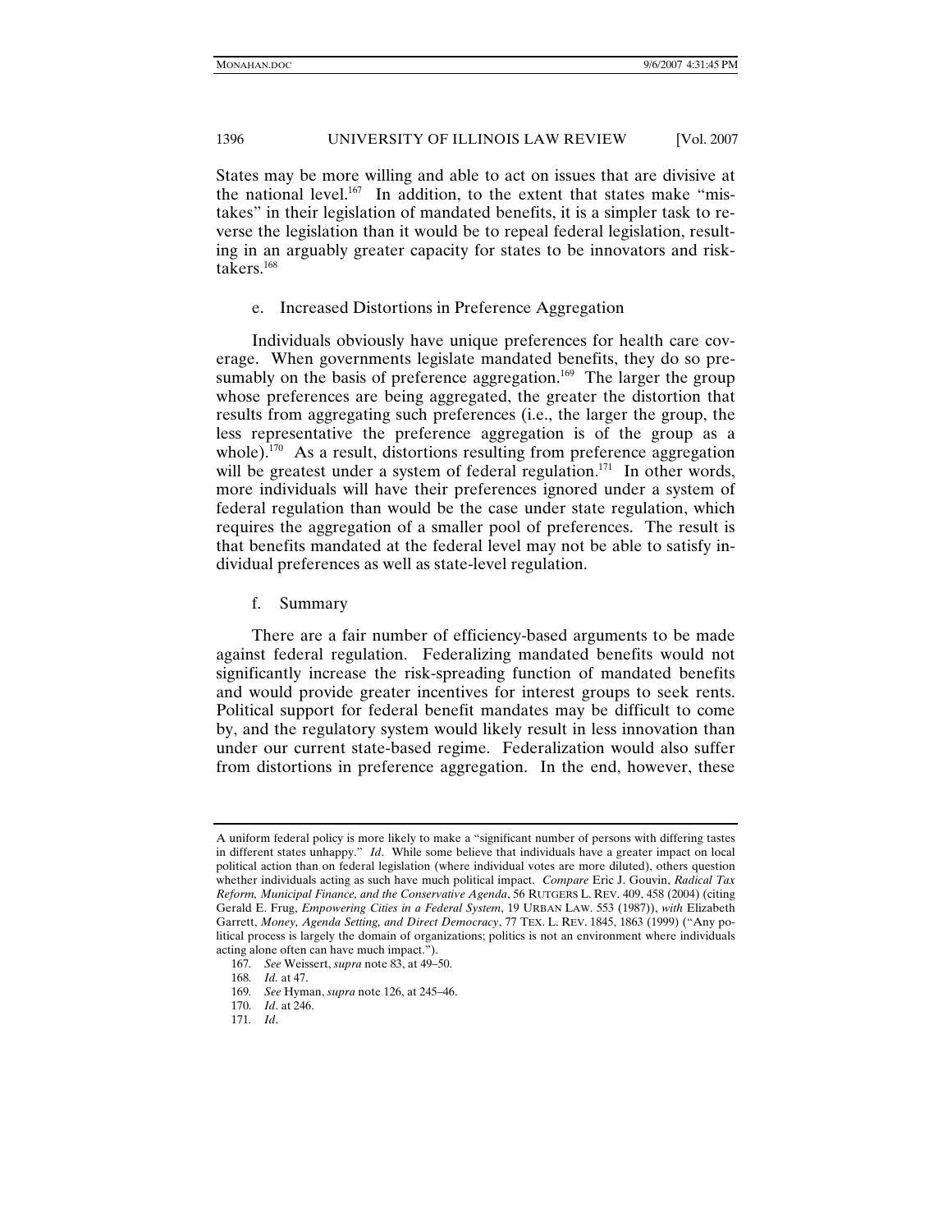States may be more willing and able to act on issues that are divisive at the national level.[167] In addition, to the extent that states make "mistakes" in their legislation of mandated benefits, it is a simpler task to reverse the legislation than it would be to repeal federal legislation, resulting in an arguably greater capacity for states to be innovators and risk-takers.[168]

#### e. Increased Distortions in Preference Aggregation

Individuals obviously have unique preferences for health care coverage. When governments legislate mandated benefits, they do so presumably on the basis of preference aggregation.[169] The larger the group whose preferences are being aggregated, the greater the distortion that results from aggregating such preferences (i.e., the larger the group, the less representative the preference aggregation is of the group as a whole).[170] As a result, distortions resulting from preference aggregation will be greatest under a system of federal regulation.[171] In other words, more individuals will have their preferences ignored under a system of federal regulation than would be the case under state regulation, which requires the aggregation of a smaller pool of preferences. The result is that benefits mandated at the federal level may not be able to satisfy individual preferences as well as state-level regulation.

#### f. Summary

There are a fair number of efficiency-based arguments to be made against federal regulation. Federalizing mandated benefits would not significantly increase the risk-spreading function of mandated benefits and would provide greater incentives for interest groups to seek rents. Political support for federal benefit mandates may be difficult to come by, and the regulatory system would likely result in less innovation than under our current state-based regime. Federalization would also suffer from distortions in preference aggregation. In the end, however, these

---

A uniform federal policy is more likely to make a "significant number of persons with differing tastes in different states unhappy." *Id*. While some believe that individuals have a greater impact on local political action than on federal legislation (where individual votes are more diluted), others question whether individuals acting as such have much political impact. *Compare* Eric J. Gouvin, *Radical Tax Reform, Municipal Finance, and the Conservative Agenda*, 56 RUTGERS L. REV. 409, 458 (2004) (citing Gerald E. Frug, *Empowering Cities in a Federal System*, 19 URBAN LAW. 553 (1987)), *with* Elizabeth Garrett, *Money, Agenda Setting, and Direct Democracy*, 77 TEX. L. REV. 1845, 1863 (1999) ("Any political process is largely the domain of organizations; politics is not an environment where individuals acting alone often can have much impact.").

167. *See* Weissert, *supra* note 83, at 49–50.

168. *Id.* at 47.

169. *See* Hyman, *supra* note 126, at 245–46.

170. *Id*. at 246.

171. *Id*.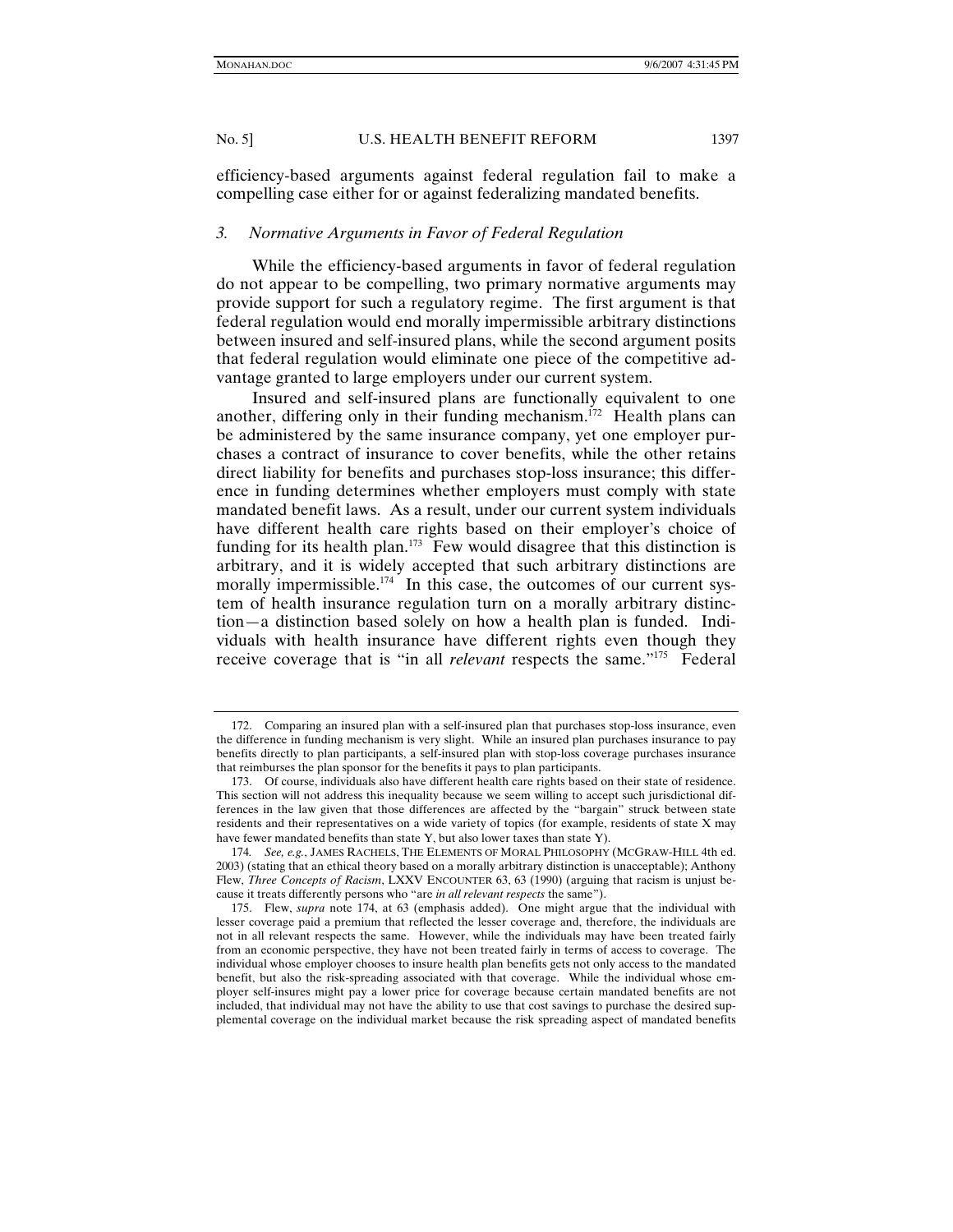efficiency-based arguments against federal regulation fail to make a compelling case either for or against federalizing mandated benefits.

### *3. Normative Arguments in Favor of Federal Regulation*

While the efficiency-based arguments in favor of federal regulation do not appear to be compelling, two primary normative arguments may provide support for such a regulatory regime. The first argument is that federal regulation would end morally impermissible arbitrary distinctions between insured and self-insured plans, while the second argument posits that federal regulation would eliminate one piece of the competitive advantage granted to large employers under our current system.

Insured and self-insured plans are functionally equivalent to one another, differing only in their funding mechanism.[172] Health plans can be administered by the same insurance company, yet one employer purchases a contract of insurance to cover benefits, while the other retains direct liability for benefits and purchases stop-loss insurance; this difference in funding determines whether employers must comply with state mandated benefit laws. As a result, under our current system individuals have different health care rights based on their employer's choice of funding for its health plan.[173] Few would disagree that this distinction is arbitrary, and it is widely accepted that such arbitrary distinctions are morally impermissible.[174] In this case, the outcomes of our current system of health insurance regulation turn on a morally arbitrary distinction—a distinction based solely on how a health plan is funded. Individuals with health insurance have different rights even though they receive coverage that is "in all *relevant* respects the same."[175] Federal

---

172. Comparing an insured plan with a self-insured plan that purchases stop-loss insurance, even the difference in funding mechanism is very slight. While an insured plan purchases insurance to pay benefits directly to plan participants, a self-insured plan with stop-loss coverage purchases insurance that reimburses the plan sponsor for the benefits it pays to plan participants.

173. Of course, individuals also have different health care rights based on their state of residence. This section will not address this inequality because we seem willing to accept such jurisdictional differences in the law given that those differences are affected by the "bargain" struck between state residents and their representatives on a wide variety of topics (for example, residents of state X may have fewer mandated benefits than state Y, but also lower taxes than state Y).

174. *See, e.g.*, JAMES RACHELS, THE ELEMENTS OF MORAL PHILOSOPHY (MCGRAW-HILL 4th ed. 2003) (stating that an ethical theory based on a morally arbitrary distinction is unacceptable); Anthony Flew, *Three Concepts of Racism*, LXXV ENCOUNTER 63, 63 (1990) (arguing that racism is unjust because it treats differently persons who "are *in all relevant respects* the same").

175. Flew, *supra* note 174, at 63 (emphasis added). One might argue that the individual with lesser coverage paid a premium that reflected the lesser coverage and, therefore, the individuals are not in all relevant respects the same. However, while the individuals may have been treated fairly from an economic perspective, they have not been treated fairly in terms of access to coverage. The individual whose employer chooses to insure health plan benefits gets not only access to the mandated benefit, but also the risk-spreading associated with that coverage. While the individual whose employer self-insures might pay a lower price for coverage because certain mandated benefits are not included, that individual may not have the ability to use that cost savings to purchase the desired supplemental coverage on the individual market because the risk spreading aspect of mandated benefits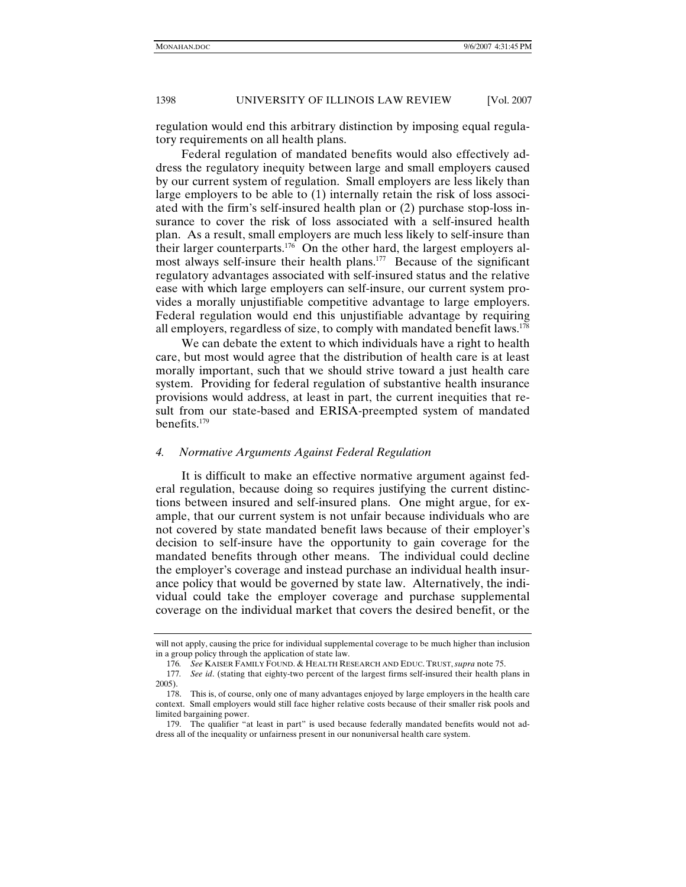regulation would end this arbitrary distinction by imposing equal regulatory requirements on all health plans.

Federal regulation of mandated benefits would also effectively address the regulatory inequity between large and small employers caused by our current system of regulation. Small employers are less likely than large employers to be able to (1) internally retain the risk of loss associated with the firm's self-insured health plan or (2) purchase stop-loss insurance to cover the risk of loss associated with a self-insured health plan. As a result, small employers are much less likely to self-insure than their larger counterparts.[176] On the other hard, the largest employers almost always self-insure their health plans.[177] Because of the significant regulatory advantages associated with self-insured status and the relative ease with which large employers can self-insure, our current system provides a morally unjustifiable competitive advantage to large employers. Federal regulation would end this unjustifiable advantage by requiring all employers, regardless of size, to comply with mandated benefit laws.[178]

We can debate the extent to which individuals have a right to health care, but most would agree that the distribution of health care is at least morally important, such that we should strive toward a just health care system. Providing for federal regulation of substantive health insurance provisions would address, at least in part, the current inequities that result from our state-based and ERISA-preempted system of mandated benefits.[179]

### *4. Normative Arguments Against Federal Regulation*

It is difficult to make an effective normative argument against federal regulation, because doing so requires justifying the current distinctions between insured and self-insured plans. One might argue, for example, that our current system is not unfair because individuals who are not covered by state mandated benefit laws because of their employer's decision to self-insure have the opportunity to gain coverage for the mandated benefits through other means. The individual could decline the employer's coverage and instead purchase an individual health insurance policy that would be governed by state law. Alternatively, the individual could take the employer coverage and purchase supplemental coverage on the individual market that covers the desired benefit, or the

---

will not apply, causing the price for individual supplemental coverage to be much higher than inclusion in a group policy through the application of state law.

176. *See* KAISER FAMILY FOUND. & HEALTH RESEARCH AND EDUC. TRUST, *supra* note 75.

177. *See id*. (stating that eighty-two percent of the largest firms self-insured their health plans in 2005).

178. This is, of course, only one of many advantages enjoyed by large employers in the health care context. Small employers would still face higher relative costs because of their smaller risk pools and limited bargaining power.

179. The qualifier "at least in part" is used because federally mandated benefits would not address all of the inequality or unfairness present in our nonuniversal health care system.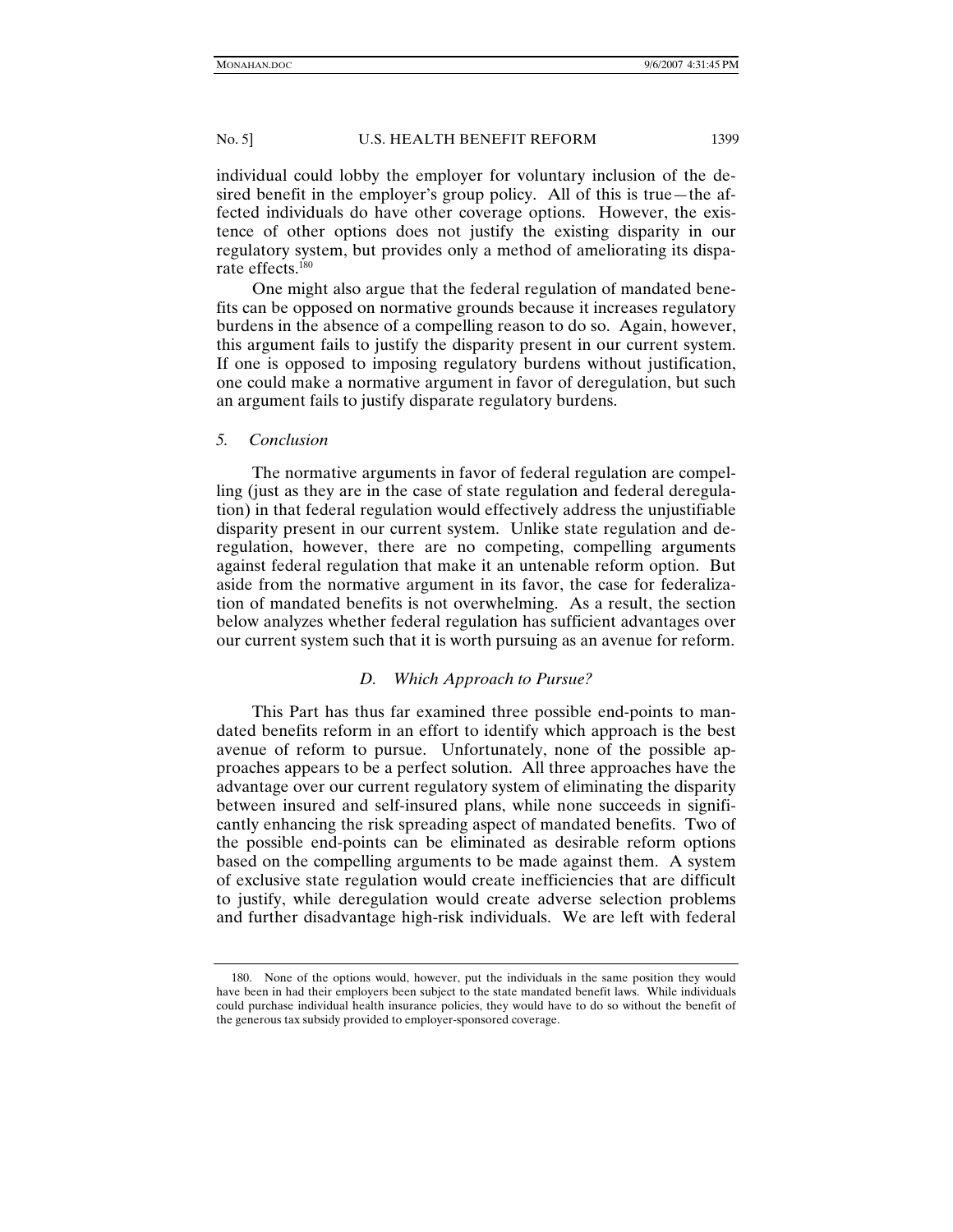individual could lobby the employer for voluntary inclusion of the desired benefit in the employer's group policy. All of this is true—the affected individuals do have other coverage options. However, the existence of other options does not justify the existing disparity in our regulatory system, but provides only a method of ameliorating its disparate effects.[180]

One might also argue that the federal regulation of mandated benefits can be opposed on normative grounds because it increases regulatory burdens in the absence of a compelling reason to do so. Again, however, this argument fails to justify the disparity present in our current system. If one is opposed to imposing regulatory burdens without justification, one could make a normative argument in favor of deregulation, but such an argument fails to justify disparate regulatory burdens.

#### *5. Conclusion*

The normative arguments in favor of federal regulation are compelling (just as they are in the case of state regulation and federal deregulation) in that federal regulation would effectively address the unjustifiable disparity present in our current system. Unlike state regulation and deregulation, however, there are no competing, compelling arguments against federal regulation that make it an untenable reform option. But aside from the normative argument in its favor, the case for federalization of mandated benefits is not overwhelming. As a result, the section below analyzes whether federal regulation has sufficient advantages over our current system such that it is worth pursuing as an avenue for reform.

### *D. Which Approach to Pursue?*

This Part has thus far examined three possible end-points to mandated benefits reform in an effort to identify which approach is the best avenue of reform to pursue. Unfortunately, none of the possible approaches appears to be a perfect solution. All three approaches have the advantage over our current regulatory system of eliminating the disparity between insured and self-insured plans, while none succeeds in significantly enhancing the risk spreading aspect of mandated benefits. Two of the possible end-points can be eliminated as desirable reform options based on the compelling arguments to be made against them. A system of exclusive state regulation would create inefficiencies that are difficult to justify, while deregulation would create adverse selection problems and further disadvantage high-risk individuals. We are left with federal

---

180. None of the options would, however, put the individuals in the same position they would have been in had their employers been subject to the state mandated benefit laws. While individuals could purchase individual health insurance policies, they would have to do so without the benefit of the generous tax subsidy provided to employer-sponsored coverage.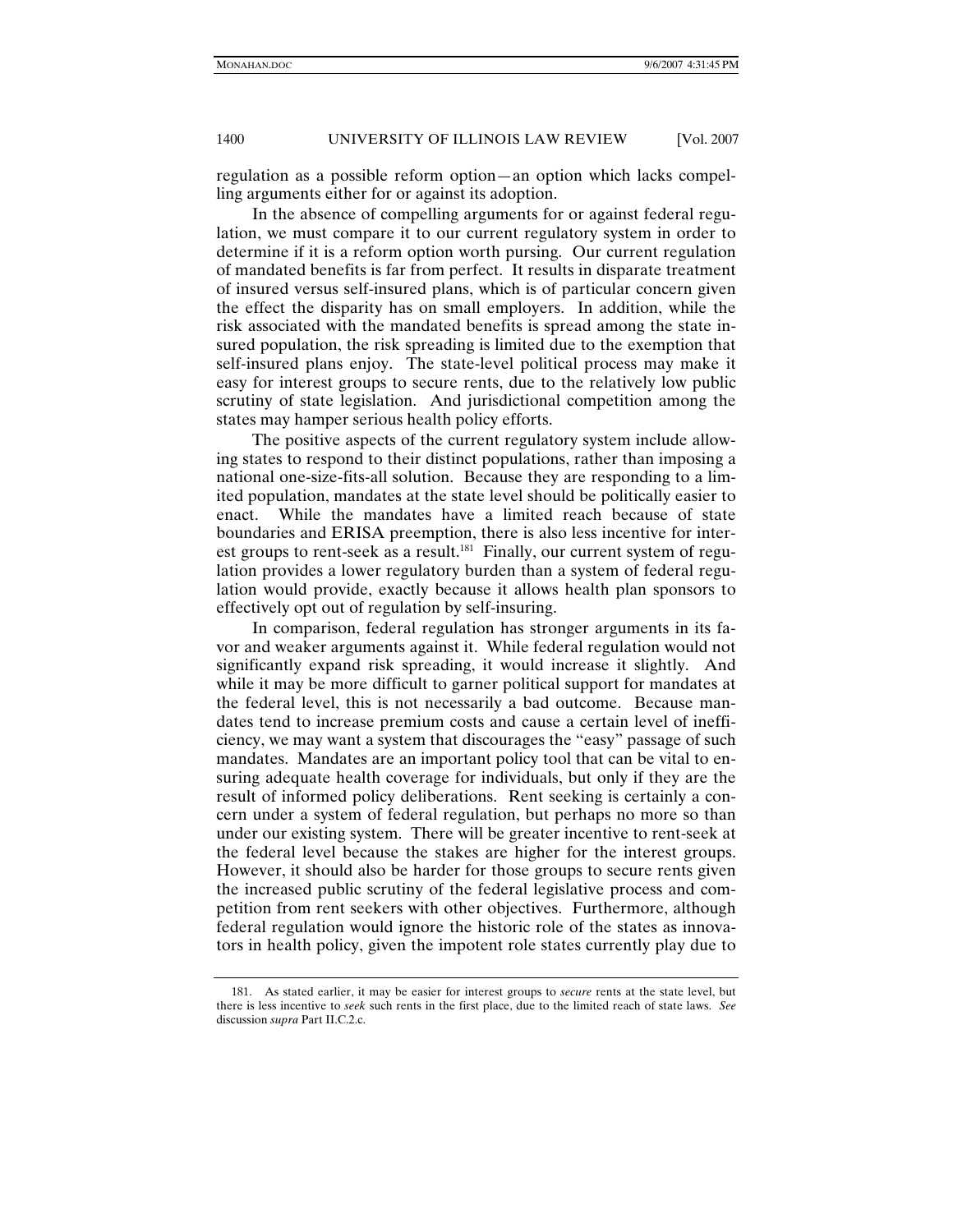regulation as a possible reform option—an option which lacks compelling arguments either for or against its adoption.

In the absence of compelling arguments for or against federal regulation, we must compare it to our current regulatory system in order to determine if it is a reform option worth pursing. Our current regulation of mandated benefits is far from perfect. It results in disparate treatment of insured versus self-insured plans, which is of particular concern given the effect the disparity has on small employers. In addition, while the risk associated with the mandated benefits is spread among the state insured population, the risk spreading is limited due to the exemption that self-insured plans enjoy. The state-level political process may make it easy for interest groups to secure rents, due to the relatively low public scrutiny of state legislation. And jurisdictional competition among the states may hamper serious health policy efforts.

The positive aspects of the current regulatory system include allowing states to respond to their distinct populations, rather than imposing a national one-size-fits-all solution. Because they are responding to a limited population, mandates at the state level should be politically easier to enact. While the mandates have a limited reach because of state boundaries and ERISA preemption, there is also less incentive for interest groups to rent-seek as a result.[181] Finally, our current system of regulation provides a lower regulatory burden than a system of federal regulation would provide, exactly because it allows health plan sponsors to effectively opt out of regulation by self-insuring.

In comparison, federal regulation has stronger arguments in its favor and weaker arguments against it. While federal regulation would not significantly expand risk spreading, it would increase it slightly. And while it may be more difficult to garner political support for mandates at the federal level, this is not necessarily a bad outcome. Because mandates tend to increase premium costs and cause a certain level of inefficiency, we may want a system that discourages the "easy" passage of such mandates. Mandates are an important policy tool that can be vital to ensuring adequate health coverage for individuals, but only if they are the result of informed policy deliberations. Rent seeking is certainly a concern under a system of federal regulation, but perhaps no more so than under our existing system. There will be greater incentive to rent-seek at the federal level because the stakes are higher for the interest groups. However, it should also be harder for those groups to secure rents given the increased public scrutiny of the federal legislative process and competition from rent seekers with other objectives. Furthermore, although federal regulation would ignore the historic role of the states as innovators in health policy, given the impotent role states currently play due to

---

181. As stated earlier, it may be easier for interest groups to *secure* rents at the state level, but there is less incentive to *seek* such rents in the first place, due to the limited reach of state laws. *See* discussion *supra* Part II.C.2.c.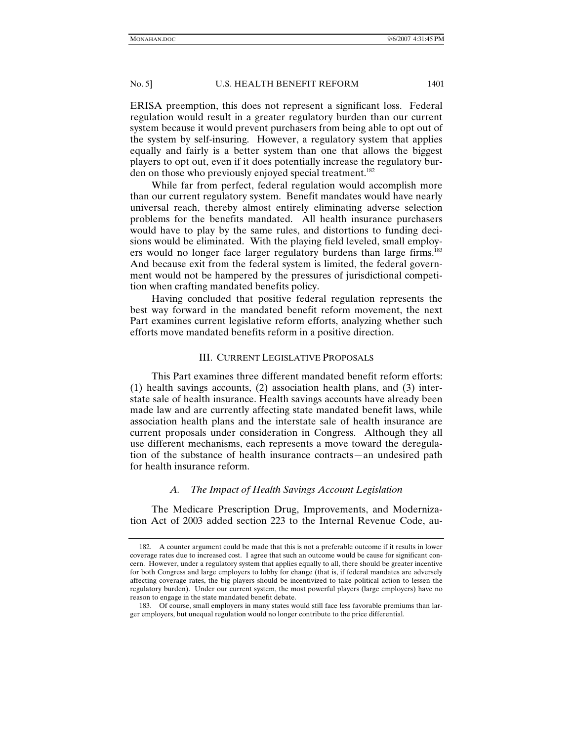ERISA preemption, this does not represent a significant loss. Federal regulation would result in a greater regulatory burden than our current system because it would prevent purchasers from being able to opt out of the system by self-insuring. However, a regulatory system that applies equally and fairly is a better system than one that allows the biggest players to opt out, even if it does potentially increase the regulatory burden on those who previously enjoyed special treatment.[182]

While far from perfect, federal regulation would accomplish more than our current regulatory system. Benefit mandates would have nearly universal reach, thereby almost entirely eliminating adverse selection problems for the benefits mandated. All health insurance purchasers would have to play by the same rules, and distortions to funding decisions would be eliminated. With the playing field leveled, small employers would no longer face larger regulatory burdens than large firms.[183] And because exit from the federal system is limited, the federal government would not be hampered by the pressures of jurisdictional competition when crafting mandated benefits policy.

Having concluded that positive federal regulation represents the best way forward in the mandated benefit reform movement, the next Part examines current legislative reform efforts, analyzing whether such efforts move mandated benefits reform in a positive direction.

## III. CURRENT LEGISLATIVE PROPOSALS

This Part examines three different mandated benefit reform efforts: (1) health savings accounts, (2) association health plans, and (3) interstate sale of health insurance. Health savings accounts have already been made law and are currently affecting state mandated benefit laws, while association health plans and the interstate sale of health insurance are current proposals under consideration in Congress. Although they all use different mechanisms, each represents a move toward the deregulation of the substance of health insurance contracts—an undesired path for health insurance reform.

### *A. The Impact of Health Savings Account Legislation*

The Medicare Prescription Drug, Improvements, and Modernization Act of 2003 added section 223 to the Internal Revenue Code, au-

---

182. A counter argument could be made that this is not a preferable outcome if it results in lower coverage rates due to increased cost. I agree that such an outcome would be cause for significant concern. However, under a regulatory system that applies equally to all, there should be greater incentive for both Congress and large employers to lobby for change (that is, if federal mandates are adversely affecting coverage rates, the big players should be incentivized to take political action to lessen the regulatory burden). Under our current system, the most powerful players (large employers) have no reason to engage in the state mandated benefit debate.

183. Of course, small employers in many states would still face less favorable premiums than larger employers, but unequal regulation would no longer contribute to the price differential.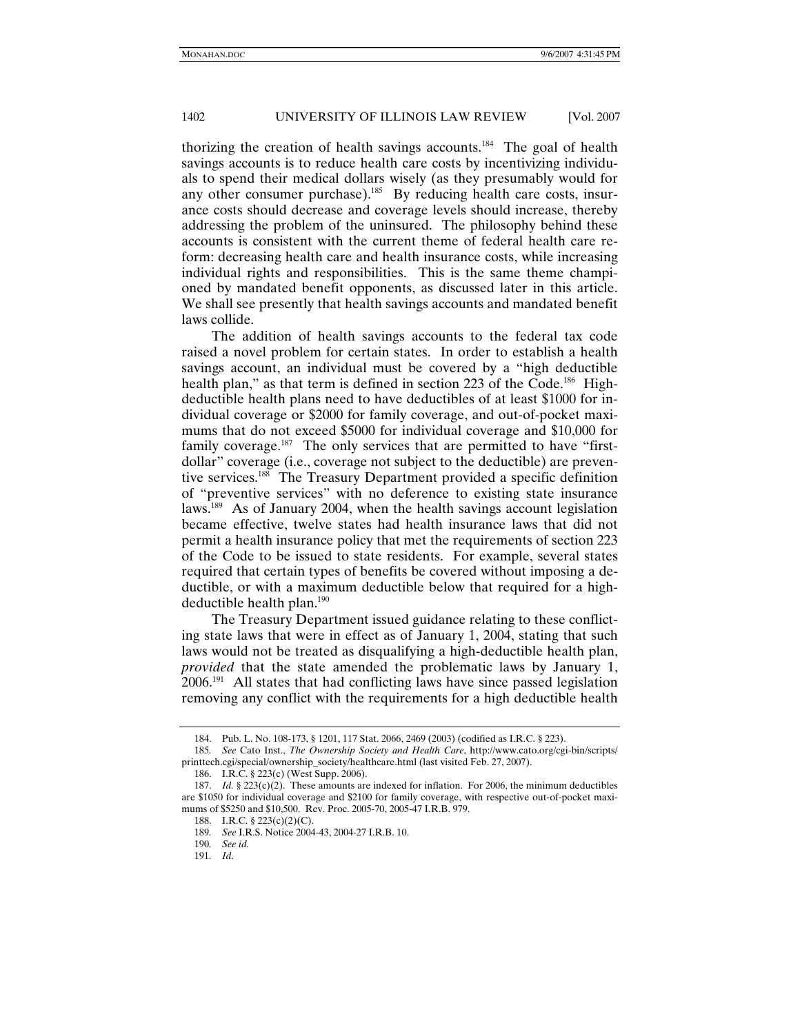thorizing the creation of health savings accounts.[184] The goal of health savings accounts is to reduce health care costs by incentivizing individuals to spend their medical dollars wisely (as they presumably would for any other consumer purchase).[185] By reducing health care costs, insurance costs should decrease and coverage levels should increase, thereby addressing the problem of the uninsured. The philosophy behind these accounts is consistent with the current theme of federal health care reform: decreasing health care and health insurance costs, while increasing individual rights and responsibilities. This is the same theme championed by mandated benefit opponents, as discussed later in this article. We shall see presently that health savings accounts and mandated benefit laws collide.

The addition of health savings accounts to the federal tax code raised a novel problem for certain states. In order to establish a health savings account, an individual must be covered by a "high deductible health plan," as that term is defined in section 223 of the Code.[186] High-deductible health plans need to have deductibles of at least $1000 for individual coverage or $2000 for family coverage, and out-of-pocket maximums that do not exceed $5000 for individual coverage and $10,000 for family coverage.[187] The only services that are permitted to have "first-dollar" coverage (i.e., coverage not subject to the deductible) are preventive services.[188] The Treasury Department provided a specific definition of "preventive services" with no deference to existing state insurance laws.[189] As of January 2004, when the health savings account legislation became effective, twelve states had health insurance laws that did not permit a health insurance policy that met the requirements of section 223 of the Code to be issued to state residents. For example, several states required that certain types of benefits be covered without imposing a deductible, or with a maximum deductible below that required for a high-deductible health plan.[190]

The Treasury Department issued guidance relating to these conflicting state laws that were in effect as of January 1, 2004, stating that such laws would not be treated as disqualifying a high-deductible health plan, *provided* that the state amended the problematic laws by January 1, 2006.[191] All states that had conflicting laws have since passed legislation removing any conflict with the requirements for a high deductible health

---

184. Pub. L. No. 108-173, § 1201, 117 Stat. 2066, 2469 (2003) (codified as I.R.C. § 223).

185. *See* Cato Inst., *The Ownership Society and Health Care*, http://www.cato.org/cgi-bin/scripts/printtech.cgi/special/ownership_society/healthcare.html (last visited Feb. 27, 2007).

186. I.R.C. § 223(c) (West Supp. 2006).

187. *Id.* § 223(c)(2). These amounts are indexed for inflation. For 2006, the minimum deductibles are $1050 for individual coverage and $2100 for family coverage, with respective out-of-pocket maximums of $5250 and $10,500. Rev. Proc. 2005-70, 2005-47 I.R.B. 979.

188. I.R.C. § 223(c)(2)(C).

189. *See* I.R.S. Notice 2004-43, 2004-27 I.R.B. 10.

190. *See id.*

191. *Id*.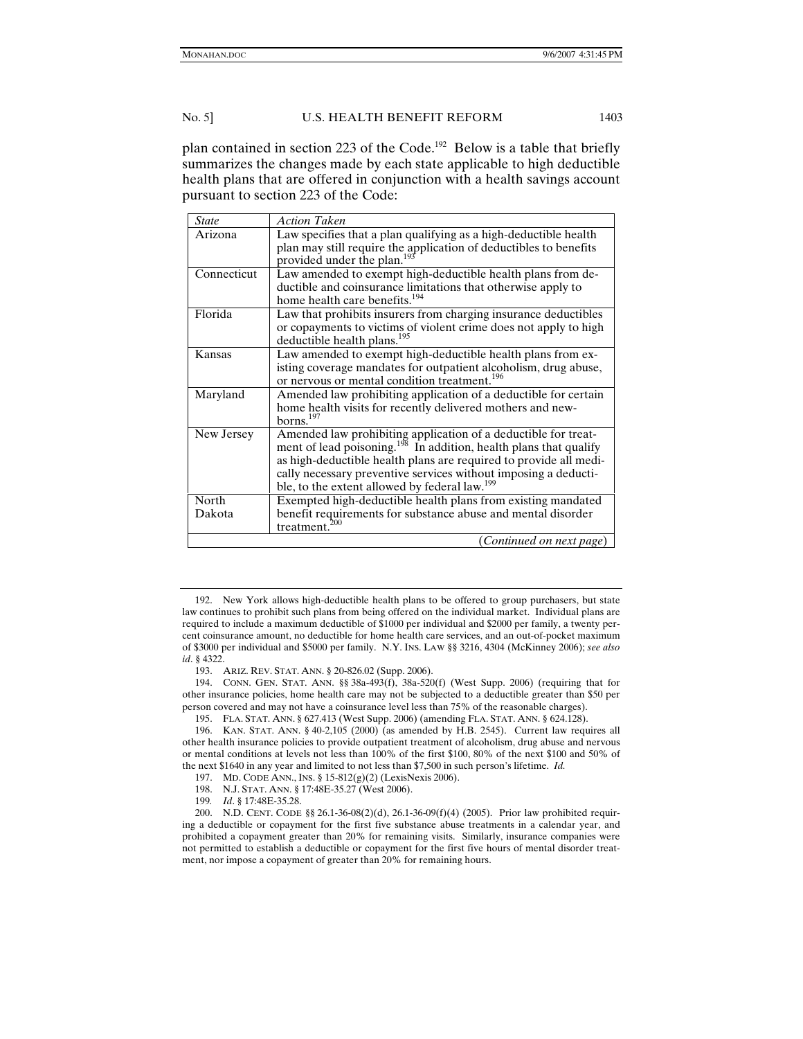plan contained in section 223 of the Code.[192] Below is a table that briefly summarizes the changes made by each state applicable to high deductible health plans that are offered in conjunction with a health savings account pursuant to section 223 of the Code:

| *State* | *Action Taken* |
|---|---|
| Arizona | Law specifies that a plan qualifying as a high-deductible health plan may still require the application of deductibles to benefits provided under the plan.[193] |
| Connecticut | Law amended to exempt high-deductible health plans from deductible and coinsurance limitations that otherwise apply to home health care benefits.[194] |
| Florida | Law that prohibits insurers from charging insurance deductibles or copayments to victims of violent crime does not apply to high deductible health plans.[195] |
| Kansas | Law amended to exempt high-deductible health plans from existing coverage mandates for outpatient alcoholism, drug abuse, or nervous or mental condition treatment.[196] |
| Maryland | Amended law prohibiting application of a deductible for certain home health visits for recently delivered mothers and newborns.[197] |
| New Jersey | Amended law prohibiting application of a deductible for treatment of lead poisoning.[198] In addition, health plans that qualify as high-deductible health plans are required to provide all medically necessary preventive services without imposing a deductible, to the extent allowed by federal law.[199] |
| North Dakota | Exempted high-deductible health plans from existing mandated benefit requirements for substance abuse and mental disorder treatment.[200] |
| | (*Continued on next page*) |

192. New York allows high-deductible health plans to be offered to group purchasers, but state law continues to prohibit such plans from being offered on the individual market. Individual plans are required to include a maximum deductible of $1000 per individual and $2000 per family, a twenty percent coinsurance amount, no deductible for home health care services, and an out-of-pocket maximum of $3000 per individual and $5000 per family. N.Y. INS. LAW §§ 3216, 4304 (McKinney 2006); *see also id*. § 4322.

193. ARIZ. REV. STAT. ANN. § 20-826.02 (Supp. 2006).

194. CONN. GEN. STAT. ANN. §§ 38a-493(f), 38a-520(f) (West Supp. 2006) (requiring that for other insurance policies, home health care may not be subjected to a deductible greater than $50 per person covered and may not have a coinsurance level less than 75% of the reasonable charges).

195. FLA. STAT. ANN. § 627.413 (West Supp. 2006) (amending FLA. STAT. ANN. § 624.128).

196. KAN. STAT. ANN. § 40-2,105 (2000) (as amended by H.B. 2545). Current law requires all other health insurance policies to provide outpatient treatment of alcoholism, drug abuse and nervous or mental conditions at levels not less than 100% of the first $100, 80% of the next $100 and 50% of the next $1640 in any year and limited to not less than $7,500 in such person's lifetime. *Id.*

197. MD. CODE ANN., INS. § 15-812(g)(2) (LexisNexis 2006).

198. N.J. STAT. ANN. § 17:48E-35.27 (West 2006).

199. *Id*. § 17:48E-35.28.

200. N.D. CENT. CODE §§ 26.1-36-08(2)(d), 26.1-36-09(f)(4) (2005). Prior law prohibited requiring a deductible or copayment for the first five substance abuse treatments in a calendar year, and prohibited a copayment greater than 20% for remaining visits. Similarly, insurance companies were not permitted to establish a deductible or copayment for the first five hours of mental disorder treatment, nor impose a copayment of greater than 20% for remaining hours.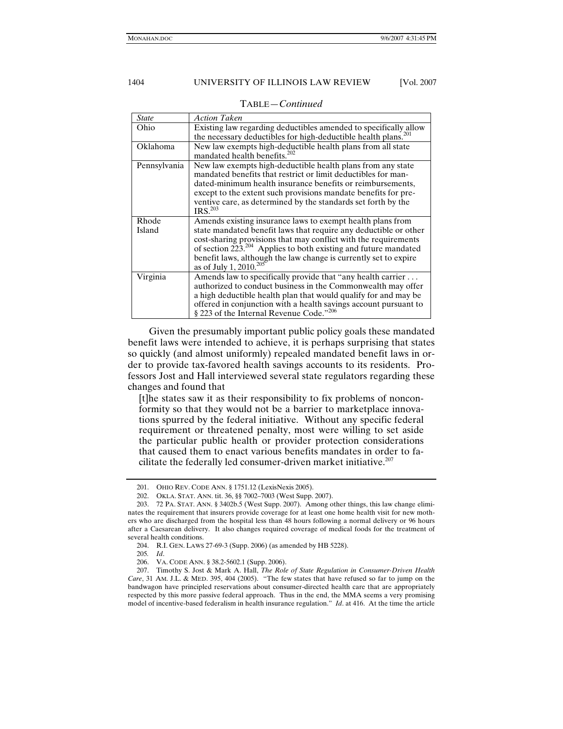TABLE—*Continued*

| *State* | *Action Taken* |
| --- | --- |
| Ohio | Existing law regarding deductibles amended to specifically allow the necessary deductibles for high-deductible health plans.[201] |
| Oklahoma | New law exempts high-deductible health plans from all state mandated health benefits.[202] |
| Pennsylvania | New law exempts high-deductible health plans from any state mandated benefits that restrict or limit deductibles for mandated-minimum health insurance benefits or reimbursements, except to the extent such provisions mandate benefits for preventive care, as determined by the standards set forth by the IRS.[203] |
| Rhode Island | Amends existing insurance laws to exempt health plans from state mandated benefit laws that require any deductible or other cost-sharing provisions that may conflict with the requirements of section 223.[204] Applies to both existing and future mandated benefit laws, although the law change is currently set to expire as of July 1, 2010.[205] |
| Virginia | Amends law to specifically provide that "any health carrier . . . authorized to conduct business in the Commonwealth may offer a high deductible health plan that would qualify for and may be offered in conjunction with a health savings account pursuant to § 223 of the Internal Revenue Code."[206] |

Given the presumably important public policy goals these mandated benefit laws were intended to achieve, it is perhaps surprising that states so quickly (and almost uniformly) repealed mandated benefit laws in order to provide tax-favored health savings accounts to its residents. Professors Jost and Hall interviewed several state regulators regarding these changes and found that

> [t]he states saw it as their responsibility to fix problems of nonconformity so that they would not be a barrier to marketplace innovations spurred by the federal initiative. Without any specific federal requirement or threatened penalty, most were willing to set aside the particular public health or provider protection considerations that caused them to enact various benefits mandates in order to facilitate the federally led consumer-driven market initiative.[207]

---

201. OHIO REV. CODE ANN. § 1751.12 (LexisNexis 2005).

202. OKLA. STAT. ANN. tit. 36, §§ 7002–7003 (West Supp. 2007).

203. 72 PA. STAT. ANN. § 3402b.5 (West Supp. 2007). Among other things, this law change eliminates the requirement that insurers provide coverage for at least one home health visit for new mothers who are discharged from the hospital less than 48 hours following a normal delivery or 96 hours after a Caesarean delivery. It also changes required coverage of medical foods for the treatment of several health conditions.

204. R.I. GEN. LAWS 27-69-3 (Supp. 2006) (as amended by HB 5228).

205. *Id*.

206. VA. CODE ANN. § 38.2-5602.1 (Supp. 2006).

207. Timothy S. Jost & Mark A. Hall, *The Role of State Regulation in Consumer-Driven Health Care*, 31 AM. J.L. & MED. 395, 404 (2005). "The few states that have refused so far to jump on the bandwagon have principled reservations about consumer-directed health care that are appropriately respected by this more passive federal approach. Thus in the end, the MMA seems a very promising model of incentive-based federalism in health insurance regulation." *Id*. at 416. At the time the article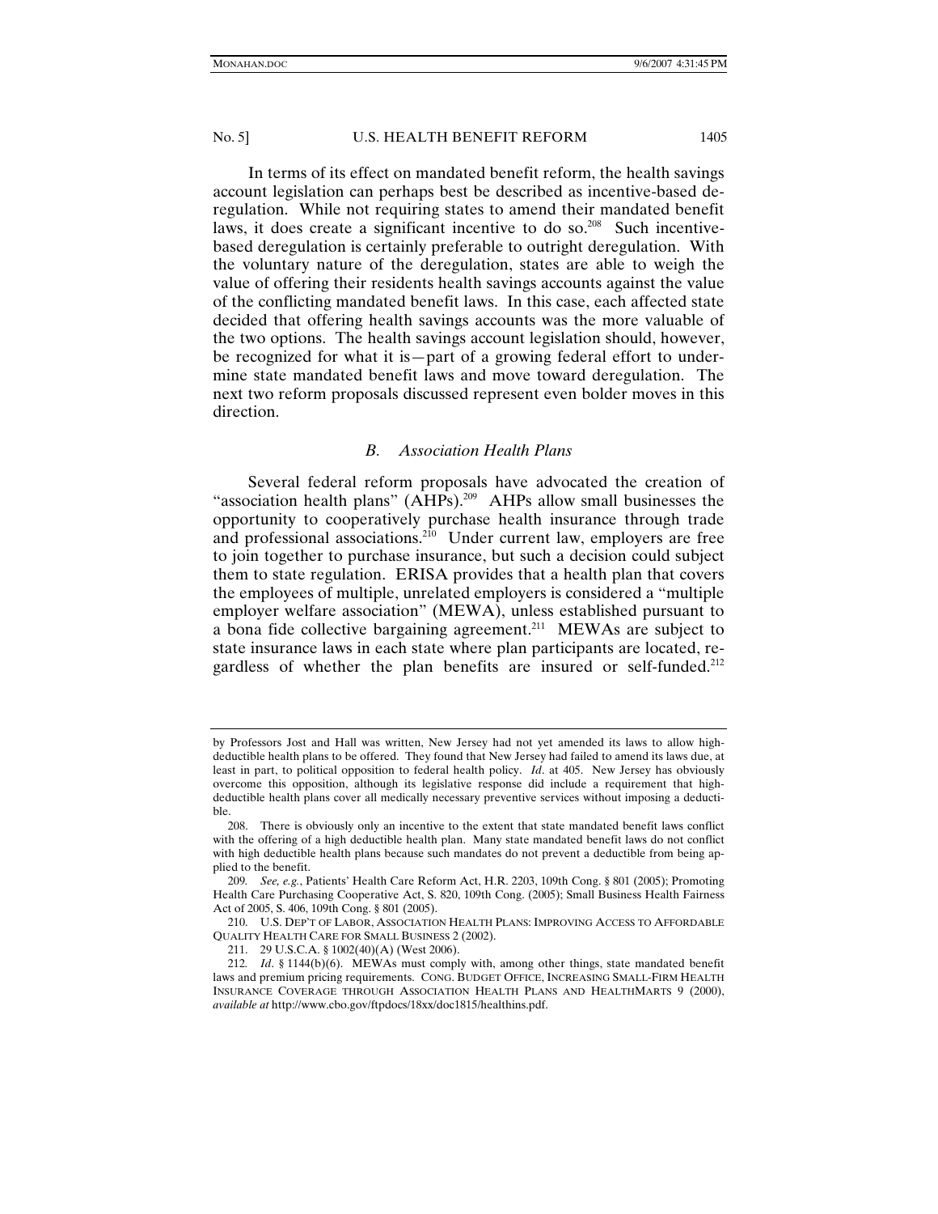In terms of its effect on mandated benefit reform, the health savings account legislation can perhaps best be described as incentive-based deregulation. While not requiring states to amend their mandated benefit laws, it does create a significant incentive to do so.[208] Such incentive-based deregulation is certainly preferable to outright deregulation. With the voluntary nature of the deregulation, states are able to weigh the value of offering their residents health savings accounts against the value of the conflicting mandated benefit laws. In this case, each affected state decided that offering health savings accounts was the more valuable of the two options. The health savings account legislation should, however, be recognized for what it is—part of a growing federal effort to undermine state mandated benefit laws and move toward deregulation. The next two reform proposals discussed represent even bolder moves in this direction.

### *B. Association Health Plans*

Several federal reform proposals have advocated the creation of "association health plans" (AHPs).[209] AHPs allow small businesses the opportunity to cooperatively purchase health insurance through trade and professional associations.[210] Under current law, employers are free to join together to purchase insurance, but such a decision could subject them to state regulation. ERISA provides that a health plan that covers the employees of multiple, unrelated employers is considered a "multiple employer welfare association" (MEWA), unless established pursuant to a bona fide collective bargaining agreement.[211] MEWAs are subject to state insurance laws in each state where plan participants are located, regardless of whether the plan benefits are insured or self-funded.[212]

---

by Professors Jost and Hall was written, New Jersey had not yet amended its laws to allow high-deductible health plans to be offered. They found that New Jersey had failed to amend its laws due, at least in part, to political opposition to federal health policy. *Id*. at 405. New Jersey has obviously overcome this opposition, although its legislative response did include a requirement that high-deductible health plans cover all medically necessary preventive services without imposing a deductible.

208. There is obviously only an incentive to the extent that state mandated benefit laws conflict with the offering of a high deductible health plan. Many state mandated benefit laws do not conflict with high deductible health plans because such mandates do not prevent a deductible from being applied to the benefit.

209. *See, e.g.*, Patients' Health Care Reform Act, H.R. 2203, 109th Cong. § 801 (2005); Promoting Health Care Purchasing Cooperative Act, S. 820, 109th Cong. (2005); Small Business Health Fairness Act of 2005, S. 406, 109th Cong. § 801 (2005).

210. U.S. DEP'T OF LABOR, ASSOCIATION HEALTH PLANS: IMPROVING ACCESS TO AFFORDABLE QUALITY HEALTH CARE FOR SMALL BUSINESS 2 (2002).

211. 29 U.S.C.A. § 1002(40)(A) (West 2006).

212. *Id*. § 1144(b)(6). MEWAs must comply with, among other things, state mandated benefit laws and premium pricing requirements. CONG. BUDGET OFFICE, INCREASING SMALL-FIRM HEALTH INSURANCE COVERAGE THROUGH ASSOCIATION HEALTH PLANS AND HEALTHMARTS 9 (2000), *available at* http://www.cbo.gov/ftpdocs/18xx/doc1815/healthins.pdf.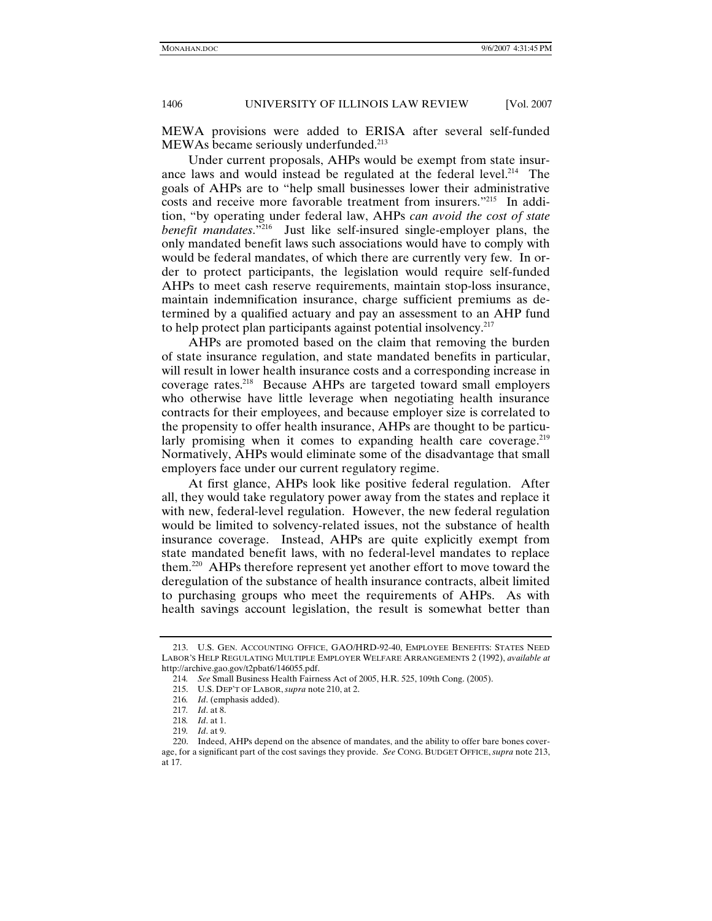MEWA provisions were added to ERISA after several self-funded MEWAs became seriously underfunded.[213]

Under current proposals, AHPs would be exempt from state insurance laws and would instead be regulated at the federal level.[214] The goals of AHPs are to "help small businesses lower their administrative costs and receive more favorable treatment from insurers."[215] In addition, "by operating under federal law, AHPs *can avoid the cost of state benefit mandates*."[216] Just like self-insured single-employer plans, the only mandated benefit laws such associations would have to comply with would be federal mandates, of which there are currently very few. In order to protect participants, the legislation would require self-funded AHPs to meet cash reserve requirements, maintain stop-loss insurance, maintain indemnification insurance, charge sufficient premiums as determined by a qualified actuary and pay an assessment to an AHP fund to help protect plan participants against potential insolvency.[217]

AHPs are promoted based on the claim that removing the burden of state insurance regulation, and state mandated benefits in particular, will result in lower health insurance costs and a corresponding increase in coverage rates.[218] Because AHPs are targeted toward small employers who otherwise have little leverage when negotiating health insurance contracts for their employees, and because employer size is correlated to the propensity to offer health insurance, AHPs are thought to be particularly promising when it comes to expanding health care coverage.[219] Normatively, AHPs would eliminate some of the disadvantage that small employers face under our current regulatory regime.

At first glance, AHPs look like positive federal regulation. After all, they would take regulatory power away from the states and replace it with new, federal-level regulation. However, the new federal regulation would be limited to solvency-related issues, not the substance of health insurance coverage. Instead, AHPs are quite explicitly exempt from state mandated benefit laws, with no federal-level mandates to replace them.[220] AHPs therefore represent yet another effort to move toward the deregulation of the substance of health insurance contracts, albeit limited to purchasing groups who meet the requirements of AHPs. As with health savings account legislation, the result is somewhat better than

---

213. U.S. GEN. ACCOUNTING OFFICE, GAO/HRD-92-40, EMPLOYEE BENEFITS: STATES NEED LABOR'S HELP REGULATING MULTIPLE EMPLOYER WELFARE ARRANGEMENTS 2 (1992), *available at* http://archive.gao.gov/t2pbat6/146055.pdf.

214. *See* Small Business Health Fairness Act of 2005, H.R. 525, 109th Cong. (2005).

215. U.S. DEP'T OF LABOR, *supra* note 210, at 2.

216. *Id*. (emphasis added).

217. *Id*. at 8.

218. *Id*. at 1.

219. *Id*. at 9.

220. Indeed, AHPs depend on the absence of mandates, and the ability to offer bare bones coverage, for a significant part of the cost savings they provide. *See* CONG. BUDGET OFFICE, *supra* note 213, at 17.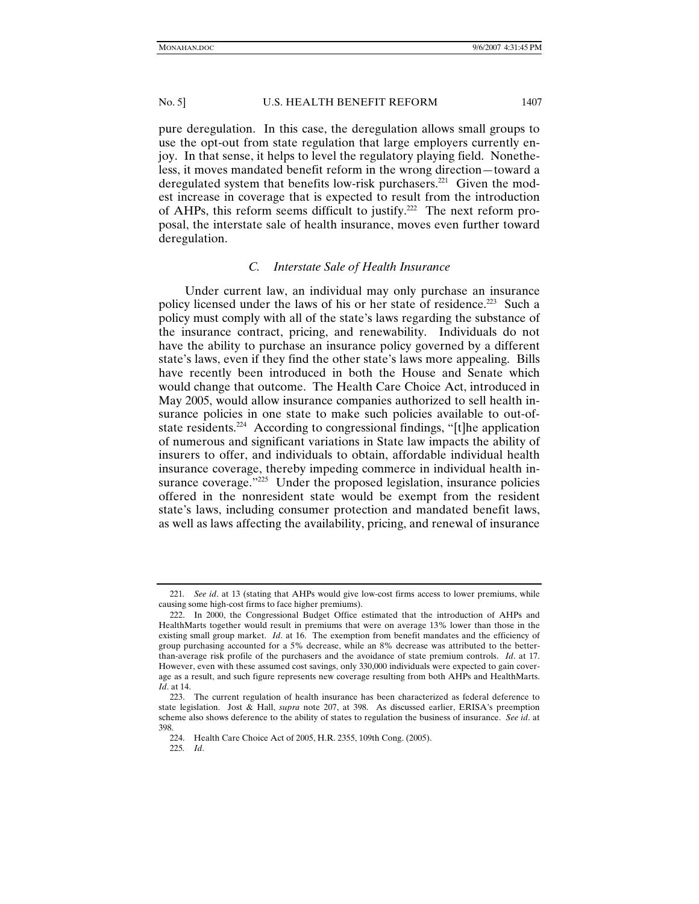pure deregulation. In this case, the deregulation allows small groups to use the opt-out from state regulation that large employers currently enjoy. In that sense, it helps to level the regulatory playing field. Nonetheless, it moves mandated benefit reform in the wrong direction—toward a deregulated system that benefits low-risk purchasers.[221] Given the modest increase in coverage that is expected to result from the introduction of AHPs, this reform seems difficult to justify.[222] The next reform proposal, the interstate sale of health insurance, moves even further toward deregulation.

### *C. Interstate Sale of Health Insurance*

Under current law, an individual may only purchase an insurance policy licensed under the laws of his or her state of residence.[223] Such a policy must comply with all of the state's laws regarding the substance of the insurance contract, pricing, and renewability. Individuals do not have the ability to purchase an insurance policy governed by a different state's laws, even if they find the other state's laws more appealing. Bills have recently been introduced in both the House and Senate which would change that outcome. The Health Care Choice Act, introduced in May 2005, would allow insurance companies authorized to sell health insurance policies in one state to make such policies available to out-of-state residents.[224] According to congressional findings, "[t]he application of numerous and significant variations in State law impacts the ability of insurers to offer, and individuals to obtain, affordable individual health insurance coverage, thereby impeding commerce in individual health insurance coverage."[225] Under the proposed legislation, insurance policies offered in the nonresident state would be exempt from the resident state's laws, including consumer protection and mandated benefit laws, as well as laws affecting the availability, pricing, and renewal of insurance

---

221. *See id*. at 13 (stating that AHPs would give low-cost firms access to lower premiums, while causing some high-cost firms to face higher premiums).

222. In 2000, the Congressional Budget Office estimated that the introduction of AHPs and HealthMarts together would result in premiums that were on average 13% lower than those in the existing small group market. *Id*. at 16. The exemption from benefit mandates and the efficiency of group purchasing accounted for a 5% decrease, while an 8% decrease was attributed to the better-than-average risk profile of the purchasers and the avoidance of state premium controls. *Id*. at 17. However, even with these assumed cost savings, only 330,000 individuals were expected to gain coverage as a result, and such figure represents new coverage resulting from both AHPs and HealthMarts. *Id*. at 14.

223. The current regulation of health insurance has been characterized as federal deference to state legislation. Jost & Hall, *supra* note 207, at 398. As discussed earlier, ERISA's preemption scheme also shows deference to the ability of states to regulation the business of insurance. *See id*. at 398.

224. Health Care Choice Act of 2005, H.R. 2355, 109th Cong. (2005).

225. *Id*.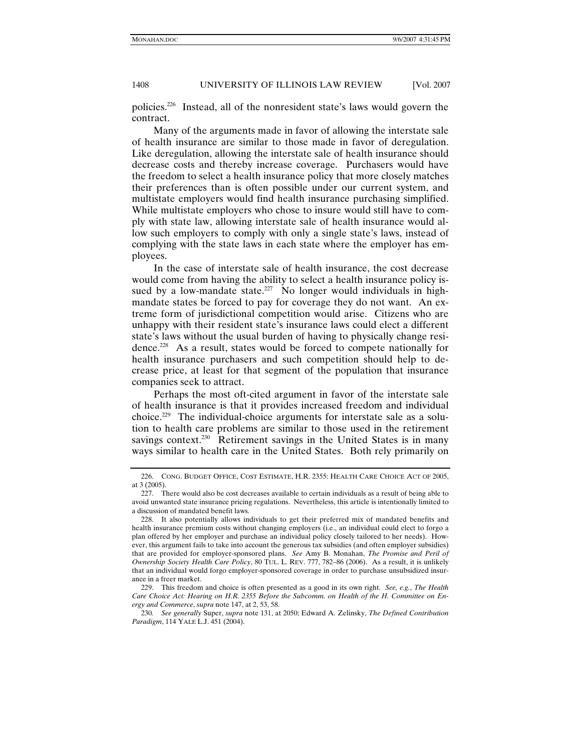policies.[226] Instead, all of the nonresident state's laws would govern the contract.

Many of the arguments made in favor of allowing the interstate sale of health insurance are similar to those made in favor of deregulation. Like deregulation, allowing the interstate sale of health insurance should decrease costs and thereby increase coverage. Purchasers would have the freedom to select a health insurance policy that more closely matches their preferences than is often possible under our current system, and multistate employers would find health insurance purchasing simplified. While multistate employers who chose to insure would still have to comply with state law, allowing interstate sale of health insurance would allow such employers to comply with only a single state's laws, instead of complying with the state laws in each state where the employer has employees.

In the case of interstate sale of health insurance, the cost decrease would come from having the ability to select a health insurance policy issued by a low-mandate state.[227] No longer would individuals in high-mandate states be forced to pay for coverage they do not want. An extreme form of jurisdictional competition would arise. Citizens who are unhappy with their resident state's insurance laws could elect a different state's laws without the usual burden of having to physically change residence.[228] As a result, states would be forced to compete nationally for health insurance purchasers and such competition should help to decrease price, at least for that segment of the population that insurance companies seek to attract.

Perhaps the most oft-cited argument in favor of the interstate sale of health insurance is that it provides increased freedom and individual choice.[229] The individual-choice arguments for interstate sale as a solution to health care problems are similar to those used in the retirement savings context.[230] Retirement savings in the United States is in many ways similar to health care in the United States. Both rely primarily on

---

226. CONG. BUDGET OFFICE, COST ESTIMATE, H.R. 2355: HEALTH CARE CHOICE ACT OF 2005, at 3 (2005).

227. There would also be cost decreases available to certain individuals as a result of being able to avoid unwanted state insurance pricing regulations. Nevertheless, this article is intentionally limited to a discussion of mandated benefit laws.

228. It also potentially allows individuals to get their preferred mix of mandated benefits and health insurance premium costs without changing employers (i.e., an individual could elect to forgo a plan offered by her employer and purchase an individual policy closely tailored to her needs). However, this argument fails to take into account the generous tax subsidies (and often employer subsidies) that are provided for employer-sponsored plans. *See* Amy B. Monahan, *The Promise and Peril of Ownership Society Health Care Policy*, 80 TUL. L. REV. 777, 782–86 (2006). As a result, it is unlikely that an individual would forgo employer-sponsored coverage in order to purchase unsubsidized insurance in a freer market.

229. This freedom and choice is often presented as a good in its own right. *See, e.g.*, *The Health Care Choice Act: Hearing on H.R. 2355 Before the Subcomm. on Health of the H. Committee on Energy and Commerce*, *supra* note 147, at 2, 53, 58.

230. *See generally* Super, *supra* note 131, at 2050; Edward A. Zelinsky, *The Defined Contribution Paradigm*, 114 YALE L.J. 451 (2004).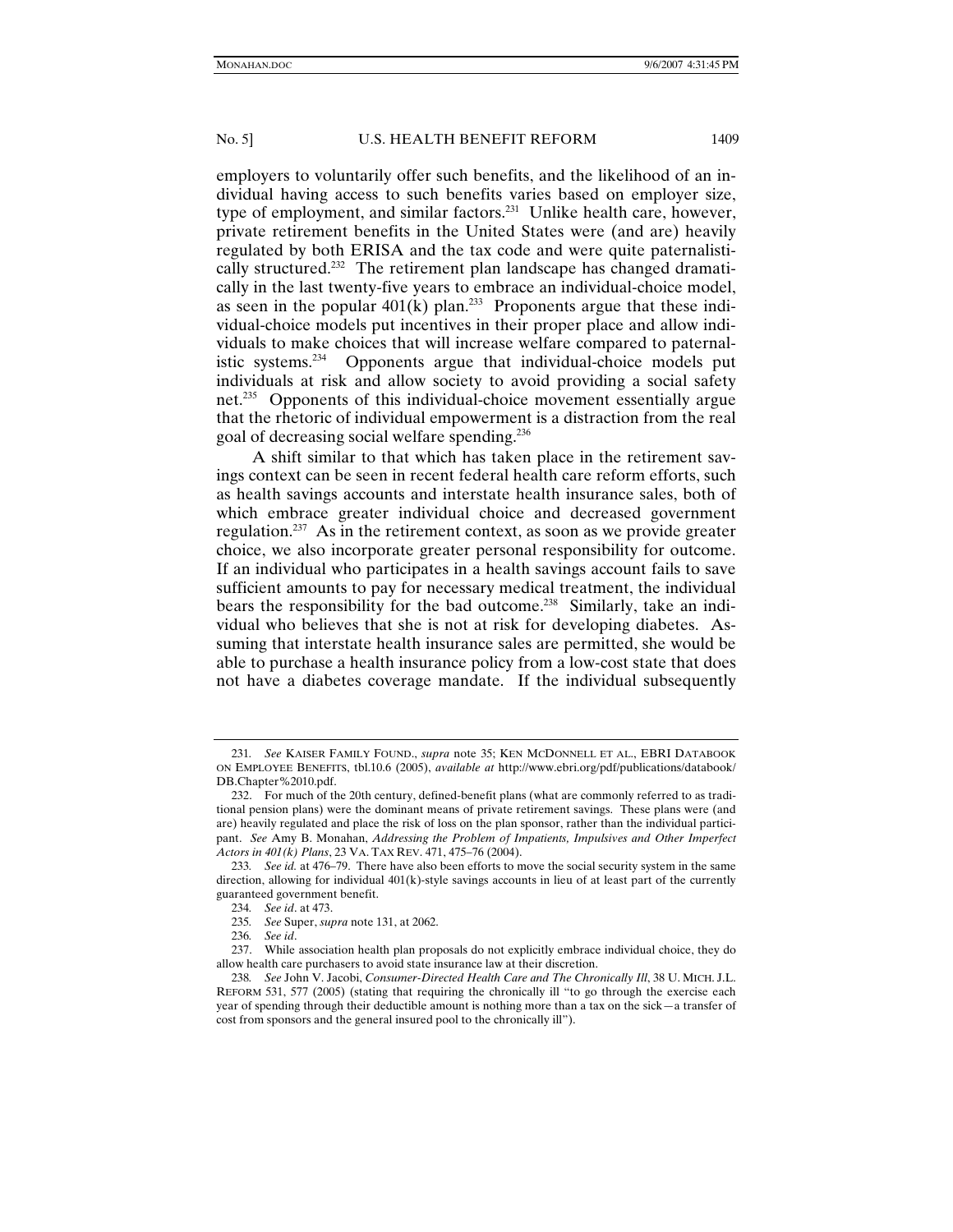employers to voluntarily offer such benefits, and the likelihood of an individual having access to such benefits varies based on employer size, type of employment, and similar factors.[231] Unlike health care, however, private retirement benefits in the United States were (and are) heavily regulated by both ERISA and the tax code and were quite paternalistically structured.[232] The retirement plan landscape has changed dramatically in the last twenty-five years to embrace an individual-choice model, as seen in the popular 401(k) plan.[233] Proponents argue that these individual-choice models put incentives in their proper place and allow individuals to make choices that will increase welfare compared to paternalistic systems.[234] Opponents argue that individual-choice models put individuals at risk and allow society to avoid providing a social safety net.[235] Opponents of this individual-choice movement essentially argue that the rhetoric of individual empowerment is a distraction from the real goal of decreasing social welfare spending.[236]

A shift similar to that which has taken place in the retirement savings context can be seen in recent federal health care reform efforts, such as health savings accounts and interstate health insurance sales, both of which embrace greater individual choice and decreased government regulation.[237] As in the retirement context, as soon as we provide greater choice, we also incorporate greater personal responsibility for outcome. If an individual who participates in a health savings account fails to save sufficient amounts to pay for necessary medical treatment, the individual bears the responsibility for the bad outcome.[238] Similarly, take an individual who believes that she is not at risk for developing diabetes. Assuming that interstate health insurance sales are permitted, she would be able to purchase a health insurance policy from a low-cost state that does not have a diabetes coverage mandate. If the individual subsequently

---

231. *See* KAISER FAMILY FOUND., *supra* note 35; KEN MCDONNELL ET AL., EBRI DATABOOK ON EMPLOYEE BENEFITS, tbl.10.6 (2005), *available at* http://www.ebri.org/pdf/publications/databook/DB.Chapter%2010.pdf.

232. For much of the 20th century, defined-benefit plans (what are commonly referred to as traditional pension plans) were the dominant means of private retirement savings. These plans were (and are) heavily regulated and place the risk of loss on the plan sponsor, rather than the individual participant. *See* Amy B. Monahan, *Addressing the Problem of Impatients, Impulsives and Other Imperfect Actors in 401(k) Plans*, 23 VA. TAX REV. 471, 475–76 (2004).

233. *See id.* at 476–79. There have also been efforts to move the social security system in the same direction, allowing for individual 401(k)-style savings accounts in lieu of at least part of the currently guaranteed government benefit.

234. *See id*. at 473.

235. *See* Super, *supra* note 131, at 2062.

236. *See id*.

237. While association health plan proposals do not explicitly embrace individual choice, they do allow health care purchasers to avoid state insurance law at their discretion.

238. *See* John V. Jacobi, *Consumer-Directed Health Care and The Chronically Ill*, 38 U. MICH. J.L. REFORM 531, 577 (2005) (stating that requiring the chronically ill "to go through the exercise each year of spending through their deductible amount is nothing more than a tax on the sick—a transfer of cost from sponsors and the general insured pool to the chronically ill").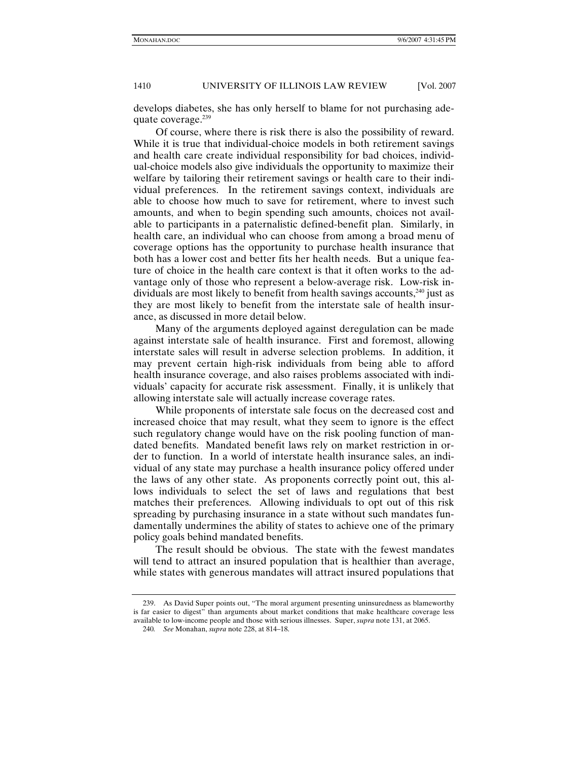develops diabetes, she has only herself to blame for not purchasing adequate coverage.[239]

Of course, where there is risk there is also the possibility of reward. While it is true that individual-choice models in both retirement savings and health care create individual responsibility for bad choices, individual-choice models also give individuals the opportunity to maximize their welfare by tailoring their retirement savings or health care to their individual preferences. In the retirement savings context, individuals are able to choose how much to save for retirement, where to invest such amounts, and when to begin spending such amounts, choices not available to participants in a paternalistic defined-benefit plan. Similarly, in health care, an individual who can choose from among a broad menu of coverage options has the opportunity to purchase health insurance that both has a lower cost and better fits her health needs. But a unique feature of choice in the health care context is that it often works to the advantage only of those who represent a below-average risk. Low-risk individuals are most likely to benefit from health savings accounts,[240] just as they are most likely to benefit from the interstate sale of health insurance, as discussed in more detail below.

Many of the arguments deployed against deregulation can be made against interstate sale of health insurance. First and foremost, allowing interstate sales will result in adverse selection problems. In addition, it may prevent certain high-risk individuals from being able to afford health insurance coverage, and also raises problems associated with individuals' capacity for accurate risk assessment. Finally, it is unlikely that allowing interstate sale will actually increase coverage rates.

While proponents of interstate sale focus on the decreased cost and increased choice that may result, what they seem to ignore is the effect such regulatory change would have on the risk pooling function of mandated benefits. Mandated benefit laws rely on market restriction in order to function. In a world of interstate health insurance sales, an individual of any state may purchase a health insurance policy offered under the laws of any other state. As proponents correctly point out, this allows individuals to select the set of laws and regulations that best matches their preferences. Allowing individuals to opt out of this risk spreading by purchasing insurance in a state without such mandates fundamentally undermines the ability of states to achieve one of the primary policy goals behind mandated benefits.

The result should be obvious. The state with the fewest mandates will tend to attract an insured population that is healthier than average, while states with generous mandates will attract insured populations that

---

239. As David Super points out, "The moral argument presenting uninsuredness as blameworthy is far easier to digest" than arguments about market conditions that make healthcare coverage less available to low-income people and those with serious illnesses. Super, *supra* note 131, at 2065.

240. *See* Monahan, *supra* note 228, at 814–18.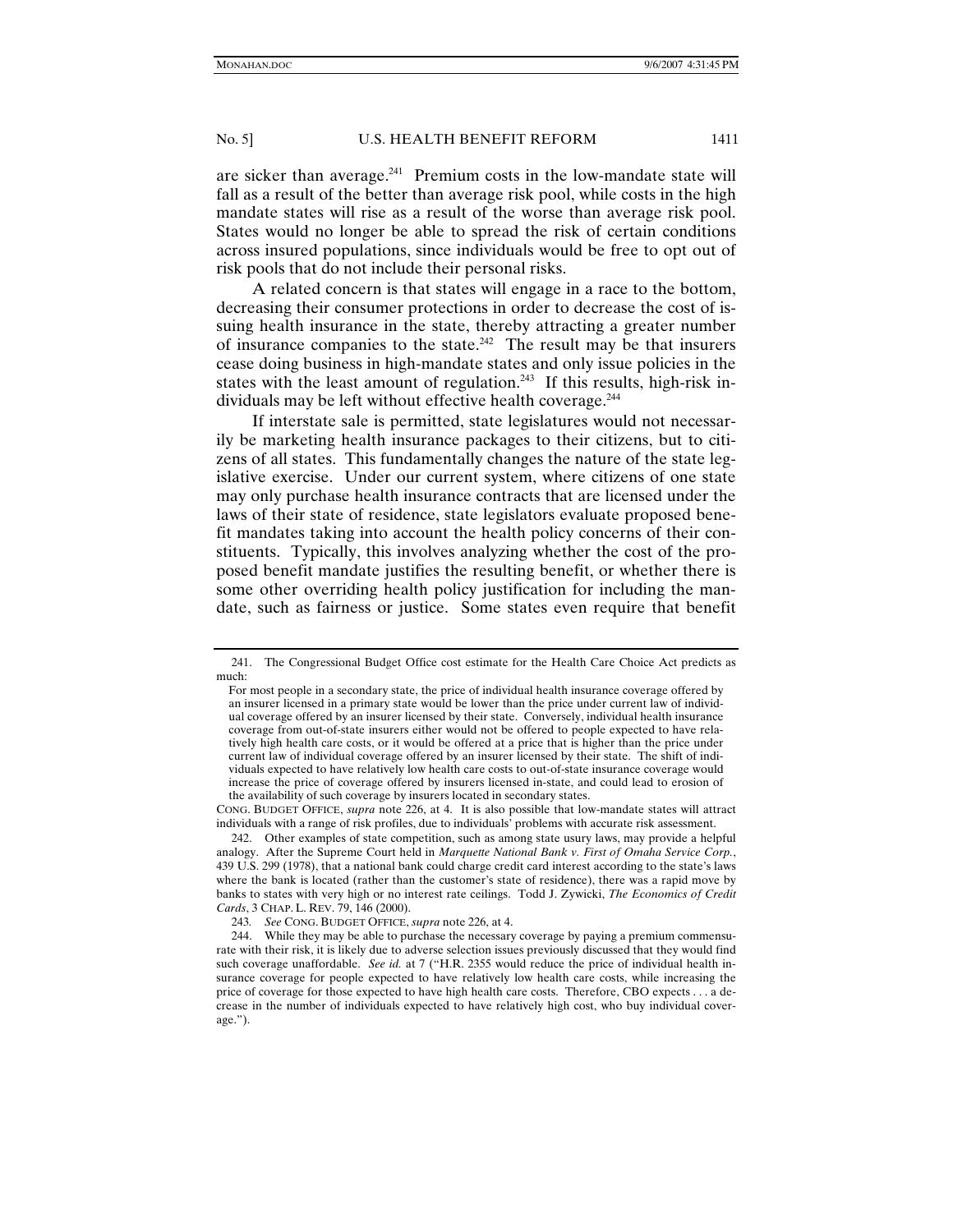are sicker than average.[241] Premium costs in the low-mandate state will fall as a result of the better than average risk pool, while costs in the high mandate states will rise as a result of the worse than average risk pool. States would no longer be able to spread the risk of certain conditions across insured populations, since individuals would be free to opt out of risk pools that do not include their personal risks.

A related concern is that states will engage in a race to the bottom, decreasing their consumer protections in order to decrease the cost of issuing health insurance in the state, thereby attracting a greater number of insurance companies to the state.[242] The result may be that insurers cease doing business in high-mandate states and only issue policies in the states with the least amount of regulation.[243] If this results, high-risk individuals may be left without effective health coverage.[244]

If interstate sale is permitted, state legislatures would not necessarily be marketing health insurance packages to their citizens, but to citizens of all states. This fundamentally changes the nature of the state legislative exercise. Under our current system, where citizens of one state may only purchase health insurance contracts that are licensed under the laws of their state of residence, state legislators evaluate proposed benefit mandates taking into account the health policy concerns of their constituents. Typically, this involves analyzing whether the cost of the proposed benefit mandate justifies the resulting benefit, or whether there is some other overriding health policy justification for including the mandate, such as fairness or justice. Some states even require that benefit

---

241. The Congressional Budget Office cost estimate for the Health Care Choice Act predicts as much:

> For most people in a secondary state, the price of individual health insurance coverage offered by an insurer licensed in a primary state would be lower than the price under current law of individual coverage offered by an insurer licensed by their state. Conversely, individual health insurance coverage from out-of-state insurers either would not be offered to people expected to have relatively high health care costs, or it would be offered at a price that is higher than the price under current law of individual coverage offered by an insurer licensed by their state. The shift of individuals expected to have relatively low health care costs to out-of-state insurance coverage would increase the price of coverage offered by insurers licensed in-state, and could lead to erosion of the availability of such coverage by insurers located in secondary states.

CONG. BUDGET OFFICE, *supra* note 226, at 4. It is also possible that low-mandate states will attract individuals with a range of risk profiles, due to individuals' problems with accurate risk assessment.

242. Other examples of state competition, such as among state usury laws, may provide a helpful analogy. After the Supreme Court held in *Marquette National Bank v. First of Omaha Service Corp.*, 439 U.S. 299 (1978), that a national bank could charge credit card interest according to the state's laws where the bank is located (rather than the customer's state of residence), there was a rapid move by banks to states with very high or no interest rate ceilings. Todd J. Zywicki, *The Economics of Credit Cards*, 3 CHAP. L. REV. 79, 146 (2000).

243. *See* CONG. BUDGET OFFICE, *supra* note 226, at 4.

244. While they may be able to purchase the necessary coverage by paying a premium commensurate with their risk, it is likely due to adverse selection issues previously discussed that they would find such coverage unaffordable. *See id.* at 7 ("H.R. 2355 would reduce the price of individual health insurance coverage for people expected to have relatively low health care costs, while increasing the price of coverage for those expected to have high health care costs. Therefore, CBO expects . . . a decrease in the number of individuals expected to have relatively high cost, who buy individual coverage.").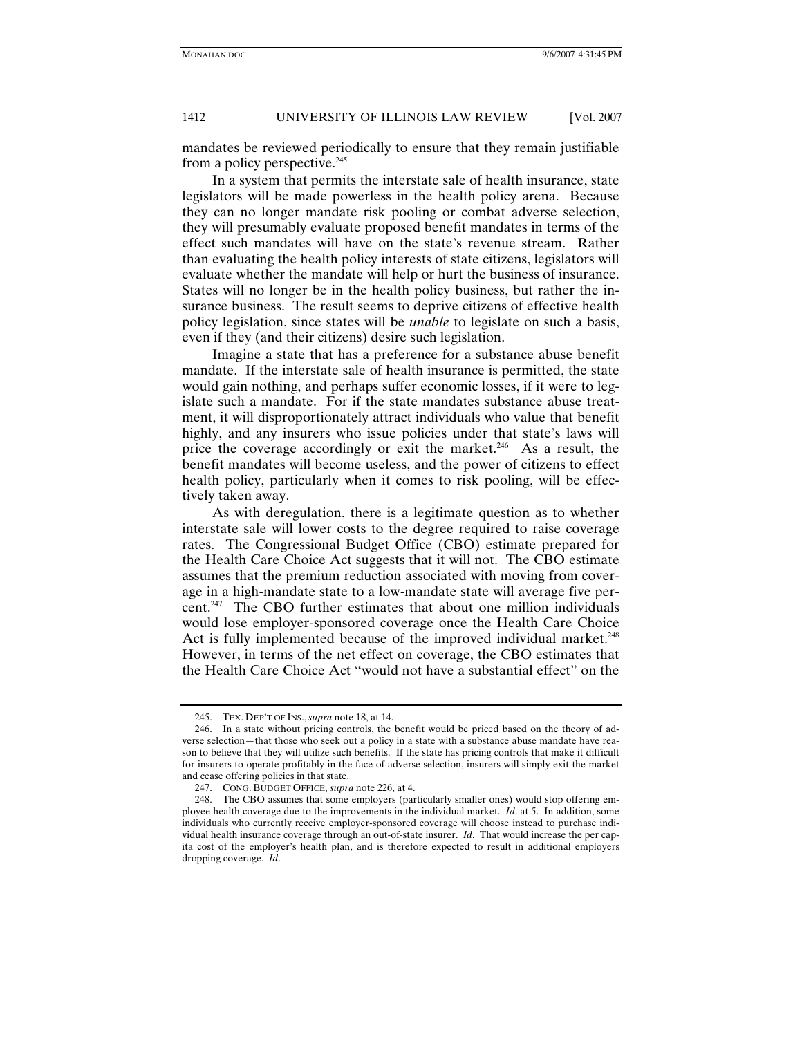mandates be reviewed periodically to ensure that they remain justifiable from a policy perspective.[245]

In a system that permits the interstate sale of health insurance, state legislators will be made powerless in the health policy arena. Because they can no longer mandate risk pooling or combat adverse selection, they will presumably evaluate proposed benefit mandates in terms of the effect such mandates will have on the state's revenue stream. Rather than evaluating the health policy interests of state citizens, legislators will evaluate whether the mandate will help or hurt the business of insurance. States will no longer be in the health policy business, but rather the insurance business. The result seems to deprive citizens of effective health policy legislation, since states will be *unable* to legislate on such a basis, even if they (and their citizens) desire such legislation.

Imagine a state that has a preference for a substance abuse benefit mandate. If the interstate sale of health insurance is permitted, the state would gain nothing, and perhaps suffer economic losses, if it were to legislate such a mandate. For if the state mandates substance abuse treatment, it will disproportionately attract individuals who value that benefit highly, and any insurers who issue policies under that state's laws will price the coverage accordingly or exit the market.[246] As a result, the benefit mandates will become useless, and the power of citizens to effect health policy, particularly when it comes to risk pooling, will be effectively taken away.

As with deregulation, there is a legitimate question as to whether interstate sale will lower costs to the degree required to raise coverage rates. The Congressional Budget Office (CBO) estimate prepared for the Health Care Choice Act suggests that it will not. The CBO estimate assumes that the premium reduction associated with moving from coverage in a high-mandate state to a low-mandate state will average five percent.[247] The CBO further estimates that about one million individuals would lose employer-sponsored coverage once the Health Care Choice Act is fully implemented because of the improved individual market.[248] However, in terms of the net effect on coverage, the CBO estimates that the Health Care Choice Act "would not have a substantial effect" on the

---

245. TEX. DEP'T OF INS., *supra* note 18, at 14.

246. In a state without pricing controls, the benefit would be priced based on the theory of adverse selection—that those who seek out a policy in a state with a substance abuse mandate have reason to believe that they will utilize such benefits. If the state has pricing controls that make it difficult for insurers to operate profitably in the face of adverse selection, insurers will simply exit the market and cease offering policies in that state.

247. CONG. BUDGET OFFICE, *supra* note 226, at 4.

248. The CBO assumes that some employers (particularly smaller ones) would stop offering employee health coverage due to the improvements in the individual market. *Id*. at 5. In addition, some individuals who currently receive employer-sponsored coverage will choose instead to purchase individual health insurance coverage through an out-of-state insurer. *Id*. That would increase the per capita cost of the employer's health plan, and is therefore expected to result in additional employers dropping coverage. *Id*.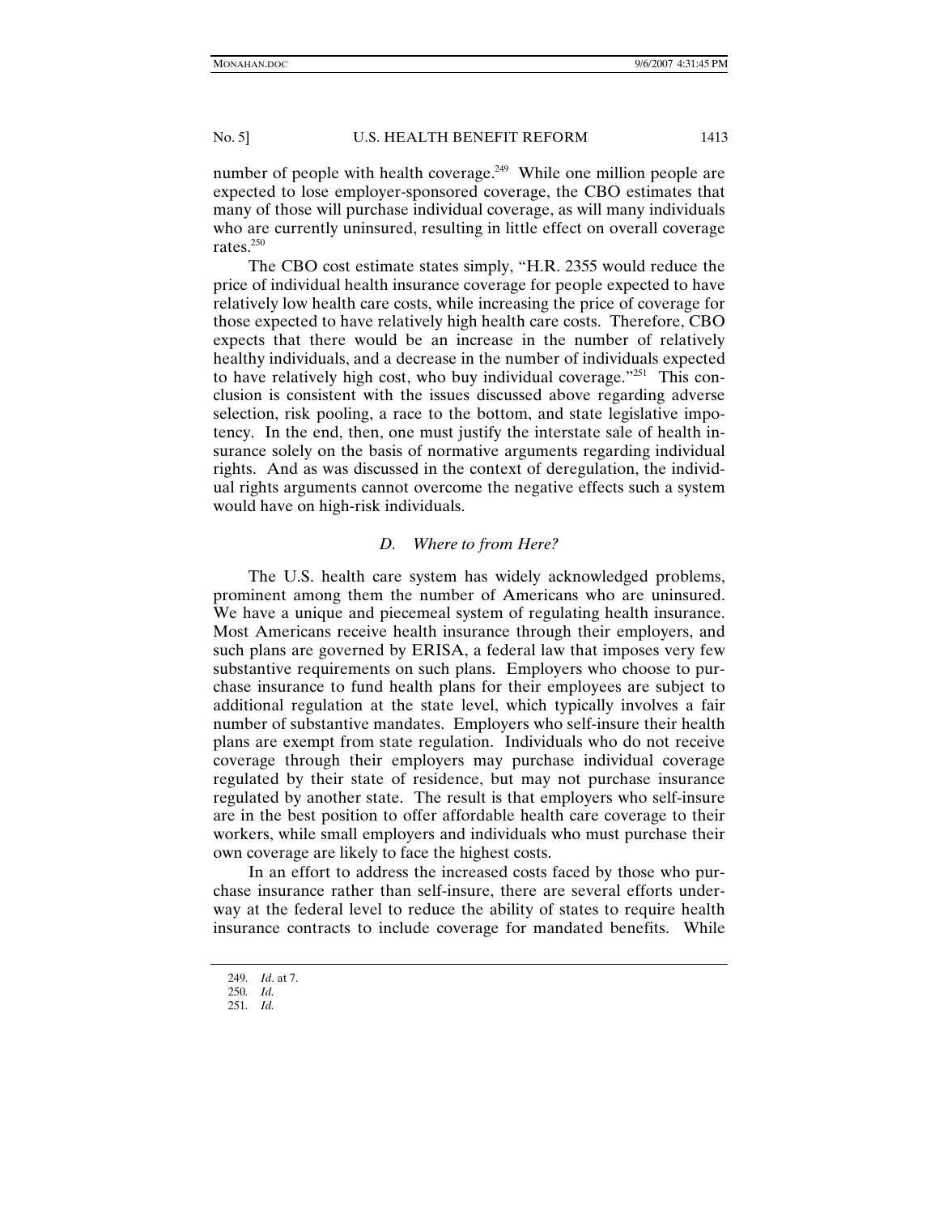number of people with health coverage.[249] While one million people are expected to lose employer-sponsored coverage, the CBO estimates that many of those will purchase individual coverage, as will many individuals who are currently uninsured, resulting in little effect on overall coverage rates.[250]

The CBO cost estimate states simply, "H.R. 2355 would reduce the price of individual health insurance coverage for people expected to have relatively low health care costs, while increasing the price of coverage for those expected to have relatively high health care costs. Therefore, CBO expects that there would be an increase in the number of relatively healthy individuals, and a decrease in the number of individuals expected to have relatively high cost, who buy individual coverage."[251] This conclusion is consistent with the issues discussed above regarding adverse selection, risk pooling, a race to the bottom, and state legislative impotency. In the end, then, one must justify the interstate sale of health insurance solely on the basis of normative arguments regarding individual rights. And as was discussed in the context of deregulation, the individual rights arguments cannot overcome the negative effects such a system would have on high-risk individuals.

### *D. Where to from Here?*

The U.S. health care system has widely acknowledged problems, prominent among them the number of Americans who are uninsured. We have a unique and piecemeal system of regulating health insurance. Most Americans receive health insurance through their employers, and such plans are governed by ERISA, a federal law that imposes very few substantive requirements on such plans. Employers who choose to purchase insurance to fund health plans for their employees are subject to additional regulation at the state level, which typically involves a fair number of substantive mandates. Employers who self-insure their health plans are exempt from state regulation. Individuals who do not receive coverage through their employers may purchase individual coverage regulated by their state of residence, but may not purchase insurance regulated by another state. The result is that employers who self-insure are in the best position to offer affordable health care coverage to their workers, while small employers and individuals who must purchase their own coverage are likely to face the highest costs.

In an effort to address the increased costs faced by those who purchase insurance rather than self-insure, there are several efforts underway at the federal level to reduce the ability of states to require health insurance contracts to include coverage for mandated benefits. While

---

249. *Id*. at 7.

250. *Id.*

251. *Id.*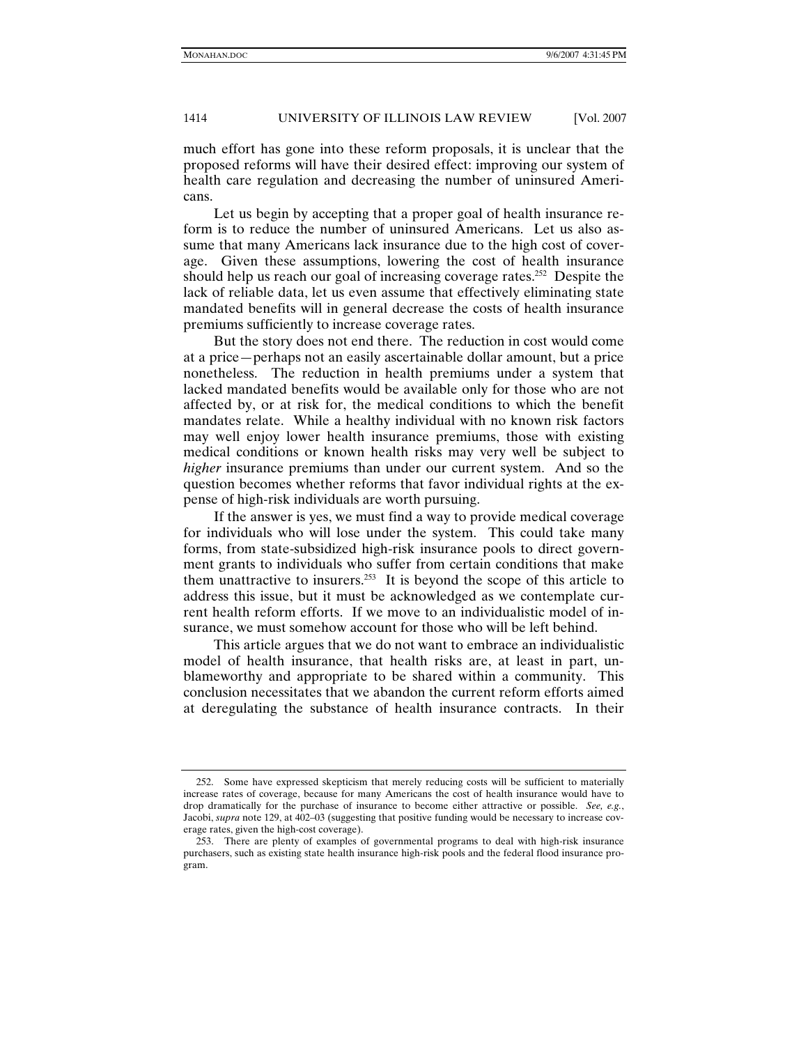much effort has gone into these reform proposals, it is unclear that the proposed reforms will have their desired effect: improving our system of health care regulation and decreasing the number of uninsured Americans.

Let us begin by accepting that a proper goal of health insurance reform is to reduce the number of uninsured Americans. Let us also assume that many Americans lack insurance due to the high cost of coverage. Given these assumptions, lowering the cost of health insurance should help us reach our goal of increasing coverage rates.[252] Despite the lack of reliable data, let us even assume that effectively eliminating state mandated benefits will in general decrease the costs of health insurance premiums sufficiently to increase coverage rates.

But the story does not end there. The reduction in cost would come at a price—perhaps not an easily ascertainable dollar amount, but a price nonetheless. The reduction in health premiums under a system that lacked mandated benefits would be available only for those who are not affected by, or at risk for, the medical conditions to which the benefit mandates relate. While a healthy individual with no known risk factors may well enjoy lower health insurance premiums, those with existing medical conditions or known health risks may very well be subject to *higher* insurance premiums than under our current system. And so the question becomes whether reforms that favor individual rights at the expense of high-risk individuals are worth pursuing.

If the answer is yes, we must find a way to provide medical coverage for individuals who will lose under the system. This could take many forms, from state-subsidized high-risk insurance pools to direct government grants to individuals who suffer from certain conditions that make them unattractive to insurers.[253] It is beyond the scope of this article to address this issue, but it must be acknowledged as we contemplate current health reform efforts. If we move to an individualistic model of insurance, we must somehow account for those who will be left behind.

This article argues that we do not want to embrace an individualistic model of health insurance, that health risks are, at least in part, unblameworthy and appropriate to be shared within a community. This conclusion necessitates that we abandon the current reform efforts aimed at deregulating the substance of health insurance contracts. In their

---

252. Some have expressed skepticism that merely reducing costs will be sufficient to materially increase rates of coverage, because for many Americans the cost of health insurance would have to drop dramatically for the purchase of insurance to become either attractive or possible. *See, e.g.*, Jacobi, *supra* note 129, at 402–03 (suggesting that positive funding would be necessary to increase coverage rates, given the high-cost coverage).

253. There are plenty of examples of governmental programs to deal with high-risk insurance purchasers, such as existing state health insurance high-risk pools and the federal flood insurance program.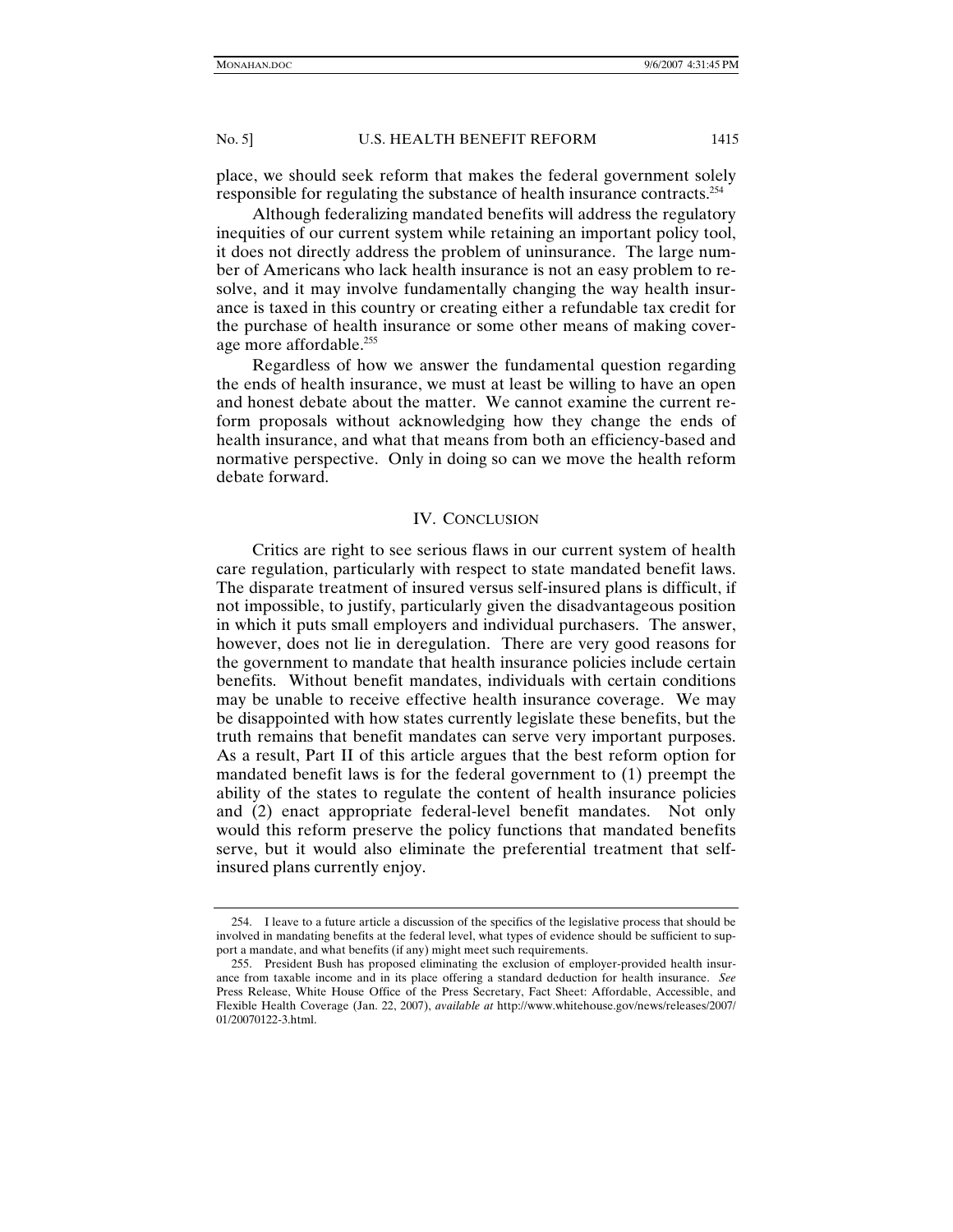place, we should seek reform that makes the federal government solely responsible for regulating the substance of health insurance contracts.[254]

Although federalizing mandated benefits will address the regulatory inequities of our current system while retaining an important policy tool, it does not directly address the problem of uninsurance. The large number of Americans who lack health insurance is not an easy problem to resolve, and it may involve fundamentally changing the way health insurance is taxed in this country or creating either a refundable tax credit for the purchase of health insurance or some other means of making coverage more affordable.[255]

Regardless of how we answer the fundamental question regarding the ends of health insurance, we must at least be willing to have an open and honest debate about the matter. We cannot examine the current reform proposals without acknowledging how they change the ends of health insurance, and what that means from both an efficiency-based and normative perspective. Only in doing so can we move the health reform debate forward.

## IV. CONCLUSION

Critics are right to see serious flaws in our current system of health care regulation, particularly with respect to state mandated benefit laws. The disparate treatment of insured versus self-insured plans is difficult, if not impossible, to justify, particularly given the disadvantageous position in which it puts small employers and individual purchasers. The answer, however, does not lie in deregulation. There are very good reasons for the government to mandate that health insurance policies include certain benefits. Without benefit mandates, individuals with certain conditions may be unable to receive effective health insurance coverage. We may be disappointed with how states currently legislate these benefits, but the truth remains that benefit mandates can serve very important purposes. As a result, Part II of this article argues that the best reform option for mandated benefit laws is for the federal government to (1) preempt the ability of the states to regulate the content of health insurance policies and (2) enact appropriate federal-level benefit mandates. Not only would this reform preserve the policy functions that mandated benefits serve, but it would also eliminate the preferential treatment that self-insured plans currently enjoy.

---

254. I leave to a future article a discussion of the specifics of the legislative process that should be involved in mandating benefits at the federal level, what types of evidence should be sufficient to support a mandate, and what benefits (if any) might meet such requirements.

255. President Bush has proposed eliminating the exclusion of employer-provided health insurance from taxable income and in its place offering a standard deduction for health insurance. *See* Press Release, White House Office of the Press Secretary, Fact Sheet: Affordable, Accessible, and Flexible Health Coverage (Jan. 22, 2007), *available at* http://www.whitehouse.gov/news/releases/2007/01/20070122-3.html.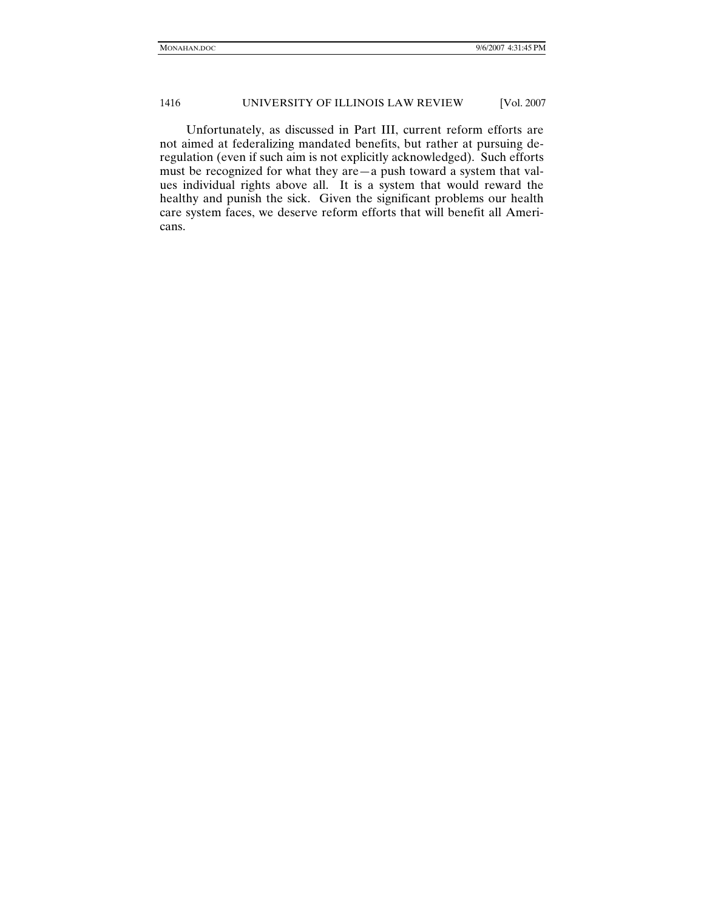Unfortunately, as discussed in Part III, current reform efforts are not aimed at federalizing mandated benefits, but rather at pursuing deregulation (even if such aim is not explicitly acknowledged). Such efforts must be recognized for what they are—a push toward a system that values individual rights above all. It is a system that would reward the healthy and punish the sick. Given the significant problems our health care system faces, we deserve reform efforts that will benefit all Americans.